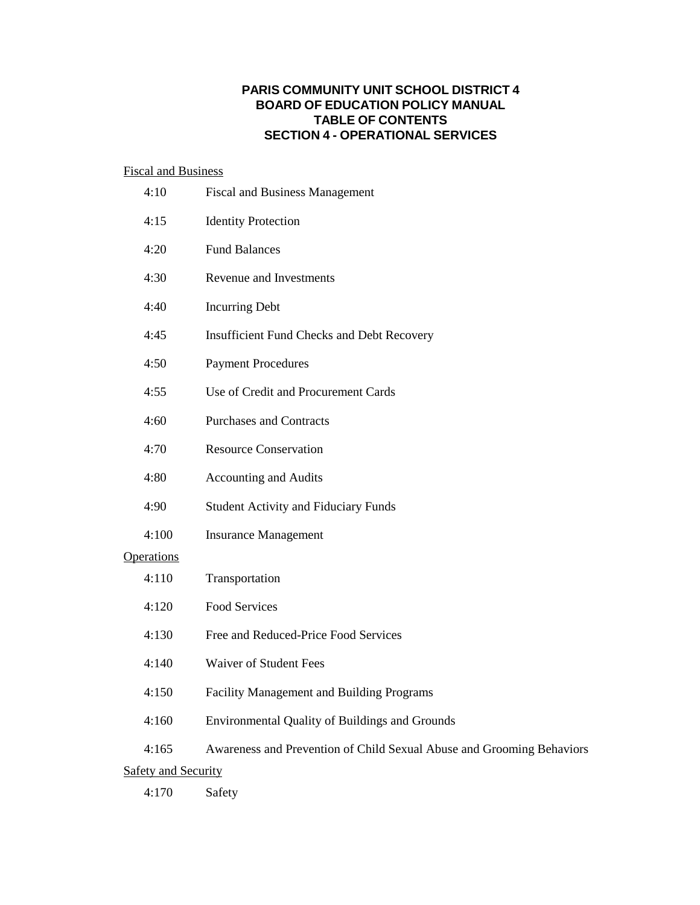# PARIS COMMUNITY UNIT SCHOOL DISTRICT 4
# BOARD OF EDUCATION POLICY MANUAL
# TABLE OF CONTENTS
# SECTION 4 - OPERATIONAL SERVICES

Fiscal and Business

4:10 Fiscal and Business Management

4:15 Identity Protection

4:20 Fund Balances

4:30 Revenue and Investments

4:40 Incurring Debt

4:45 Insufficient Fund Checks and Debt Recovery

4:50 Payment Procedures

4:55 Use of Credit and Procurement Cards

4:60 Purchases and Contracts

4:70 Resource Conservation

4:80 Accounting and Audits

4:90 Student Activity and Fiduciary Funds

4:100 Insurance Management

Operations

4:110 Transportation

4:120 Food Services

4:130 Free and Reduced-Price Food Services

4:140 Waiver of Student Fees

4:150 Facility Management and Building Programs

4:160 Environmental Quality of Buildings and Grounds

4:165 Awareness and Prevention of Child Sexual Abuse and Grooming Behaviors

Safety and Security

4:170 Safety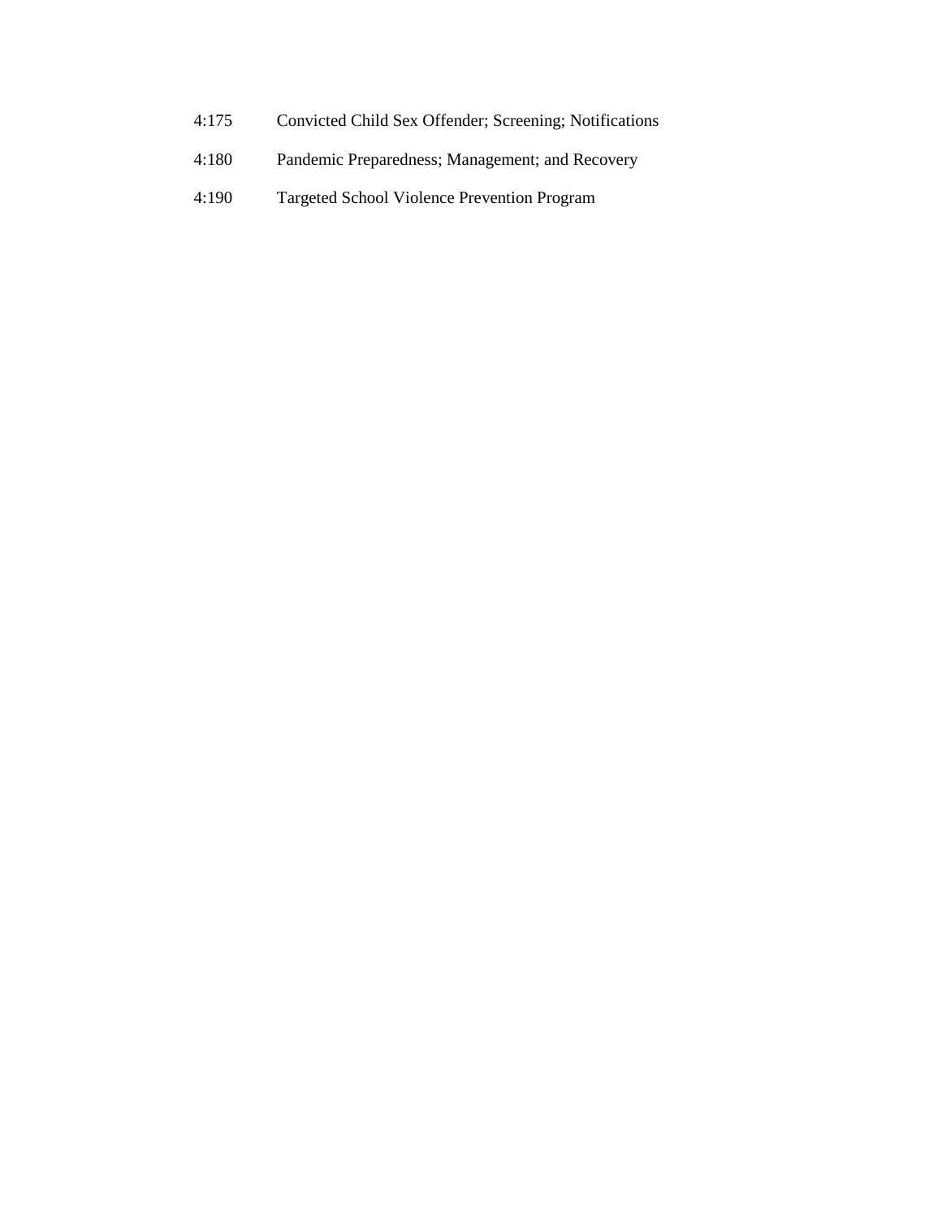| | |
|---|---|
| 4:175 | Convicted Child Sex Offender; Screening; Notifications |
| 4:180 | Pandemic Preparedness; Management; and Recovery |
| 4:190 | Targeted School Violence Prevention Program |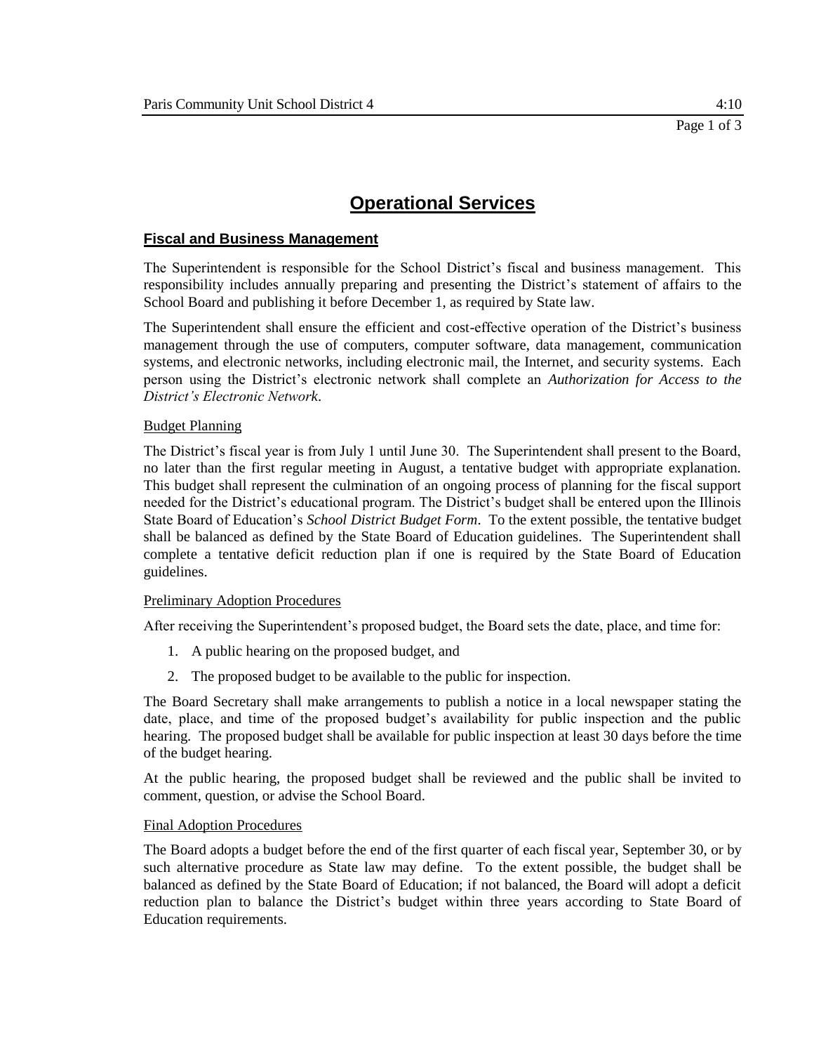# Operational Services

## Fiscal and Business Management

The Superintendent is responsible for the School District's fiscal and business management. This responsibility includes annually preparing and presenting the District's statement of affairs to the School Board and publishing it before December 1, as required by State law.

The Superintendent shall ensure the efficient and cost-effective operation of the District's business management through the use of computers, computer software, data management, communication systems, and electronic networks, including electronic mail, the Internet, and security systems. Each person using the District's electronic network shall complete an *Authorization for Access to the District's Electronic Network*.

### Budget Planning

The District's fiscal year is from July 1 until June 30. The Superintendent shall present to the Board, no later than the first regular meeting in August, a tentative budget with appropriate explanation. This budget shall represent the culmination of an ongoing process of planning for the fiscal support needed for the District's educational program. The District's budget shall be entered upon the Illinois State Board of Education's *School District Budget Form*. To the extent possible, the tentative budget shall be balanced as defined by the State Board of Education guidelines. The Superintendent shall complete a tentative deficit reduction plan if one is required by the State Board of Education guidelines.

### Preliminary Adoption Procedures

After receiving the Superintendent's proposed budget, the Board sets the date, place, and time for:

1. A public hearing on the proposed budget, and
2. The proposed budget to be available to the public for inspection.

The Board Secretary shall make arrangements to publish a notice in a local newspaper stating the date, place, and time of the proposed budget's availability for public inspection and the public hearing. The proposed budget shall be available for public inspection at least 30 days before the time of the budget hearing.

At the public hearing, the proposed budget shall be reviewed and the public shall be invited to comment, question, or advise the School Board.

### Final Adoption Procedures

The Board adopts a budget before the end of the first quarter of each fiscal year, September 30, or by such alternative procedure as State law may define. To the extent possible, the budget shall be balanced as defined by the State Board of Education; if not balanced, the Board will adopt a deficit reduction plan to balance the District's budget within three years according to State Board of Education requirements.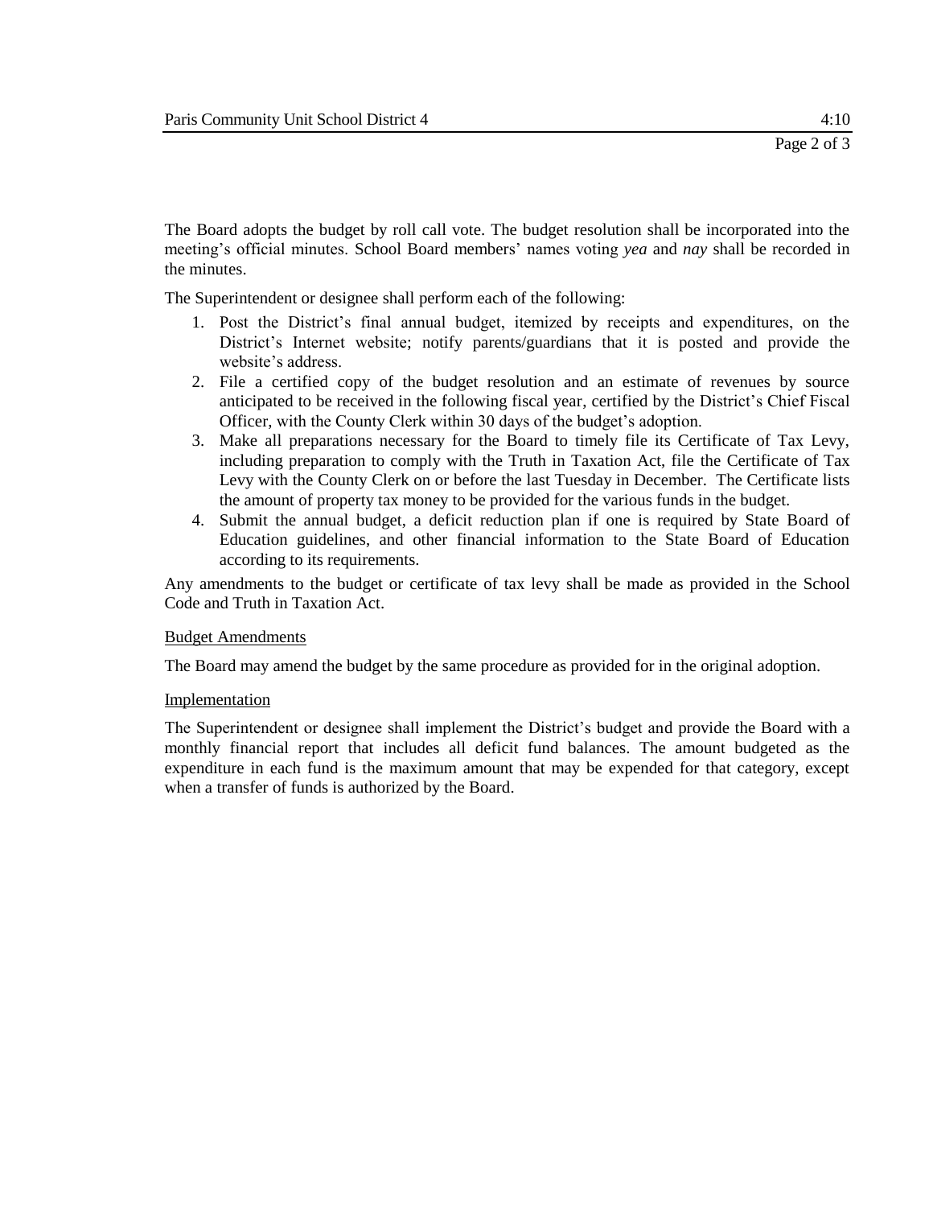The Board adopts the budget by roll call vote. The budget resolution shall be incorporated into the meeting's official minutes. School Board members' names voting *yea* and *nay* shall be recorded in the minutes.

The Superintendent or designee shall perform each of the following:

1. Post the District's final annual budget, itemized by receipts and expenditures, on the District's Internet website; notify parents/guardians that it is posted and provide the website's address.
2. File a certified copy of the budget resolution and an estimate of revenues by source anticipated to be received in the following fiscal year, certified by the District's Chief Fiscal Officer, with the County Clerk within 30 days of the budget's adoption.
3. Make all preparations necessary for the Board to timely file its Certificate of Tax Levy, including preparation to comply with the Truth in Taxation Act, file the Certificate of Tax Levy with the County Clerk on or before the last Tuesday in December. The Certificate lists the amount of property tax money to be provided for the various funds in the budget.
4. Submit the annual budget, a deficit reduction plan if one is required by State Board of Education guidelines, and other financial information to the State Board of Education according to its requirements.

Any amendments to the budget or certificate of tax levy shall be made as provided in the School Code and Truth in Taxation Act.

<u>Budget Amendments</u>

The Board may amend the budget by the same procedure as provided for in the original adoption.

<u>Implementation</u>

The Superintendent or designee shall implement the District's budget and provide the Board with a monthly financial report that includes all deficit fund balances. The amount budgeted as the expenditure in each fund is the maximum amount that may be expended for that category, except when a transfer of funds is authorized by the Board.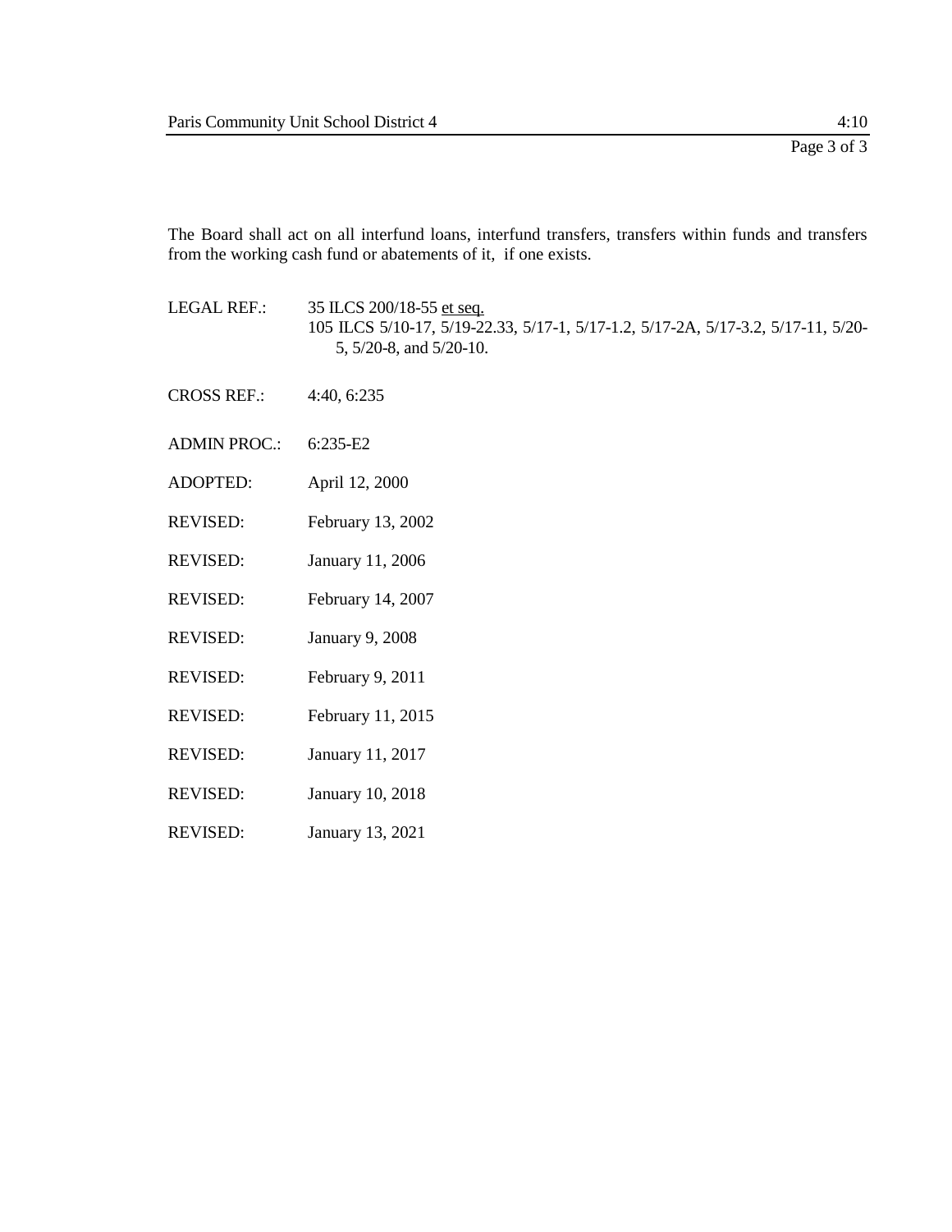The Board shall act on all interfund loans, interfund transfers, transfers within funds and transfers from the working cash fund or abatements of it, if one exists.

LEGAL REF.: 35 ILCS 200/18-55 et seq.
105 ILCS 5/10-17, 5/19-22.33, 5/17-1, 5/17-1.2, 5/17-2A, 5/17-3.2, 5/17-11, 5/20-5, 5/20-8, and 5/20-10.

CROSS REF.: 4:40, 6:235

ADMIN PROC.: 6:235-E2

ADOPTED: April 12, 2000

REVISED: February 13, 2002

REVISED: January 11, 2006

REVISED: February 14, 2007

REVISED: January 9, 2008

REVISED: February 9, 2011

REVISED: February 11, 2015

REVISED: January 11, 2017

REVISED: January 10, 2018

REVISED: January 13, 2021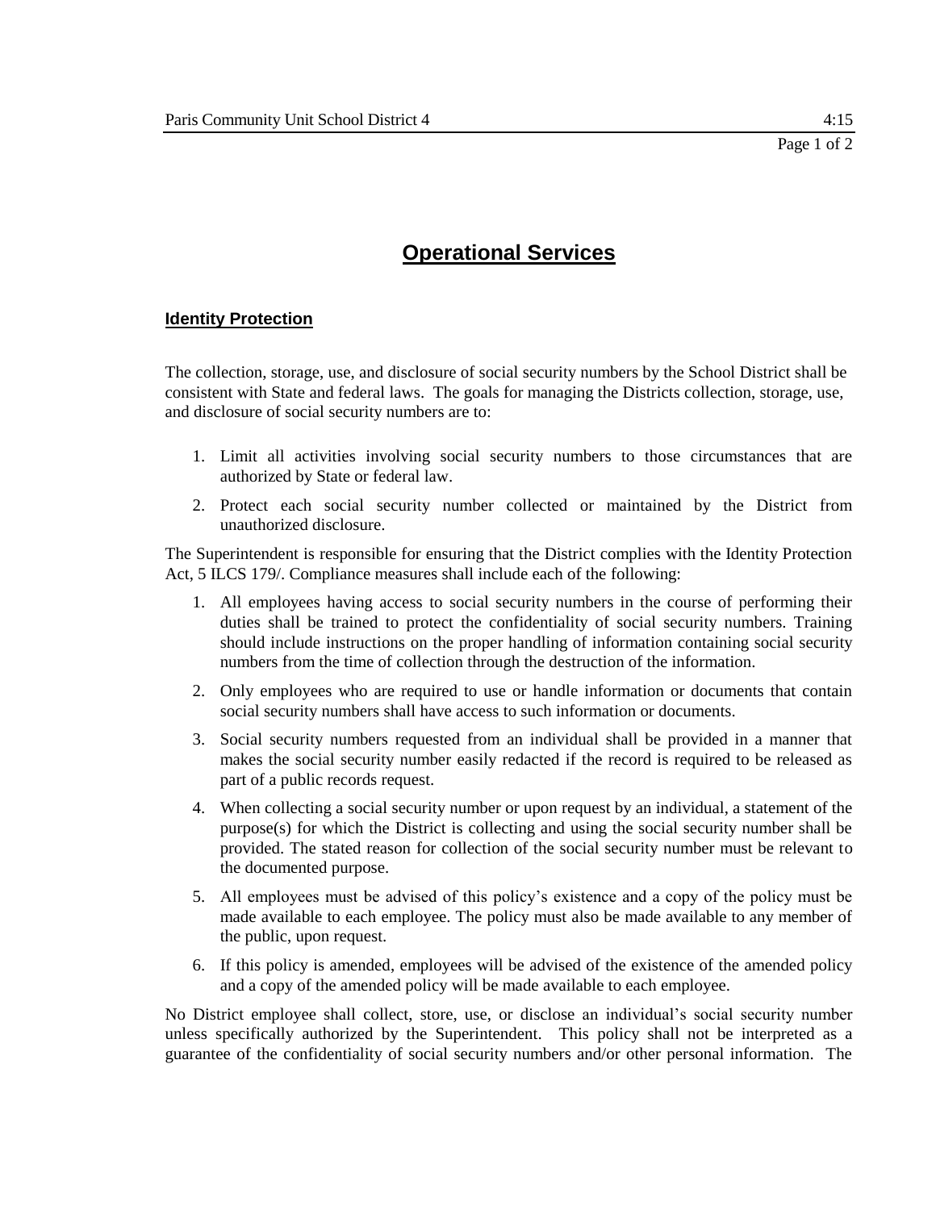# Operational Services

## Identity Protection

The collection, storage, use, and disclosure of social security numbers by the School District shall be consistent with State and federal laws. The goals for managing the Districts collection, storage, use, and disclosure of social security numbers are to:

1. Limit all activities involving social security numbers to those circumstances that are authorized by State or federal law.
2. Protect each social security number collected or maintained by the District from unauthorized disclosure.

The Superintendent is responsible for ensuring that the District complies with the Identity Protection Act, 5 ILCS 179/. Compliance measures shall include each of the following:

1. All employees having access to social security numbers in the course of performing their duties shall be trained to protect the confidentiality of social security numbers. Training should include instructions on the proper handling of information containing social security numbers from the time of collection through the destruction of the information.
2. Only employees who are required to use or handle information or documents that contain social security numbers shall have access to such information or documents.
3. Social security numbers requested from an individual shall be provided in a manner that makes the social security number easily redacted if the record is required to be released as part of a public records request.
4. When collecting a social security number or upon request by an individual, a statement of the purpose(s) for which the District is collecting and using the social security number shall be provided. The stated reason for collection of the social security number must be relevant to the documented purpose.
5. All employees must be advised of this policy's existence and a copy of the policy must be made available to each employee. The policy must also be made available to any member of the public, upon request.
6. If this policy is amended, employees will be advised of the existence of the amended policy and a copy of the amended policy will be made available to each employee.

No District employee shall collect, store, use, or disclose an individual's social security number unless specifically authorized by the Superintendent. This policy shall not be interpreted as a guarantee of the confidentiality of social security numbers and/or other personal information. The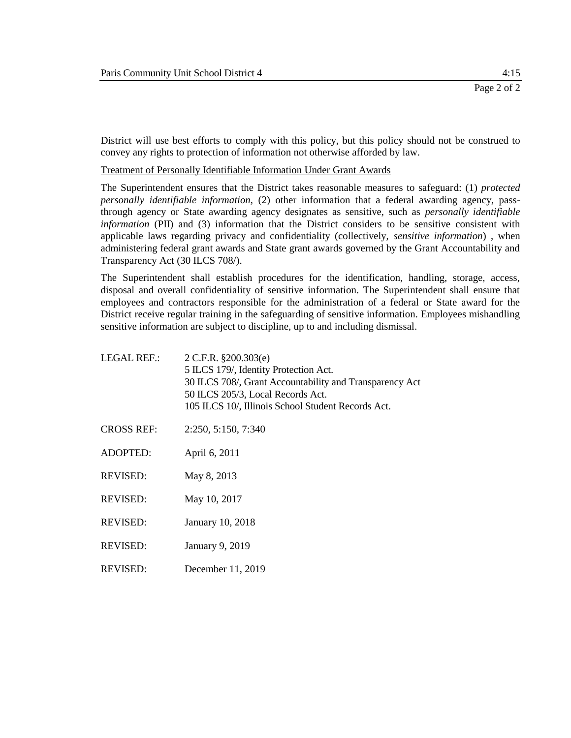District will use best efforts to comply with this policy, but this policy should not be construed to convey any rights to protection of information not otherwise afforded by law.

Treatment of Personally Identifiable Information Under Grant Awards

The Superintendent ensures that the District takes reasonable measures to safeguard: (1) *protected personally identifiable information*, (2) other information that a federal awarding agency, pass-through agency or State awarding agency designates as sensitive, such as *personally identifiable information* (PII) and (3) information that the District considers to be sensitive consistent with applicable laws regarding privacy and confidentiality (collectively, *sensitive information*) , when administering federal grant awards and State grant awards governed by the Grant Accountability and Transparency Act (30 ILCS 708/).

The Superintendent shall establish procedures for the identification, handling, storage, access, disposal and overall confidentiality of sensitive information. The Superintendent shall ensure that employees and contractors responsible for the administration of a federal or State award for the District receive regular training in the safeguarding of sensitive information. Employees mishandling sensitive information are subject to discipline, up to and including dismissal.

LEGAL REF.: 2 C.F.R. §200.303(e)
5 ILCS 179/, Identity Protection Act.
30 ILCS 708/, Grant Accountability and Transparency Act
50 ILCS 205/3, Local Records Act.
105 ILCS 10/, Illinois School Student Records Act.

CROSS REF: 2:250, 5:150, 7:340

ADOPTED: April 6, 2011

REVISED: May 8, 2013

REVISED: May 10, 2017

REVISED: January 10, 2018

REVISED: January 9, 2019

REVISED: December 11, 2019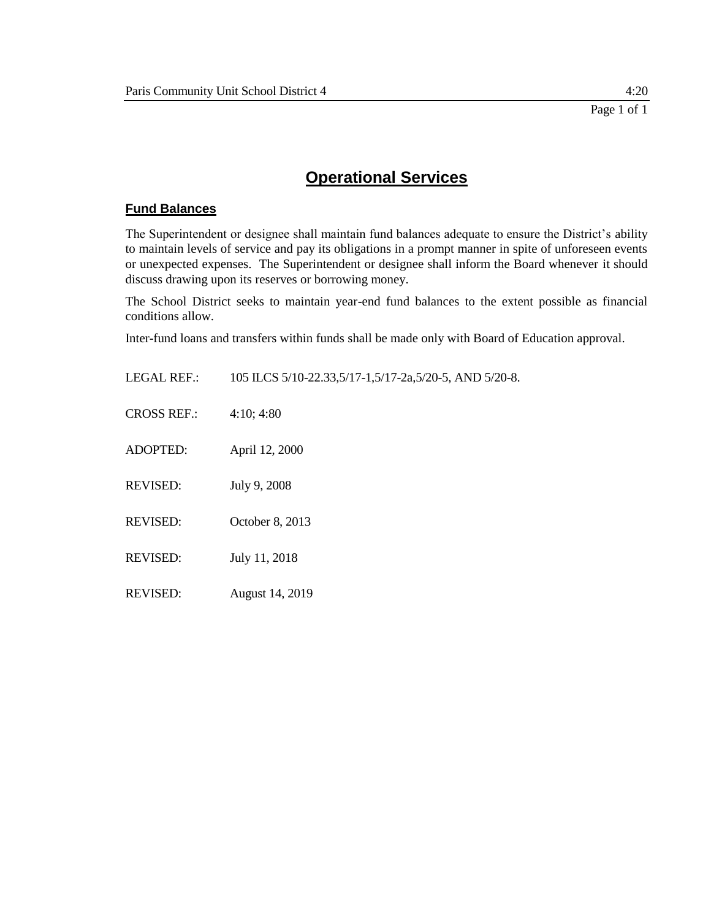# Operational Services

## Fund Balances

The Superintendent or designee shall maintain fund balances adequate to ensure the District's ability to maintain levels of service and pay its obligations in a prompt manner in spite of unforeseen events or unexpected expenses. The Superintendent or designee shall inform the Board whenever it should discuss drawing upon its reserves or borrowing money.

The School District seeks to maintain year-end fund balances to the extent possible as financial conditions allow.

Inter-fund loans and transfers within funds shall be made only with Board of Education approval.

LEGAL REF.: 105 ILCS 5/10-22.33,5/17-1,5/17-2a,5/20-5, AND 5/20-8.

CROSS REF.: 4:10; 4:80

ADOPTED: April 12, 2000

REVISED: July 9, 2008

REVISED: October 8, 2013

REVISED: July 11, 2018

REVISED: August 14, 2019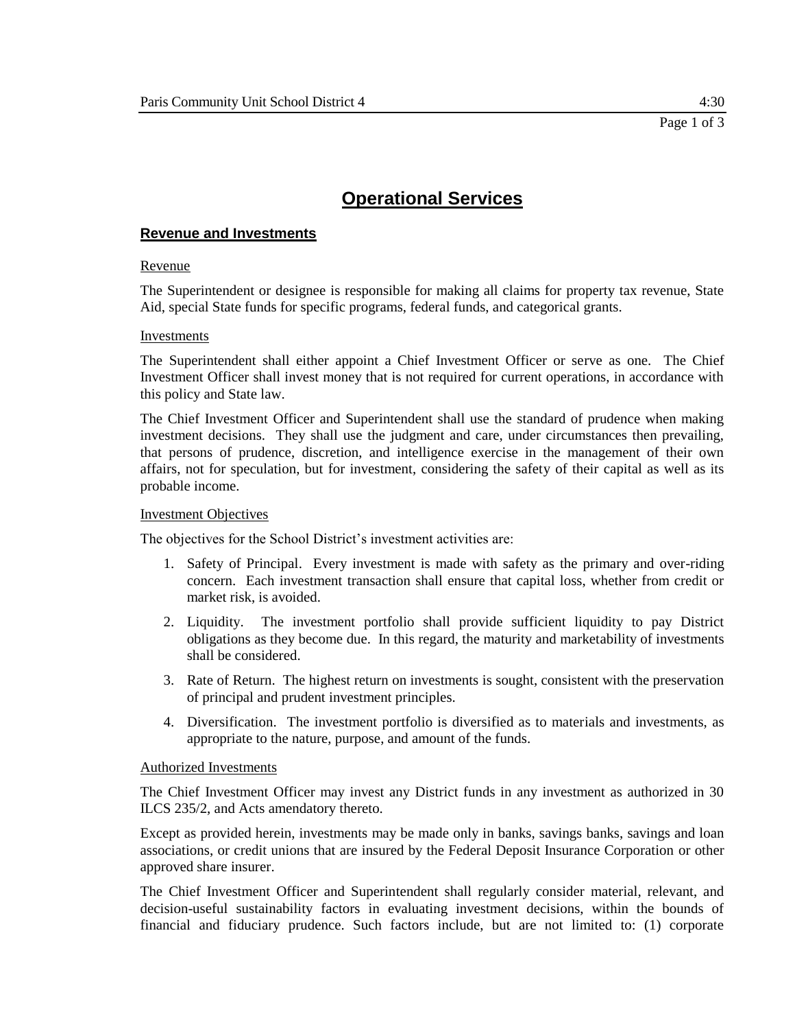# Operational Services

## Revenue and Investments

Revenue

The Superintendent or designee is responsible for making all claims for property tax revenue, State Aid, special State funds for specific programs, federal funds, and categorical grants.

Investments

The Superintendent shall either appoint a Chief Investment Officer or serve as one. The Chief Investment Officer shall invest money that is not required for current operations, in accordance with this policy and State law.

The Chief Investment Officer and Superintendent shall use the standard of prudence when making investment decisions. They shall use the judgment and care, under circumstances then prevailing, that persons of prudence, discretion, and intelligence exercise in the management of their own affairs, not for speculation, but for investment, considering the safety of their capital as well as its probable income.

Investment Objectives

The objectives for the School District's investment activities are:

1. Safety of Principal. Every investment is made with safety as the primary and over-riding concern. Each investment transaction shall ensure that capital loss, whether from credit or market risk, is avoided.
2. Liquidity. The investment portfolio shall provide sufficient liquidity to pay District obligations as they become due. In this regard, the maturity and marketability of investments shall be considered.
3. Rate of Return. The highest return on investments is sought, consistent with the preservation of principal and prudent investment principles.
4. Diversification. The investment portfolio is diversified as to materials and investments, as appropriate to the nature, purpose, and amount of the funds.

Authorized Investments

The Chief Investment Officer may invest any District funds in any investment as authorized in 30 ILCS 235/2, and Acts amendatory thereto.

Except as provided herein, investments may be made only in banks, savings banks, savings and loan associations, or credit unions that are insured by the Federal Deposit Insurance Corporation or other approved share insurer.

The Chief Investment Officer and Superintendent shall regularly consider material, relevant, and decision-useful sustainability factors in evaluating investment decisions, within the bounds of financial and fiduciary prudence. Such factors include, but are not limited to: (1) corporate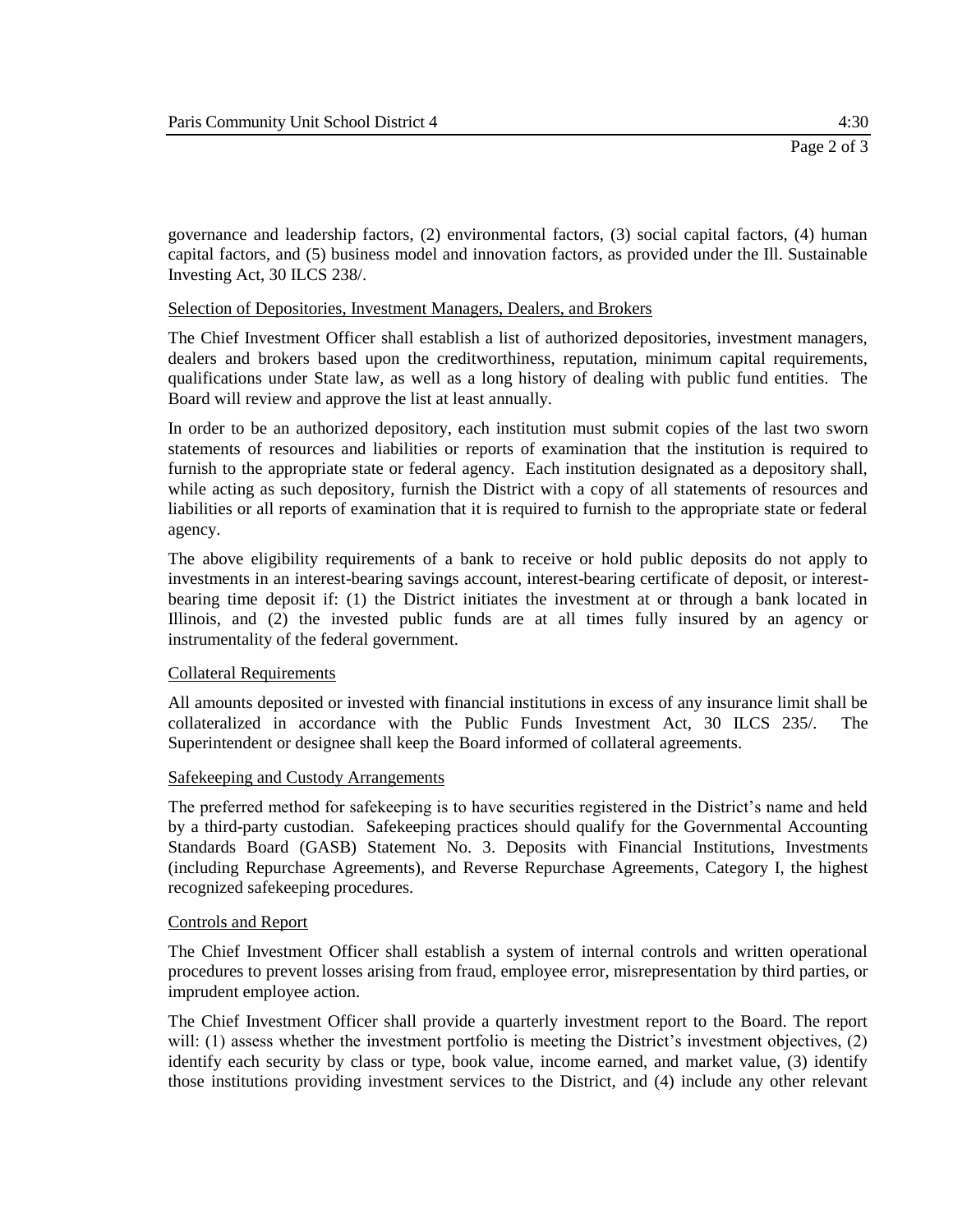governance and leadership factors, (2) environmental factors, (3) social capital factors, (4) human capital factors, and (5) business model and innovation factors, as provided under the Ill. Sustainable Investing Act, 30 ILCS 238/.

Selection of Depositories, Investment Managers, Dealers, and Brokers

The Chief Investment Officer shall establish a list of authorized depositories, investment managers, dealers and brokers based upon the creditworthiness, reputation, minimum capital requirements, qualifications under State law, as well as a long history of dealing with public fund entities. The Board will review and approve the list at least annually.

In order to be an authorized depository, each institution must submit copies of the last two sworn statements of resources and liabilities or reports of examination that the institution is required to furnish to the appropriate state or federal agency. Each institution designated as a depository shall, while acting as such depository, furnish the District with a copy of all statements of resources and liabilities or all reports of examination that it is required to furnish to the appropriate state or federal agency.

The above eligibility requirements of a bank to receive or hold public deposits do not apply to investments in an interest-bearing savings account, interest-bearing certificate of deposit, or interest-bearing time deposit if: (1) the District initiates the investment at or through a bank located in Illinois, and (2) the invested public funds are at all times fully insured by an agency or instrumentality of the federal government.

Collateral Requirements

All amounts deposited or invested with financial institutions in excess of any insurance limit shall be collateralized in accordance with the Public Funds Investment Act, 30 ILCS 235/. The Superintendent or designee shall keep the Board informed of collateral agreements.

Safekeeping and Custody Arrangements

The preferred method for safekeeping is to have securities registered in the District's name and held by a third-party custodian. Safekeeping practices should qualify for the Governmental Accounting Standards Board (GASB) Statement No. 3. Deposits with Financial Institutions, Investments (including Repurchase Agreements), and Reverse Repurchase Agreements, Category I, the highest recognized safekeeping procedures.

Controls and Report

The Chief Investment Officer shall establish a system of internal controls and written operational procedures to prevent losses arising from fraud, employee error, misrepresentation by third parties, or imprudent employee action.

The Chief Investment Officer shall provide a quarterly investment report to the Board. The report will: (1) assess whether the investment portfolio is meeting the District's investment objectives, (2) identify each security by class or type, book value, income earned, and market value, (3) identify those institutions providing investment services to the District, and (4) include any other relevant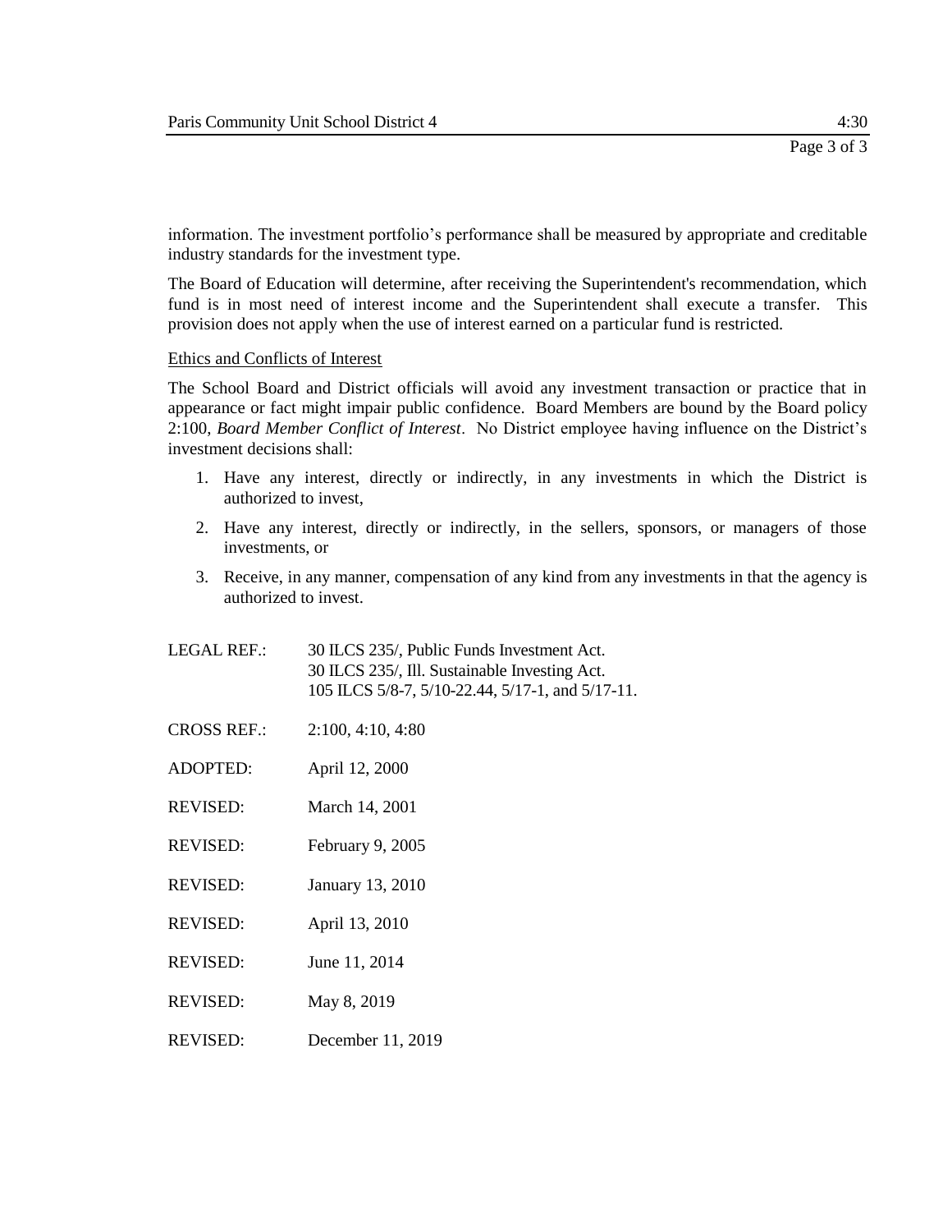information. The investment portfolio's performance shall be measured by appropriate and creditable industry standards for the investment type.

The Board of Education will determine, after receiving the Superintendent's recommendation, which fund is in most need of interest income and the Superintendent shall execute a transfer. This provision does not apply when the use of interest earned on a particular fund is restricted.

Ethics and Conflicts of Interest

The School Board and District officials will avoid any investment transaction or practice that in appearance or fact might impair public confidence. Board Members are bound by the Board policy 2:100, *Board Member Conflict of Interest*. No District employee having influence on the District's investment decisions shall:

1. Have any interest, directly or indirectly, in any investments in which the District is authorized to invest,
2. Have any interest, directly or indirectly, in the sellers, sponsors, or managers of those investments, or
3. Receive, in any manner, compensation of any kind from any investments in that the agency is authorized to invest.

LEGAL REF.: 30 ILCS 235/, Public Funds Investment Act.
30 ILCS 235/, Ill. Sustainable Investing Act.
105 ILCS 5/8-7, 5/10-22.44, 5/17-1, and 5/17-11.

CROSS REF.: 2:100, 4:10, 4:80

ADOPTED: April 12, 2000

REVISED: March 14, 2001

REVISED: February 9, 2005

REVISED: January 13, 2010

REVISED: April 13, 2010

REVISED: June 11, 2014

REVISED: May 8, 2019

REVISED: December 11, 2019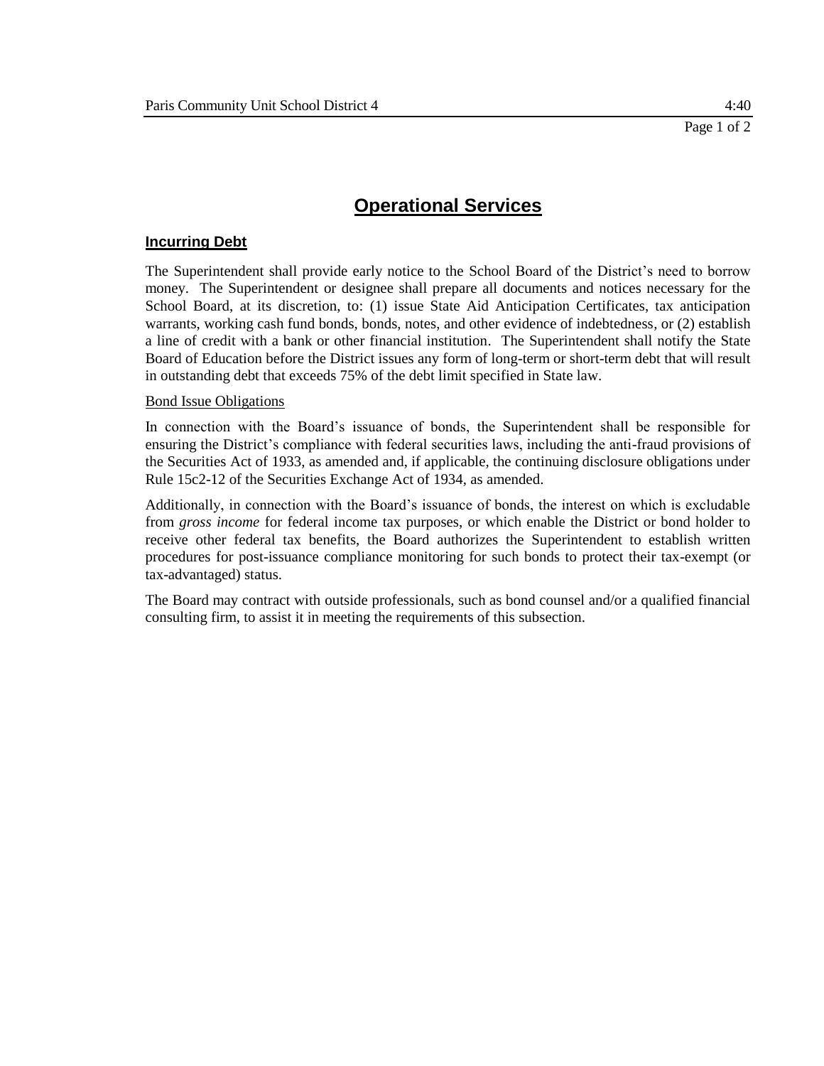# Operational Services

## Incurring Debt

The Superintendent shall provide early notice to the School Board of the District's need to borrow money. The Superintendent or designee shall prepare all documents and notices necessary for the School Board, at its discretion, to: (1) issue State Aid Anticipation Certificates, tax anticipation warrants, working cash fund bonds, bonds, notes, and other evidence of indebtedness, or (2) establish a line of credit with a bank or other financial institution. The Superintendent shall notify the State Board of Education before the District issues any form of long-term or short-term debt that will result in outstanding debt that exceeds 75% of the debt limit specified in State law.

### Bond Issue Obligations

In connection with the Board's issuance of bonds, the Superintendent shall be responsible for ensuring the District's compliance with federal securities laws, including the anti-fraud provisions of the Securities Act of 1933, as amended and, if applicable, the continuing disclosure obligations under Rule 15c2-12 of the Securities Exchange Act of 1934, as amended.

Additionally, in connection with the Board's issuance of bonds, the interest on which is excludable from *gross income* for federal income tax purposes, or which enable the District or bond holder to receive other federal tax benefits, the Board authorizes the Superintendent to establish written procedures for post-issuance compliance monitoring for such bonds to protect their tax-exempt (or tax-advantaged) status.

The Board may contract with outside professionals, such as bond counsel and/or a qualified financial consulting firm, to assist it in meeting the requirements of this subsection.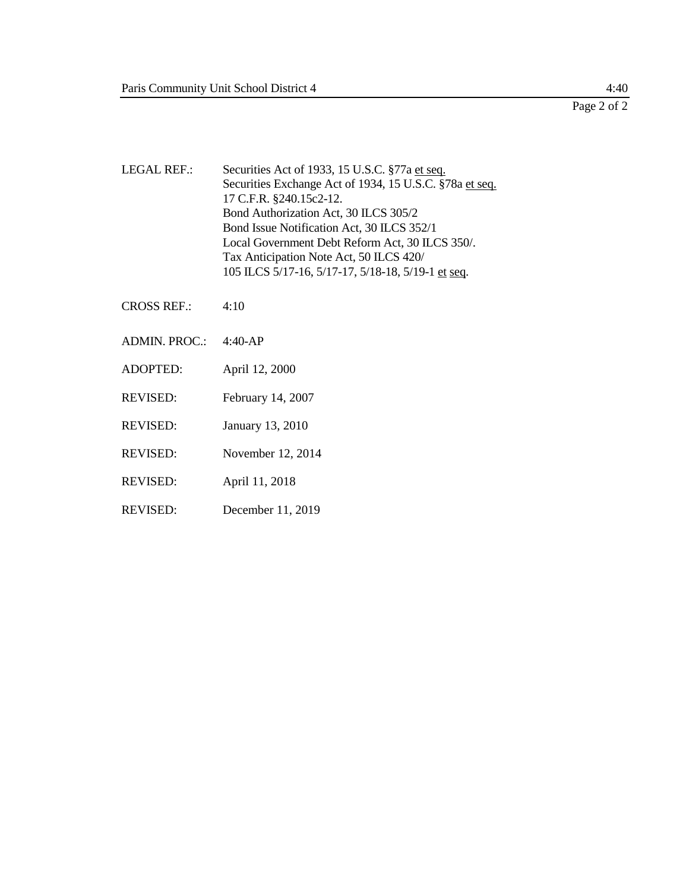LEGAL REF.: Securities Act of 1933, 15 U.S.C. §77a et seq.
Securities Exchange Act of 1934, 15 U.S.C. §78a et seq.
17 C.F.R. §240.15c2-12.
Bond Authorization Act, 30 ILCS 305/2
Bond Issue Notification Act, 30 ILCS 352/1
Local Government Debt Reform Act, 30 ILCS 350/.
Tax Anticipation Note Act, 50 ILCS 420/
105 ILCS 5/17-16, 5/17-17, 5/18-18, 5/19-1 et seq.

CROSS REF.: 4:10

ADMIN. PROC.: 4:40-AP

ADOPTED: April 12, 2000

REVISED: February 14, 2007

REVISED: January 13, 2010

REVISED: November 12, 2014

REVISED: April 11, 2018

REVISED: December 11, 2019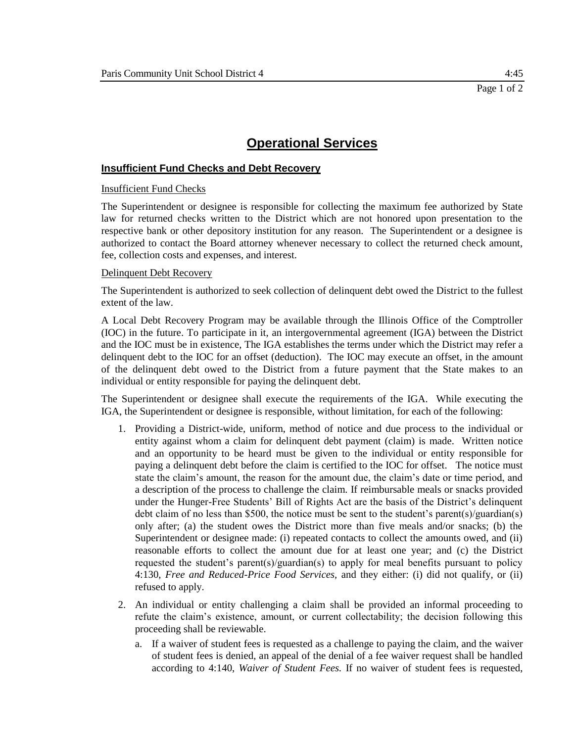# Operational Services

## Insufficient Fund Checks and Debt Recovery

Insufficient Fund Checks

The Superintendent or designee is responsible for collecting the maximum fee authorized by State law for returned checks written to the District which are not honored upon presentation to the respective bank or other depository institution for any reason. The Superintendent or a designee is authorized to contact the Board attorney whenever necessary to collect the returned check amount, fee, collection costs and expenses, and interest.

Delinquent Debt Recovery

The Superintendent is authorized to seek collection of delinquent debt owed the District to the fullest extent of the law.

A Local Debt Recovery Program may be available through the Illinois Office of the Comptroller (IOC) in the future. To participate in it, an intergovernmental agreement (IGA) between the District and the IOC must be in existence, The IGA establishes the terms under which the District may refer a delinquent debt to the IOC for an offset (deduction). The IOC may execute an offset, in the amount of the delinquent debt owed to the District from a future payment that the State makes to an individual or entity responsible for paying the delinquent debt.

The Superintendent or designee shall execute the requirements of the IGA. While executing the IGA, the Superintendent or designee is responsible, without limitation, for each of the following:

1. Providing a District-wide, uniform, method of notice and due process to the individual or entity against whom a claim for delinquent debt payment (claim) is made. Written notice and an opportunity to be heard must be given to the individual or entity responsible for paying a delinquent debt before the claim is certified to the IOC for offset. The notice must state the claim's amount, the reason for the amount due, the claim's date or time period, and a description of the process to challenge the claim. If reimbursable meals or snacks provided under the Hunger-Free Students' Bill of Rights Act are the basis of the District's delinquent debt claim of no less than $500, the notice must be sent to the student's parent(s)/guardian(s) only after; (a) the student owes the District more than five meals and/or snacks; (b) the Superintendent or designee made: (i) repeated contacts to collect the amounts owed, and (ii) reasonable efforts to collect the amount due for at least one year; and (c) the District requested the student's parent(s)/guardian(s) to apply for meal benefits pursuant to policy 4:130, *Free and Reduced-Price Food Services,* and they either: (i) did not qualify, or (ii) refused to apply.

2. An individual or entity challenging a claim shall be provided an informal proceeding to refute the claim's existence, amount, or current collectability; the decision following this proceeding shall be reviewable.

   a. If a waiver of student fees is requested as a challenge to paying the claim, and the waiver of student fees is denied, an appeal of the denial of a fee waiver request shall be handled according to 4:140, *Waiver of Student Fees.* If no waiver of student fees is requested,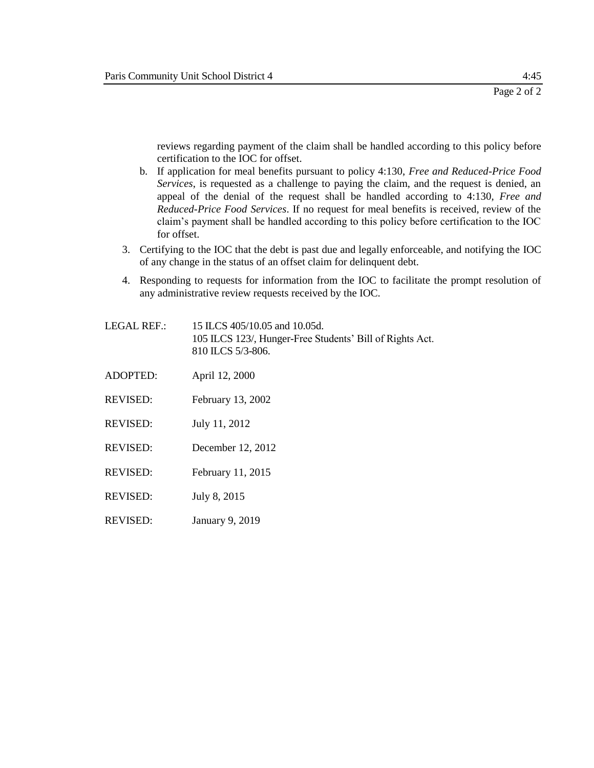reviews regarding payment of the claim shall be handled according to this policy before certification to the IOC for offset.

   b. If application for meal benefits pursuant to policy 4:130, *Free and Reduced-Price Food Services*, is requested as a challenge to paying the claim, and the request is denied, an appeal of the denial of the request shall be handled according to 4:130, *Free and Reduced-Price Food Services*. If no request for meal benefits is received, review of the claim's payment shall be handled according to this policy before certification to the IOC for offset.

3. Certifying to the IOC that the debt is past due and legally enforceable, and notifying the IOC of any change in the status of an offset claim for delinquent debt.

4. Responding to requests for information from the IOC to facilitate the prompt resolution of any administrative review requests received by the IOC.

LEGAL REF.: 15 ILCS 405/10.05 and 10.05d.
105 ILCS 123/, Hunger-Free Students' Bill of Rights Act.
810 ILCS 5/3-806.

ADOPTED: April 12, 2000

REVISED: February 13, 2002

REVISED: July 11, 2012

REVISED: December 12, 2012

REVISED: February 11, 2015

REVISED: July 8, 2015

REVISED: January 9, 2019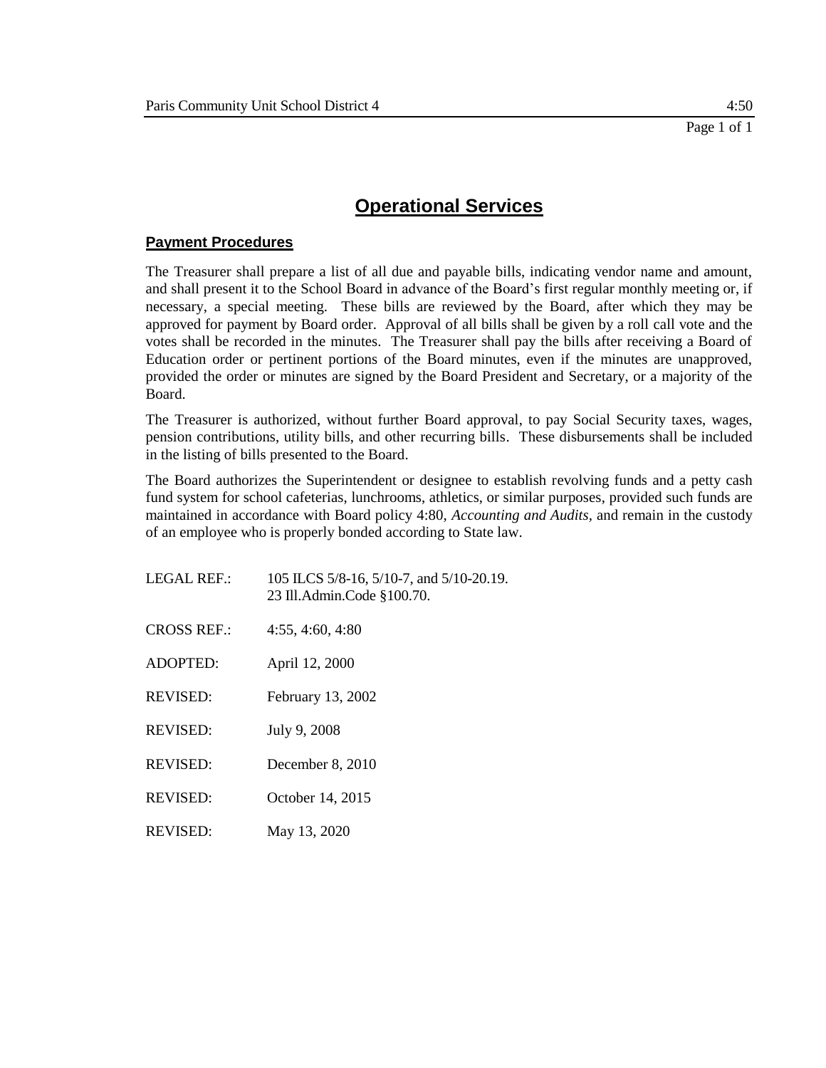# Operational Services

## Payment Procedures

The Treasurer shall prepare a list of all due and payable bills, indicating vendor name and amount, and shall present it to the School Board in advance of the Board's first regular monthly meeting or, if necessary, a special meeting. These bills are reviewed by the Board, after which they may be approved for payment by Board order. Approval of all bills shall be given by a roll call vote and the votes shall be recorded in the minutes. The Treasurer shall pay the bills after receiving a Board of Education order or pertinent portions of the Board minutes, even if the minutes are unapproved, provided the order or minutes are signed by the Board President and Secretary, or a majority of the Board.

The Treasurer is authorized, without further Board approval, to pay Social Security taxes, wages, pension contributions, utility bills, and other recurring bills. These disbursements shall be included in the listing of bills presented to the Board.

The Board authorizes the Superintendent or designee to establish revolving funds and a petty cash fund system for school cafeterias, lunchrooms, athletics, or similar purposes, provided such funds are maintained in accordance with Board policy 4:80, *Accounting and Audits,* and remain in the custody of an employee who is properly bonded according to State law.

LEGAL REF.: 105 ILCS 5/8-16, 5/10-7, and 5/10-20.19.
23 Ill.Admin.Code §100.70.

CROSS REF.: 4:55, 4:60, 4:80

ADOPTED: April 12, 2000

REVISED: February 13, 2002

REVISED: July 9, 2008

REVISED: December 8, 2010

REVISED: October 14, 2015

REVISED: May 13, 2020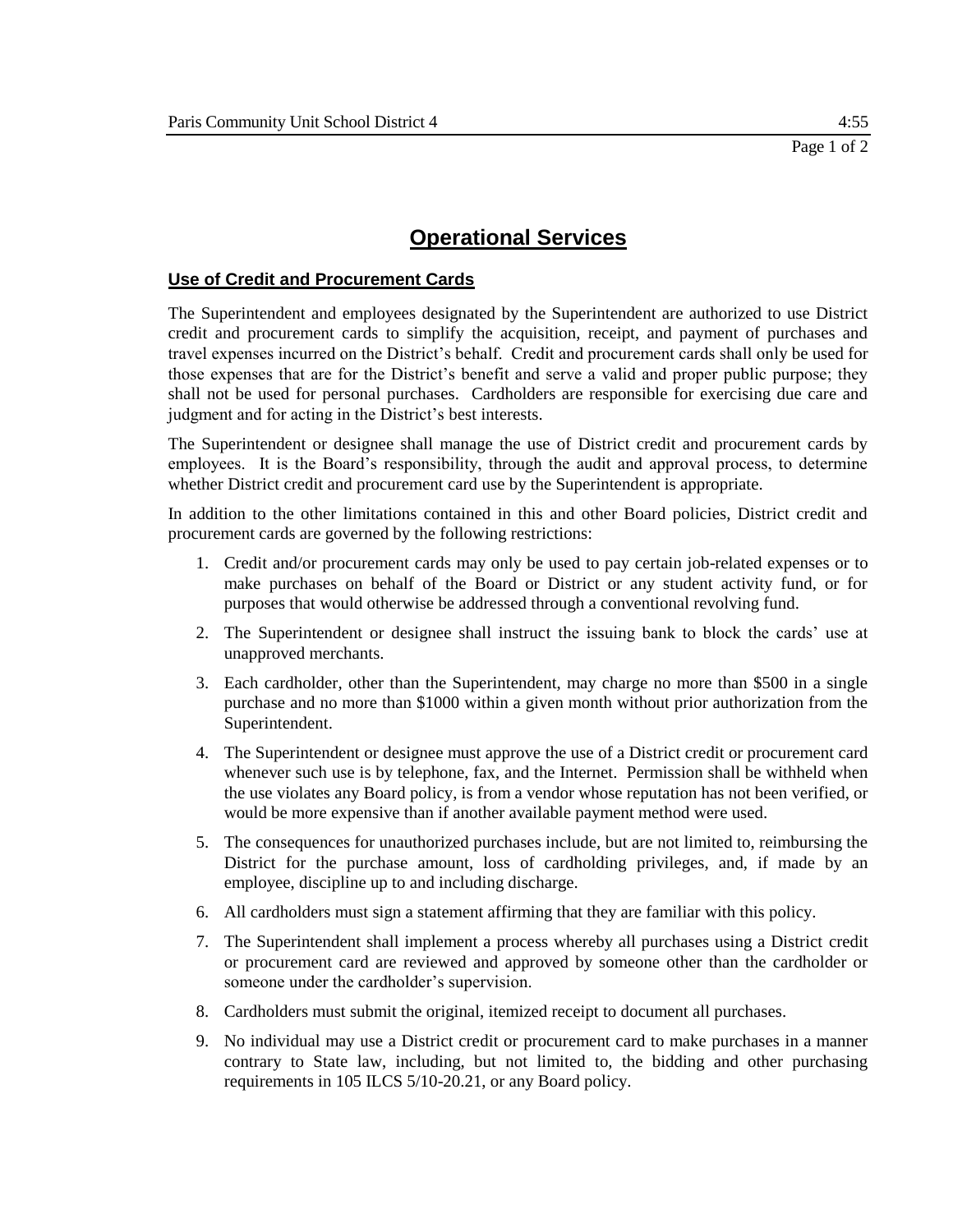# Operational Services

## Use of Credit and Procurement Cards

The Superintendent and employees designated by the Superintendent are authorized to use District credit and procurement cards to simplify the acquisition, receipt, and payment of purchases and travel expenses incurred on the District's behalf. Credit and procurement cards shall only be used for those expenses that are for the District's benefit and serve a valid and proper public purpose; they shall not be used for personal purchases. Cardholders are responsible for exercising due care and judgment and for acting in the District's best interests.

The Superintendent or designee shall manage the use of District credit and procurement cards by employees. It is the Board's responsibility, through the audit and approval process, to determine whether District credit and procurement card use by the Superintendent is appropriate.

In addition to the other limitations contained in this and other Board policies, District credit and procurement cards are governed by the following restrictions:

1. Credit and/or procurement cards may only be used to pay certain job-related expenses or to make purchases on behalf of the Board or District or any student activity fund, or for purposes that would otherwise be addressed through a conventional revolving fund.
2. The Superintendent or designee shall instruct the issuing bank to block the cards' use at unapproved merchants.
3. Each cardholder, other than the Superintendent, may charge no more than $500 in a single purchase and no more than $1000 within a given month without prior authorization from the Superintendent.
4. The Superintendent or designee must approve the use of a District credit or procurement card whenever such use is by telephone, fax, and the Internet. Permission shall be withheld when the use violates any Board policy, is from a vendor whose reputation has not been verified, or would be more expensive than if another available payment method were used.
5. The consequences for unauthorized purchases include, but are not limited to, reimbursing the District for the purchase amount, loss of cardholding privileges, and, if made by an employee, discipline up to and including discharge.
6. All cardholders must sign a statement affirming that they are familiar with this policy.
7. The Superintendent shall implement a process whereby all purchases using a District credit or procurement card are reviewed and approved by someone other than the cardholder or someone under the cardholder's supervision.
8. Cardholders must submit the original, itemized receipt to document all purchases.
9. No individual may use a District credit or procurement card to make purchases in a manner contrary to State law, including, but not limited to, the bidding and other purchasing requirements in 105 ILCS 5/10-20.21, or any Board policy.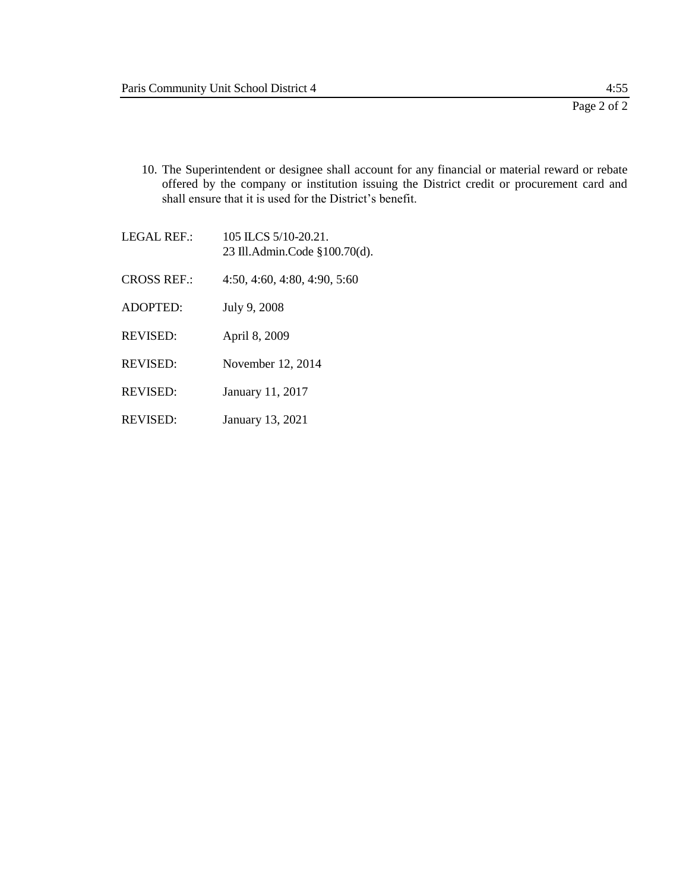10. The Superintendent or designee shall account for any financial or material reward or rebate offered by the company or institution issuing the District credit or procurement card and shall ensure that it is used for the District's benefit.

LEGAL REF.: 105 ILCS 5/10-20.21.
23 Ill.Admin.Code §100.70(d).

CROSS REF.: 4:50, 4:60, 4:80, 4:90, 5:60

ADOPTED: July 9, 2008

REVISED: April 8, 2009

REVISED: November 12, 2014

REVISED: January 11, 2017

REVISED: January 13, 2021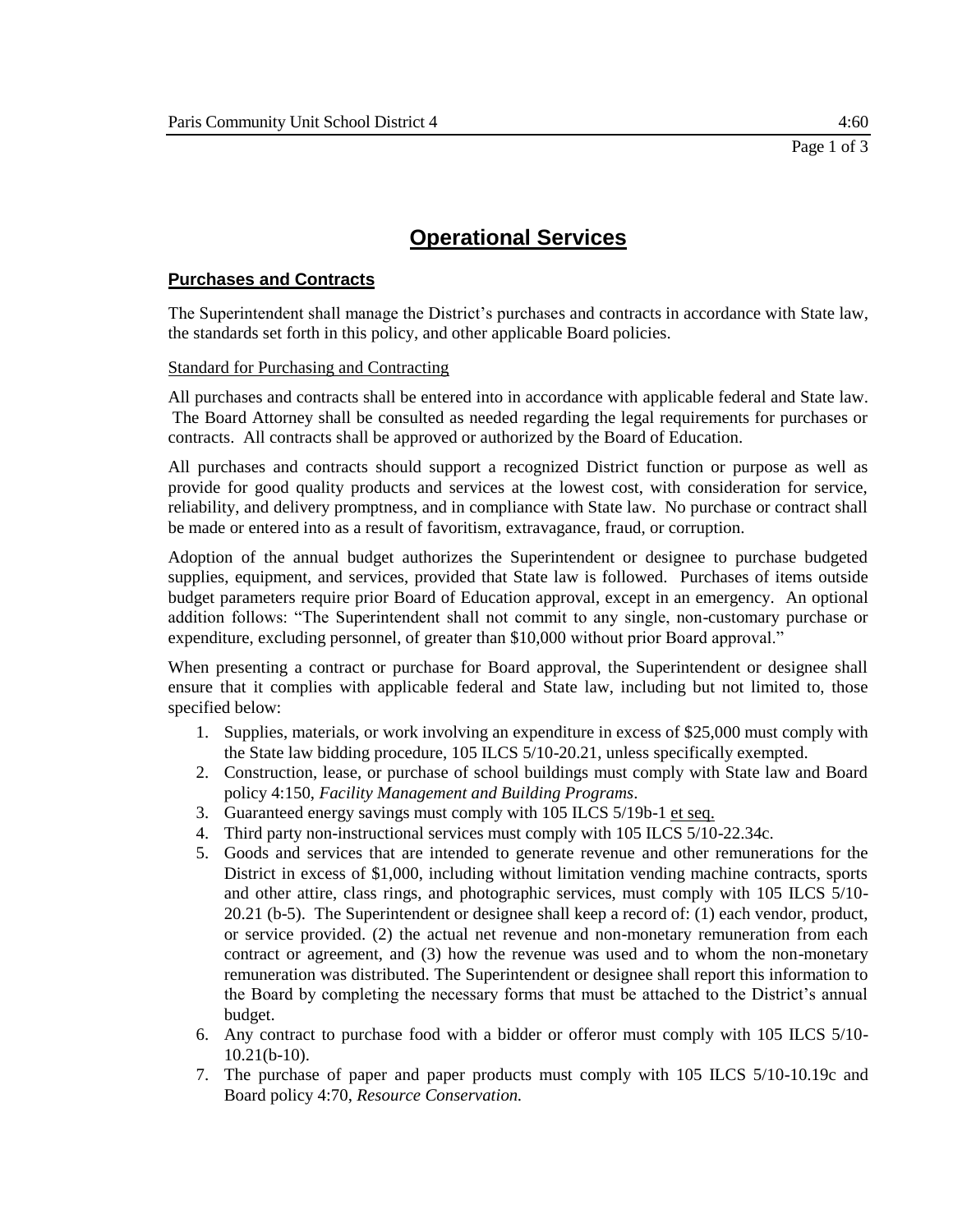# Operational Services

## Purchases and Contracts

The Superintendent shall manage the District's purchases and contracts in accordance with State law, the standards set forth in this policy, and other applicable Board policies.

### Standard for Purchasing and Contracting

All purchases and contracts shall be entered into in accordance with applicable federal and State law. The Board Attorney shall be consulted as needed regarding the legal requirements for purchases or contracts. All contracts shall be approved or authorized by the Board of Education.

All purchases and contracts should support a recognized District function or purpose as well as provide for good quality products and services at the lowest cost, with consideration for service, reliability, and delivery promptness, and in compliance with State law. No purchase or contract shall be made or entered into as a result of favoritism, extravagance, fraud, or corruption.

Adoption of the annual budget authorizes the Superintendent or designee to purchase budgeted supplies, equipment, and services, provided that State law is followed. Purchases of items outside budget parameters require prior Board of Education approval, except in an emergency. An optional addition follows: "The Superintendent shall not commit to any single, non-customary purchase or expenditure, excluding personnel, of greater than $10,000 without prior Board approval."

When presenting a contract or purchase for Board approval, the Superintendent or designee shall ensure that it complies with applicable federal and State law, including but not limited to, those specified below:

1. Supplies, materials, or work involving an expenditure in excess of $25,000 must comply with the State law bidding procedure, 105 ILCS 5/10-20.21, unless specifically exempted.
2. Construction, lease, or purchase of school buildings must comply with State law and Board policy 4:150, *Facility Management and Building Programs*.
3. Guaranteed energy savings must comply with 105 ILCS 5/19b-1 et seq.
4. Third party non-instructional services must comply with 105 ILCS 5/10-22.34c.
5. Goods and services that are intended to generate revenue and other remunerations for the District in excess of $1,000, including without limitation vending machine contracts, sports and other attire, class rings, and photographic services, must comply with 105 ILCS 5/10-20.21 (b-5). The Superintendent or designee shall keep a record of: (1) each vendor, product, or service provided. (2) the actual net revenue and non-monetary remuneration from each contract or agreement, and (3) how the revenue was used and to whom the non-monetary remuneration was distributed. The Superintendent or designee shall report this information to the Board by completing the necessary forms that must be attached to the District's annual budget.
6. Any contract to purchase food with a bidder or offeror must comply with 105 ILCS 5/10-10.21(b-10).
7. The purchase of paper and paper products must comply with 105 ILCS 5/10-10.19c and Board policy 4:70, *Resource Conservation.*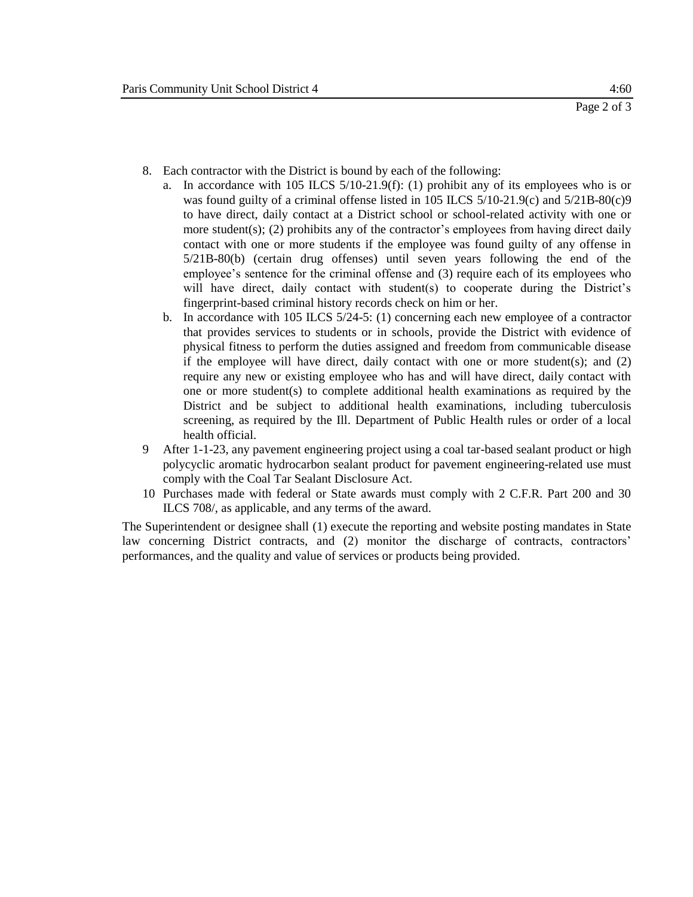8. Each contractor with the District is bound by each of the following:
   a. In accordance with 105 ILCS 5/10-21.9(f): (1) prohibit any of its employees who is or was found guilty of a criminal offense listed in 105 ILCS 5/10-21.9(c) and 5/21B-80(c)9 to have direct, daily contact at a District school or school-related activity with one or more student(s); (2) prohibits any of the contractor's employees from having direct daily contact with one or more students if the employee was found guilty of any offense in 5/21B-80(b) (certain drug offenses) until seven years following the end of the employee's sentence for the criminal offense and (3) require each of its employees who will have direct, daily contact with student(s) to cooperate during the District's fingerprint-based criminal history records check on him or her.
   b. In accordance with 105 ILCS 5/24-5: (1) concerning each new employee of a contractor that provides services to students or in schools, provide the District with evidence of physical fitness to perform the duties assigned and freedom from communicable disease if the employee will have direct, daily contact with one or more student(s); and (2) require any new or existing employee who has and will have direct, daily contact with one or more student(s) to complete additional health examinations as required by the District and be subject to additional health examinations, including tuberculosis screening, as required by the Ill. Department of Public Health rules or order of a local health official.
9 After 1-1-23, any pavement engineering project using a coal tar-based sealant product or high polycyclic aromatic hydrocarbon sealant product for pavement engineering-related use must comply with the Coal Tar Sealant Disclosure Act.
10 Purchases made with federal or State awards must comply with 2 C.F.R. Part 200 and 30 ILCS 708/, as applicable, and any terms of the award.

The Superintendent or designee shall (1) execute the reporting and website posting mandates in State law concerning District contracts, and (2) monitor the discharge of contracts, contractors' performances, and the quality and value of services or products being provided.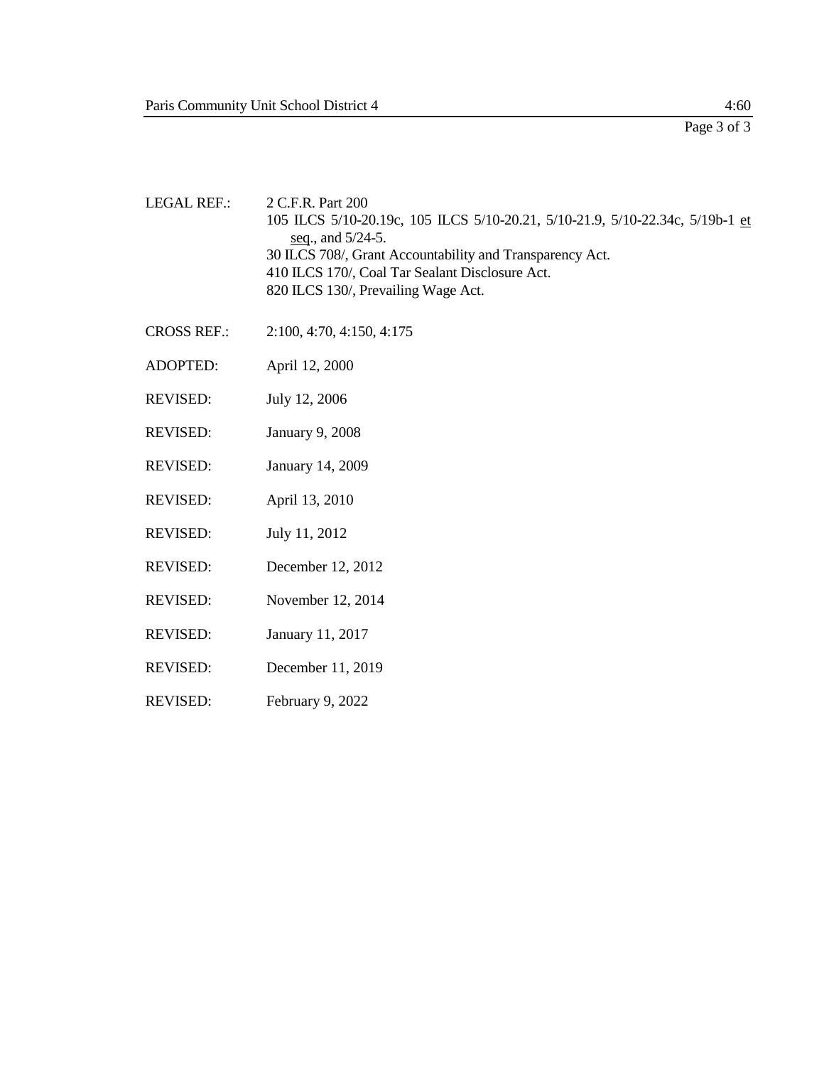LEGAL REF.: 2 C.F.R. Part 200
105 ILCS 5/10-20.19c, 105 ILCS 5/10-20.21, 5/10-21.9, 5/10-22.34c, 5/19b-1 et seq., and 5/24-5.
30 ILCS 708/, Grant Accountability and Transparency Act.
410 ILCS 170/, Coal Tar Sealant Disclosure Act.
820 ILCS 130/, Prevailing Wage Act.

CROSS REF.: 2:100, 4:70, 4:150, 4:175

ADOPTED: April 12, 2000

REVISED: July 12, 2006

REVISED: January 9, 2008

REVISED: January 14, 2009

REVISED: April 13, 2010

REVISED: July 11, 2012

REVISED: December 12, 2012

REVISED: November 12, 2014

REVISED: January 11, 2017

REVISED: December 11, 2019

REVISED: February 9, 2022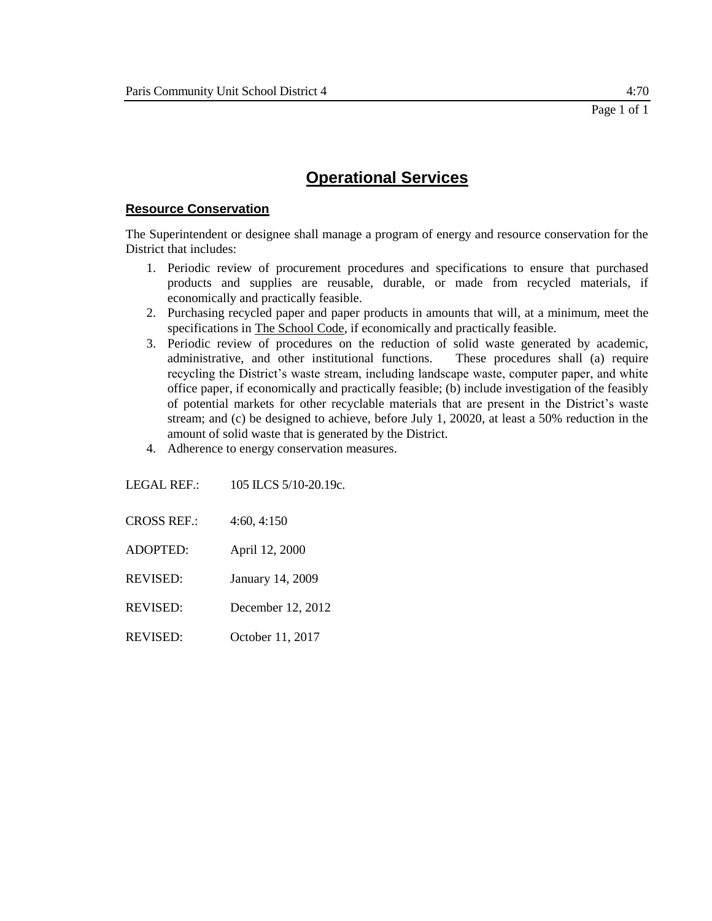# Operational Services

## Resource Conservation

The Superintendent or designee shall manage a program of energy and resource conservation for the District that includes:

1. Periodic review of procurement procedures and specifications to ensure that purchased products and supplies are reusable, durable, or made from recycled materials, if economically and practically feasible.
2. Purchasing recycled paper and paper products in amounts that will, at a minimum, meet the specifications in The School Code, if economically and practically feasible.
3. Periodic review of procedures on the reduction of solid waste generated by academic, administrative, and other institutional functions. These procedures shall (a) require recycling the District's waste stream, including landscape waste, computer paper, and white office paper, if economically and practically feasible; (b) include investigation of the feasibly of potential markets for other recyclable materials that are present in the District's waste stream; and (c) be designed to achieve, before July 1, 20020, at least a 50% reduction in the amount of solid waste that is generated by the District.
4. Adherence to energy conservation measures.

LEGAL REF.: 105 ILCS 5/10-20.19c.

CROSS REF.: 4:60, 4:150

ADOPTED: April 12, 2000

REVISED: January 14, 2009

REVISED: December 12, 2012

REVISED: October 11, 2017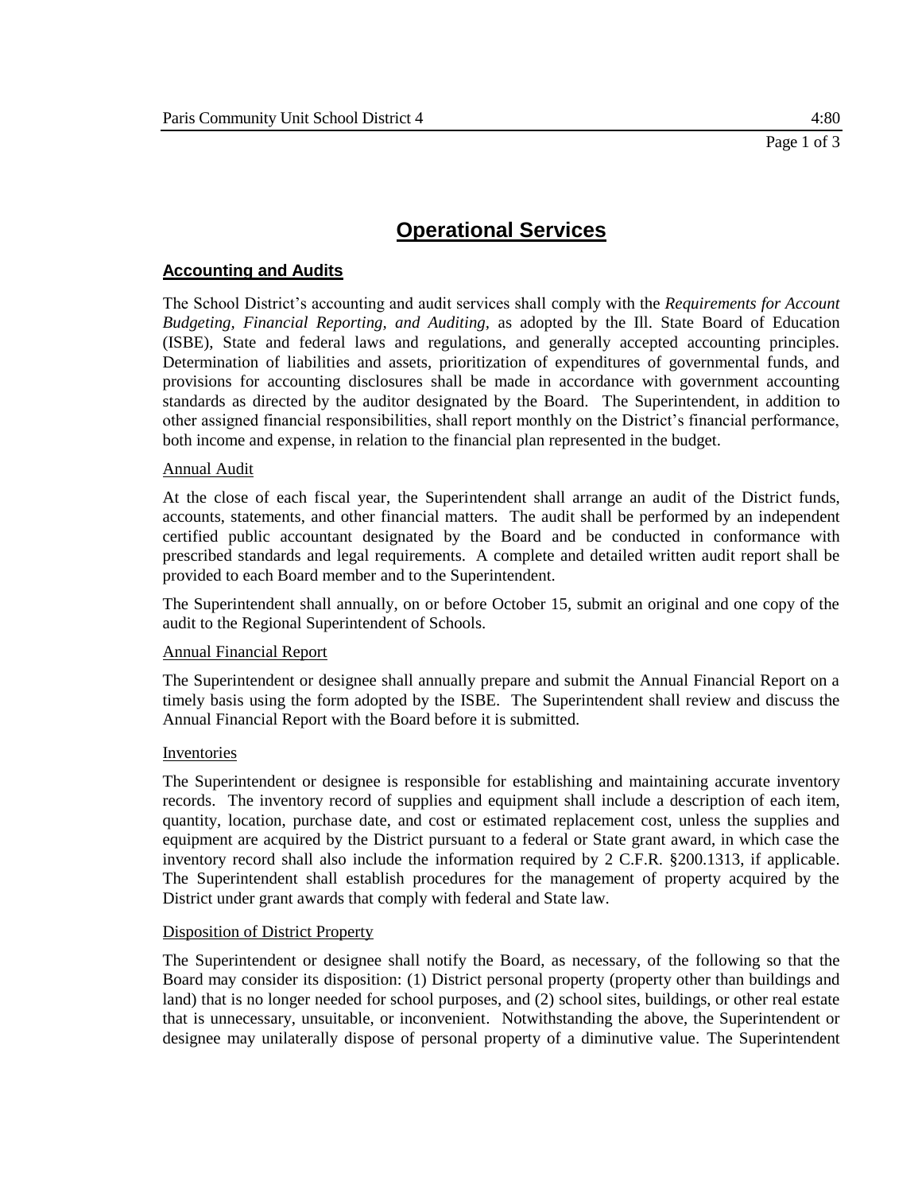# Operational Services

## Accounting and Audits

The School District's accounting and audit services shall comply with the *Requirements for Account Budgeting, Financial Reporting, and Auditing*, as adopted by the Ill. State Board of Education (ISBE), State and federal laws and regulations, and generally accepted accounting principles. Determination of liabilities and assets, prioritization of expenditures of governmental funds, and provisions for accounting disclosures shall be made in accordance with government accounting standards as directed by the auditor designated by the Board. The Superintendent, in addition to other assigned financial responsibilities, shall report monthly on the District's financial performance, both income and expense, in relation to the financial plan represented in the budget.

### Annual Audit

At the close of each fiscal year, the Superintendent shall arrange an audit of the District funds, accounts, statements, and other financial matters. The audit shall be performed by an independent certified public accountant designated by the Board and be conducted in conformance with prescribed standards and legal requirements. A complete and detailed written audit report shall be provided to each Board member and to the Superintendent.

The Superintendent shall annually, on or before October 15, submit an original and one copy of the audit to the Regional Superintendent of Schools.

### Annual Financial Report

The Superintendent or designee shall annually prepare and submit the Annual Financial Report on a timely basis using the form adopted by the ISBE. The Superintendent shall review and discuss the Annual Financial Report with the Board before it is submitted.

### Inventories

The Superintendent or designee is responsible for establishing and maintaining accurate inventory records. The inventory record of supplies and equipment shall include a description of each item, quantity, location, purchase date, and cost or estimated replacement cost, unless the supplies and equipment are acquired by the District pursuant to a federal or State grant award, in which case the inventory record shall also include the information required by 2 C.F.R. §200.1313, if applicable. The Superintendent shall establish procedures for the management of property acquired by the District under grant awards that comply with federal and State law.

### Disposition of District Property

The Superintendent or designee shall notify the Board, as necessary, of the following so that the Board may consider its disposition: (1) District personal property (property other than buildings and land) that is no longer needed for school purposes, and (2) school sites, buildings, or other real estate that is unnecessary, unsuitable, or inconvenient. Notwithstanding the above, the Superintendent or designee may unilaterally dispose of personal property of a diminutive value. The Superintendent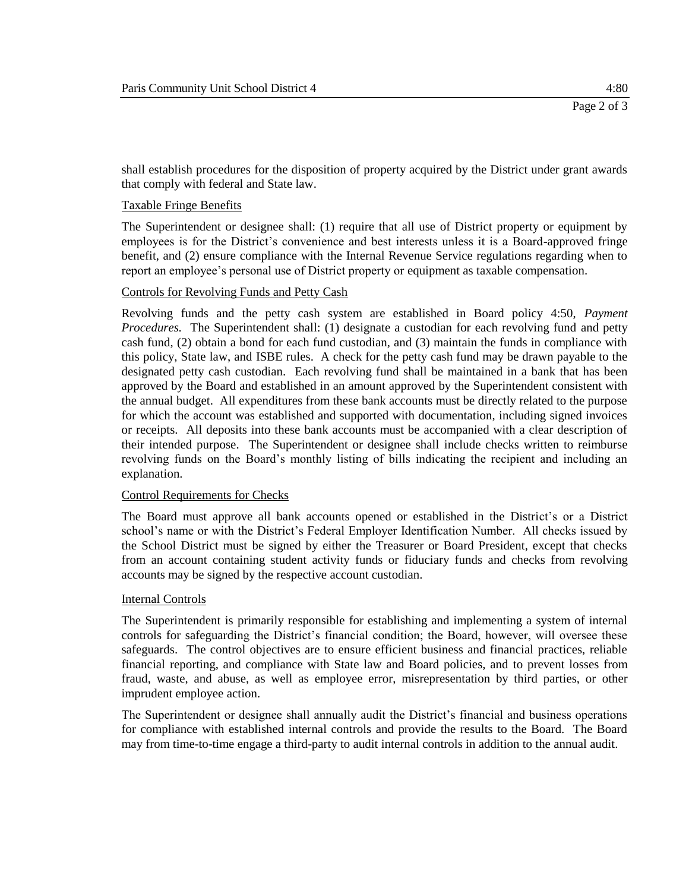shall establish procedures for the disposition of property acquired by the District under grant awards that comply with federal and State law.

## Taxable Fringe Benefits

The Superintendent or designee shall: (1) require that all use of District property or equipment by employees is for the District's convenience and best interests unless it is a Board-approved fringe benefit, and (2) ensure compliance with the Internal Revenue Service regulations regarding when to report an employee's personal use of District property or equipment as taxable compensation.

## Controls for Revolving Funds and Petty Cash

Revolving funds and the petty cash system are established in Board policy 4:50, *Payment Procedures.* The Superintendent shall: (1) designate a custodian for each revolving fund and petty cash fund, (2) obtain a bond for each fund custodian, and (3) maintain the funds in compliance with this policy, State law, and ISBE rules. A check for the petty cash fund may be drawn payable to the designated petty cash custodian. Each revolving fund shall be maintained in a bank that has been approved by the Board and established in an amount approved by the Superintendent consistent with the annual budget. All expenditures from these bank accounts must be directly related to the purpose for which the account was established and supported with documentation, including signed invoices or receipts. All deposits into these bank accounts must be accompanied with a clear description of their intended purpose. The Superintendent or designee shall include checks written to reimburse revolving funds on the Board's monthly listing of bills indicating the recipient and including an explanation.

## Control Requirements for Checks

The Board must approve all bank accounts opened or established in the District's or a District school's name or with the District's Federal Employer Identification Number. All checks issued by the School District must be signed by either the Treasurer or Board President, except that checks from an account containing student activity funds or fiduciary funds and checks from revolving accounts may be signed by the respective account custodian.

## Internal Controls

The Superintendent is primarily responsible for establishing and implementing a system of internal controls for safeguarding the District's financial condition; the Board, however, will oversee these safeguards. The control objectives are to ensure efficient business and financial practices, reliable financial reporting, and compliance with State law and Board policies, and to prevent losses from fraud, waste, and abuse, as well as employee error, misrepresentation by third parties, or other imprudent employee action.

The Superintendent or designee shall annually audit the District's financial and business operations for compliance with established internal controls and provide the results to the Board. The Board may from time-to-time engage a third-party to audit internal controls in addition to the annual audit.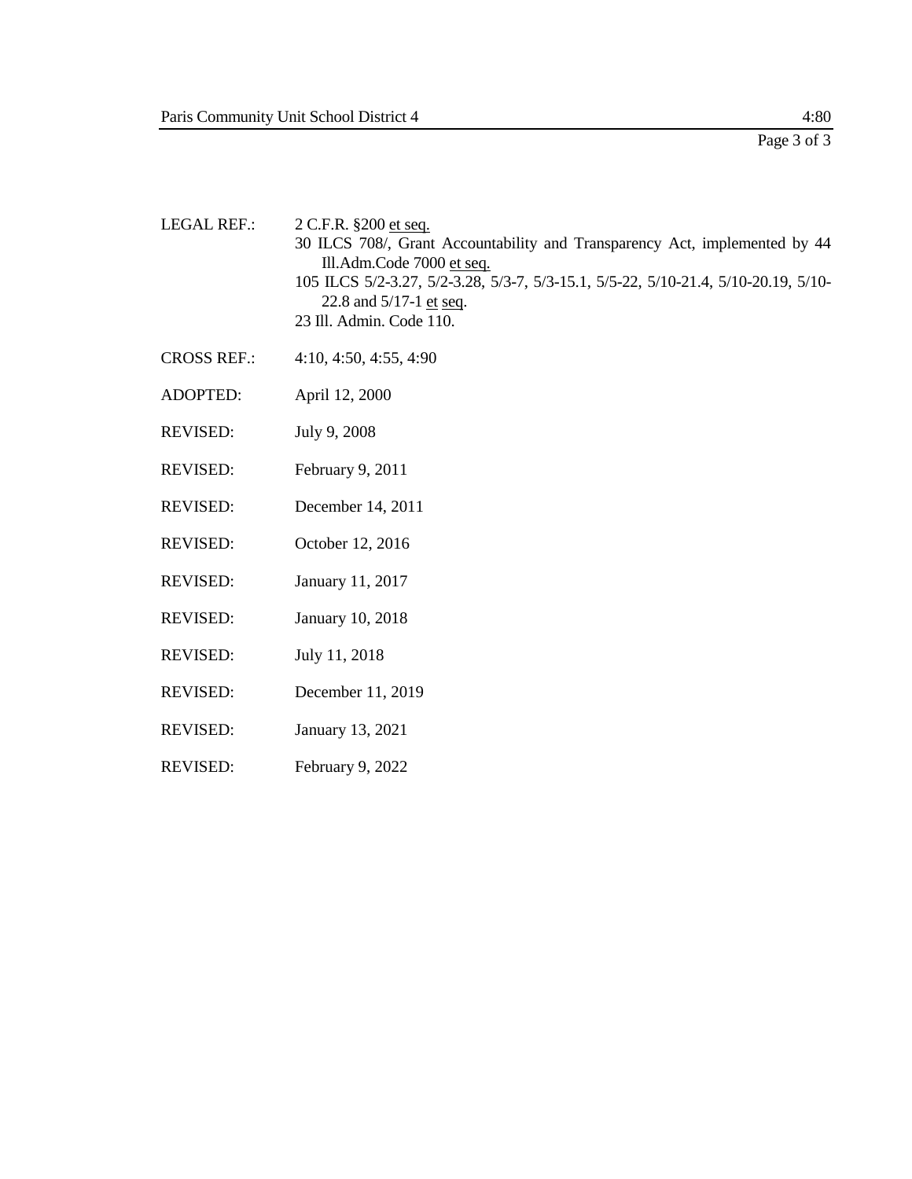LEGAL REF.: 2 C.F.R. §200 et seq.
30 ILCS 708/, Grant Accountability and Transparency Act, implemented by 44 Ill.Adm.Code 7000 et seq.
105 ILCS 5/2-3.27, 5/2-3.28, 5/3-7, 5/3-15.1, 5/5-22, 5/10-21.4, 5/10-20.19, 5/10-22.8 and 5/17-1 et seq.
23 Ill. Admin. Code 110.

CROSS REF.: 4:10, 4:50, 4:55, 4:90

ADOPTED: April 12, 2000

REVISED: July 9, 2008

REVISED: February 9, 2011

REVISED: December 14, 2011

REVISED: October 12, 2016

REVISED: January 11, 2017

REVISED: January 10, 2018

REVISED: July 11, 2018

REVISED: December 11, 2019

REVISED: January 13, 2021

REVISED: February 9, 2022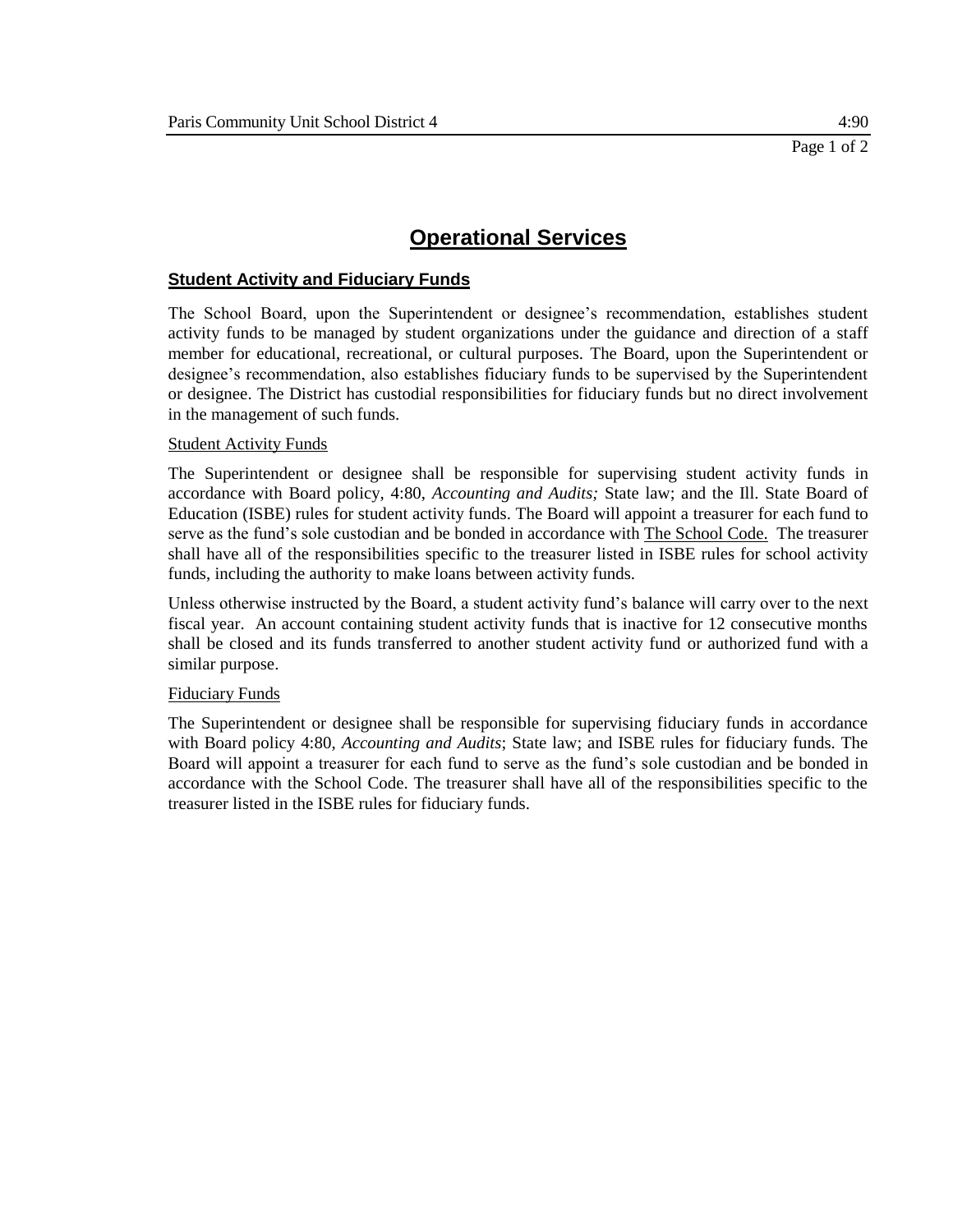# Operational Services

## Student Activity and Fiduciary Funds

The School Board, upon the Superintendent or designee's recommendation, establishes student activity funds to be managed by student organizations under the guidance and direction of a staff member for educational, recreational, or cultural purposes. The Board, upon the Superintendent or designee's recommendation, also establishes fiduciary funds to be supervised by the Superintendent or designee. The District has custodial responsibilities for fiduciary funds but no direct involvement in the management of such funds.

### Student Activity Funds

The Superintendent or designee shall be responsible for supervising student activity funds in accordance with Board policy, 4:80, *Accounting and Audits;* State law; and the Ill. State Board of Education (ISBE) rules for student activity funds. The Board will appoint a treasurer for each fund to serve as the fund's sole custodian and be bonded in accordance with The School Code. The treasurer shall have all of the responsibilities specific to the treasurer listed in ISBE rules for school activity funds, including the authority to make loans between activity funds.

Unless otherwise instructed by the Board, a student activity fund's balance will carry over to the next fiscal year. An account containing student activity funds that is inactive for 12 consecutive months shall be closed and its funds transferred to another student activity fund or authorized fund with a similar purpose.

### Fiduciary Funds

The Superintendent or designee shall be responsible for supervising fiduciary funds in accordance with Board policy 4:80, *Accounting and Audits*; State law; and ISBE rules for fiduciary funds. The Board will appoint a treasurer for each fund to serve as the fund's sole custodian and be bonded in accordance with the School Code. The treasurer shall have all of the responsibilities specific to the treasurer listed in the ISBE rules for fiduciary funds.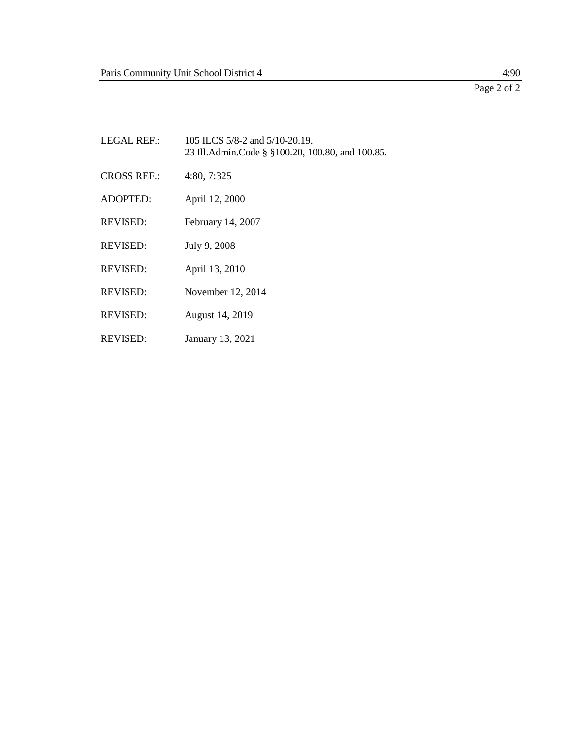LEGAL REF.: 105 ILCS 5/8-2 and 5/10-20.19.
23 Ill.Admin.Code § §100.20, 100.80, and 100.85.

CROSS REF.: 4:80, 7:325

ADOPTED: April 12, 2000

REVISED: February 14, 2007

REVISED: July 9, 2008

REVISED: April 13, 2010

REVISED: November 12, 2014

REVISED: August 14, 2019

REVISED: January 13, 2021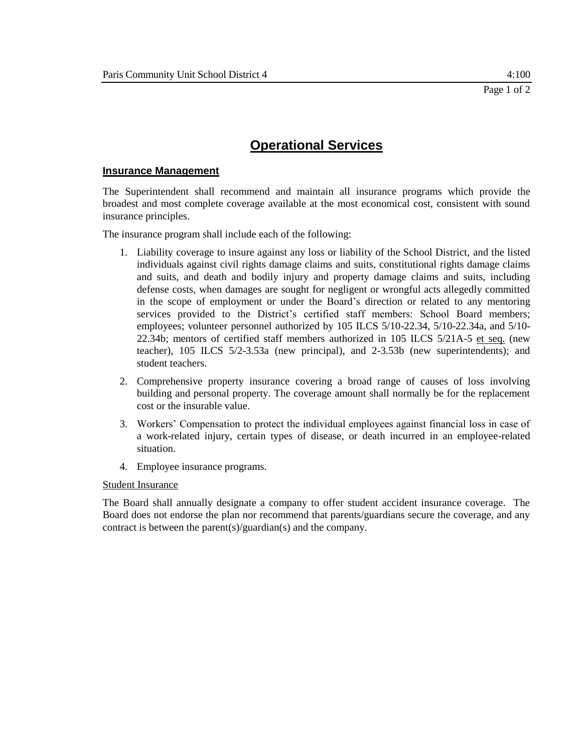# Operational Services

## Insurance Management

The Superintendent shall recommend and maintain all insurance programs which provide the broadest and most complete coverage available at the most economical cost, consistent with sound insurance principles.

The insurance program shall include each of the following:

1. Liability coverage to insure against any loss or liability of the School District, and the listed individuals against civil rights damage claims and suits, constitutional rights damage claims and suits, and death and bodily injury and property damage claims and suits, including defense costs, when damages are sought for negligent or wrongful acts allegedly committed in the scope of employment or under the Board's direction or related to any mentoring services provided to the District's certified staff members: School Board members; employees; volunteer personnel authorized by 105 ILCS 5/10-22.34, 5/10-22.34a, and 5/10-22.34b; mentors of certified staff members authorized in 105 ILCS 5/21A-5 et seq. (new teacher), 105 ILCS 5/2-3.53a (new principal), and 2-3.53b (new superintendents); and student teachers.
2. Comprehensive property insurance covering a broad range of causes of loss involving building and personal property. The coverage amount shall normally be for the replacement cost or the insurable value.
3. Workers' Compensation to protect the individual employees against financial loss in case of a work-related injury, certain types of disease, or death incurred in an employee-related situation.
4. Employee insurance programs.

Student Insurance

The Board shall annually designate a company to offer student accident insurance coverage. The Board does not endorse the plan nor recommend that parents/guardians secure the coverage, and any contract is between the parent(s)/guardian(s) and the company.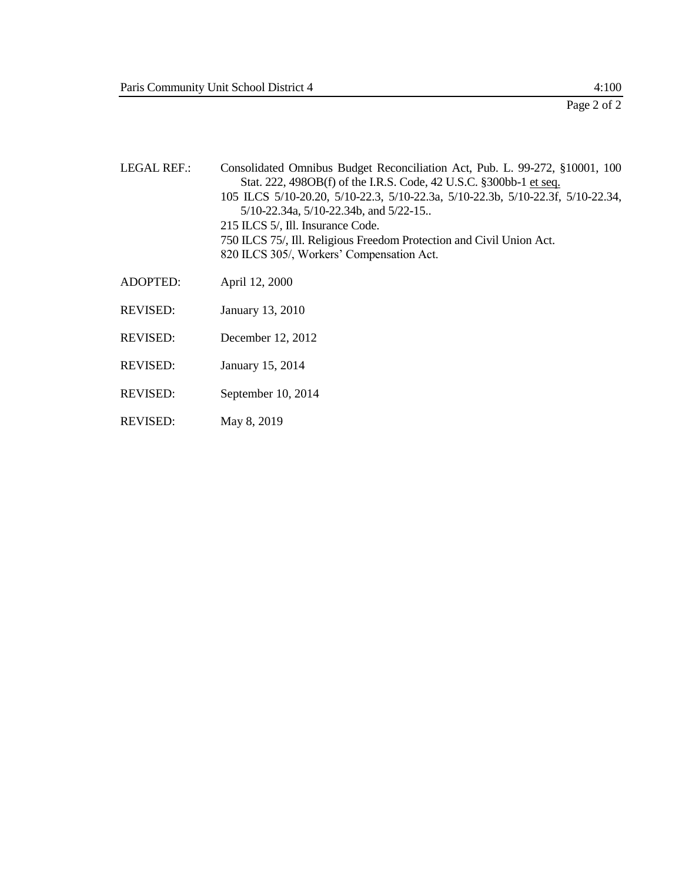LEGAL REF.: Consolidated Omnibus Budget Reconciliation Act, Pub. L. 99-272, §10001, 100 Stat. 222, 498OB(f) of the I.R.S. Code, 42 U.S.C. §300bb-1 et seq.
105 ILCS 5/10-20.20, 5/10-22.3, 5/10-22.3a, 5/10-22.3b, 5/10-22.3f, 5/10-22.34, 5/10-22.34a, 5/10-22.34b, and 5/22-15..
215 ILCS 5/, Ill. Insurance Code.
750 ILCS 75/, Ill. Religious Freedom Protection and Civil Union Act.
820 ILCS 305/, Workers' Compensation Act.

ADOPTED: April 12, 2000

REVISED: January 13, 2010

REVISED: December 12, 2012

REVISED: January 15, 2014

REVISED: September 10, 2014

REVISED: May 8, 2019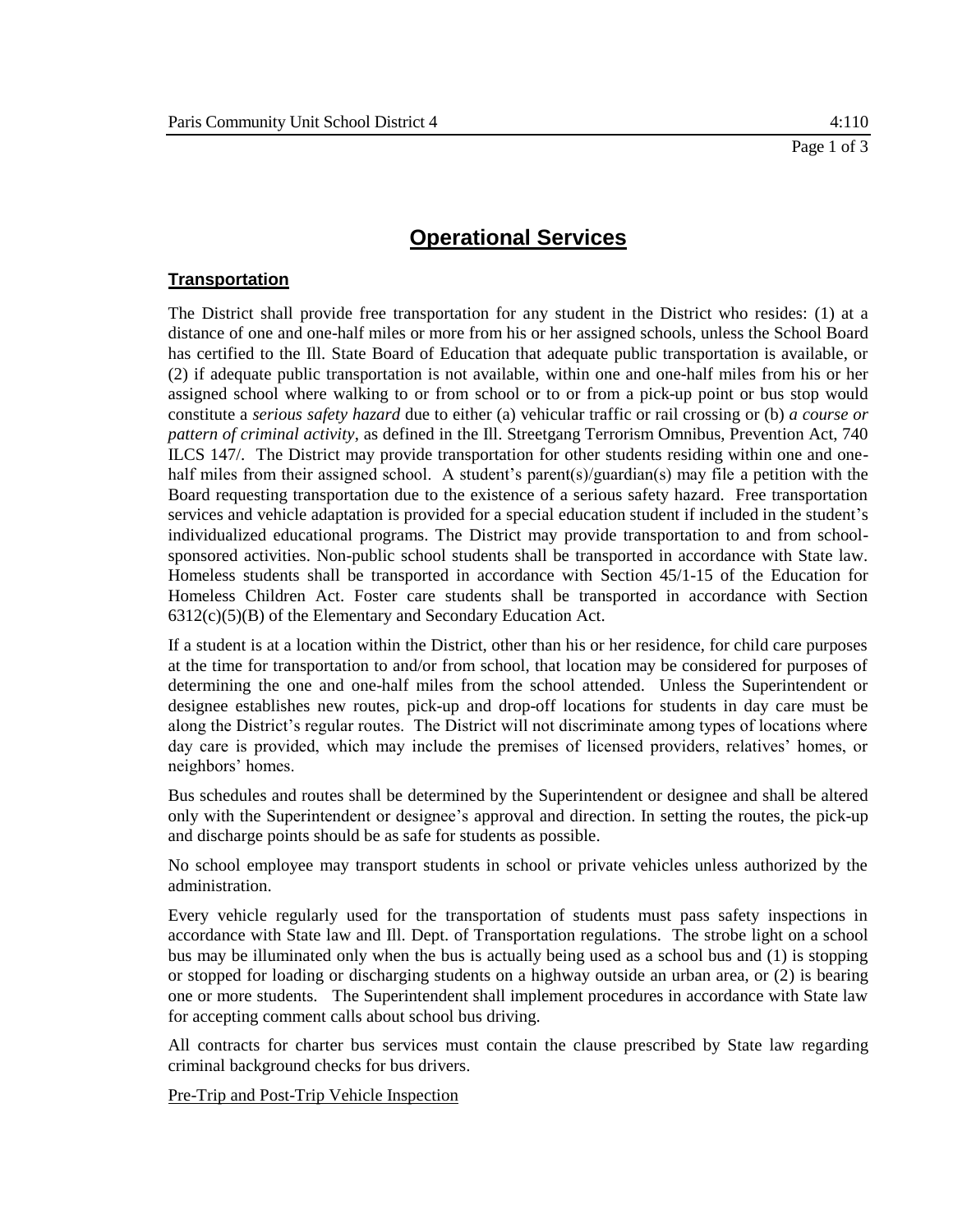# Operational Services

## Transportation

The District shall provide free transportation for any student in the District who resides: (1) at a distance of one and one-half miles or more from his or her assigned schools, unless the School Board has certified to the Ill. State Board of Education that adequate public transportation is available, or (2) if adequate public transportation is not available, within one and one-half miles from his or her assigned school where walking to or from school or to or from a pick-up point or bus stop would constitute a *serious safety hazard* due to either (a) vehicular traffic or rail crossing or (b) *a course or pattern of criminal activity*, as defined in the Ill. Streetgang Terrorism Omnibus, Prevention Act, 740 ILCS 147/. The District may provide transportation for other students residing within one and one-half miles from their assigned school. A student's parent(s)/guardian(s) may file a petition with the Board requesting transportation due to the existence of a serious safety hazard. Free transportation services and vehicle adaptation is provided for a special education student if included in the student's individualized educational programs. The District may provide transportation to and from school-sponsored activities. Non-public school students shall be transported in accordance with State law. Homeless students shall be transported in accordance with Section 45/1-15 of the Education for Homeless Children Act. Foster care students shall be transported in accordance with Section 6312(c)(5)(B) of the Elementary and Secondary Education Act.

If a student is at a location within the District, other than his or her residence, for child care purposes at the time for transportation to and/or from school, that location may be considered for purposes of determining the one and one-half miles from the school attended. Unless the Superintendent or designee establishes new routes, pick-up and drop-off locations for students in day care must be along the District's regular routes. The District will not discriminate among types of locations where day care is provided, which may include the premises of licensed providers, relatives' homes, or neighbors' homes.

Bus schedules and routes shall be determined by the Superintendent or designee and shall be altered only with the Superintendent or designee's approval and direction. In setting the routes, the pick-up and discharge points should be as safe for students as possible.

No school employee may transport students in school or private vehicles unless authorized by the administration.

Every vehicle regularly used for the transportation of students must pass safety inspections in accordance with State law and Ill. Dept. of Transportation regulations. The strobe light on a school bus may be illuminated only when the bus is actually being used as a school bus and (1) is stopping or stopped for loading or discharging students on a highway outside an urban area, or (2) is bearing one or more students. The Superintendent shall implement procedures in accordance with State law for accepting comment calls about school bus driving.

All contracts for charter bus services must contain the clause prescribed by State law regarding criminal background checks for bus drivers.

Pre-Trip and Post-Trip Vehicle Inspection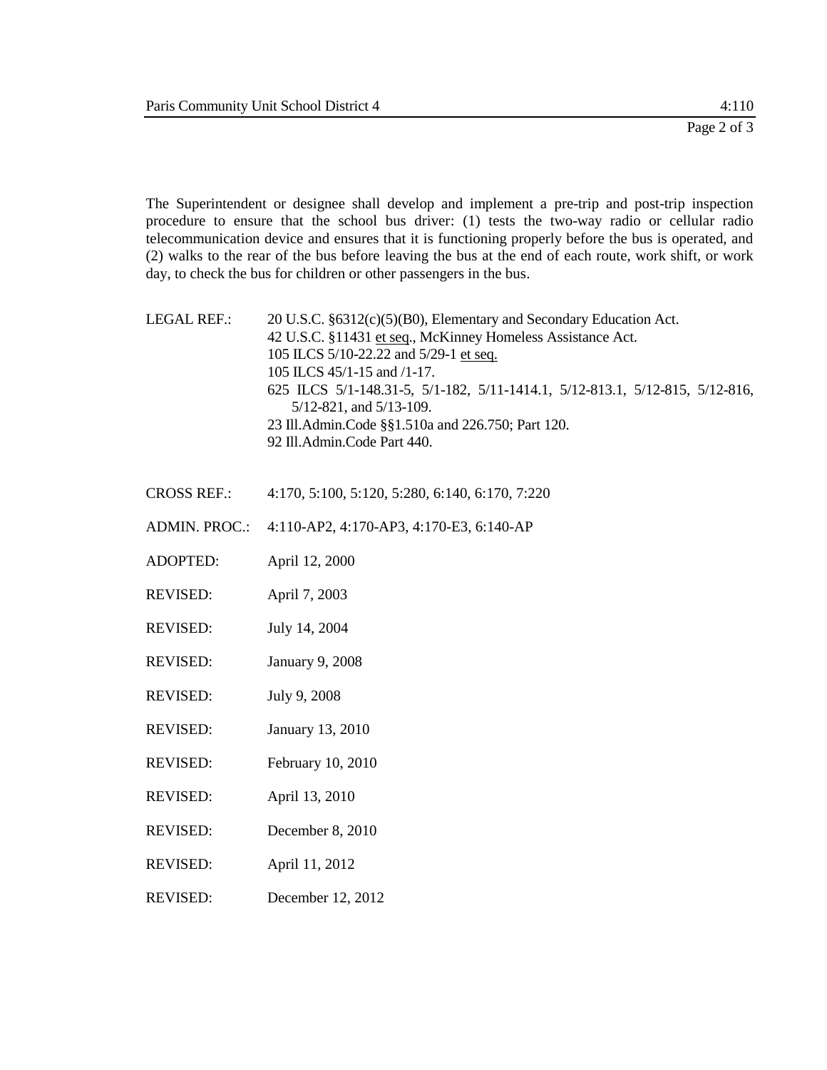The Superintendent or designee shall develop and implement a pre-trip and post-trip inspection procedure to ensure that the school bus driver: (1) tests the two-way radio or cellular radio telecommunication device and ensures that it is functioning properly before the bus is operated, and (2) walks to the rear of the bus before leaving the bus at the end of each route, work shift, or work day, to check the bus for children or other passengers in the bus.

| | |
|---|---|
| LEGAL REF.: | 20 U.S.C. §6312(c)(5)(B0), Elementary and Secondary Education Act.<br>42 U.S.C. §11431 et seq., McKinney Homeless Assistance Act.<br>105 ILCS 5/10-22.22 and 5/29-1 et seq.<br>105 ILCS 45/1-15 and /1-17.<br>625 ILCS 5/1-148.31-5, 5/1-182, 5/11-1414.1, 5/12-813.1, 5/12-815, 5/12-816, 5/12-821, and 5/13-109.<br>23 Ill.Admin.Code §§1.510a and 226.750; Part 120.<br>92 Ill.Admin.Code Part 440. |
| CROSS REF.: | 4:170, 5:100, 5:120, 5:280, 6:140, 6:170, 7:220 |
| ADMIN. PROC.: | 4:110-AP2, 4:170-AP3, 4:170-E3, 6:140-AP |
| ADOPTED: | April 12, 2000 |
| REVISED: | April 7, 2003 |
| REVISED: | July 14, 2004 |
| REVISED: | January 9, 2008 |
| REVISED: | July 9, 2008 |
| REVISED: | January 13, 2010 |
| REVISED: | February 10, 2010 |
| REVISED: | April 13, 2010 |
| REVISED: | December 8, 2010 |
| REVISED: | April 11, 2012 |
| REVISED: | December 12, 2012 |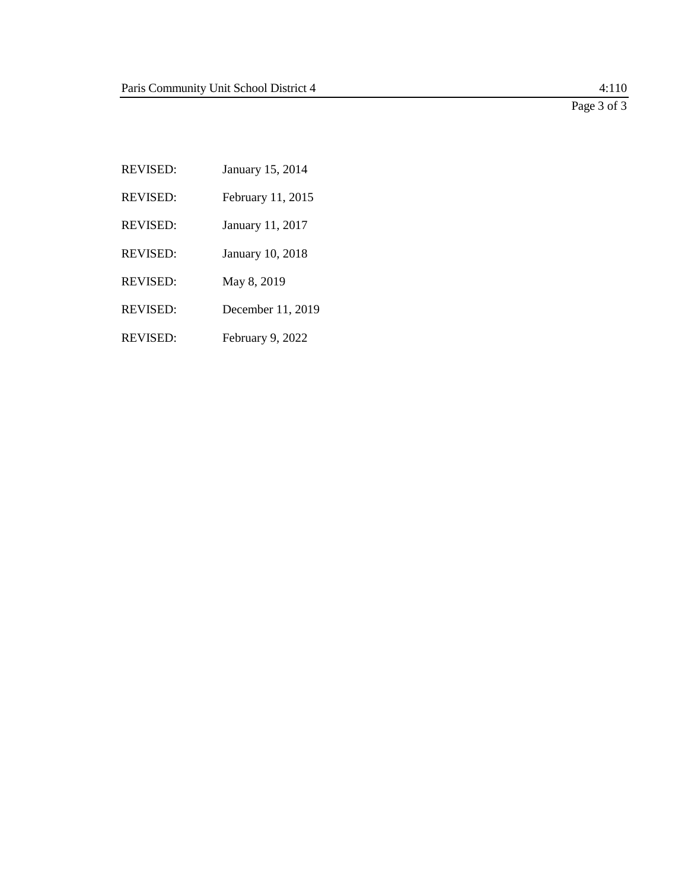REVISED: January 15, 2014

REVISED: February 11, 2015

REVISED: January 11, 2017

REVISED: January 10, 2018

REVISED: May 8, 2019

REVISED: December 11, 2019

REVISED: February 9, 2022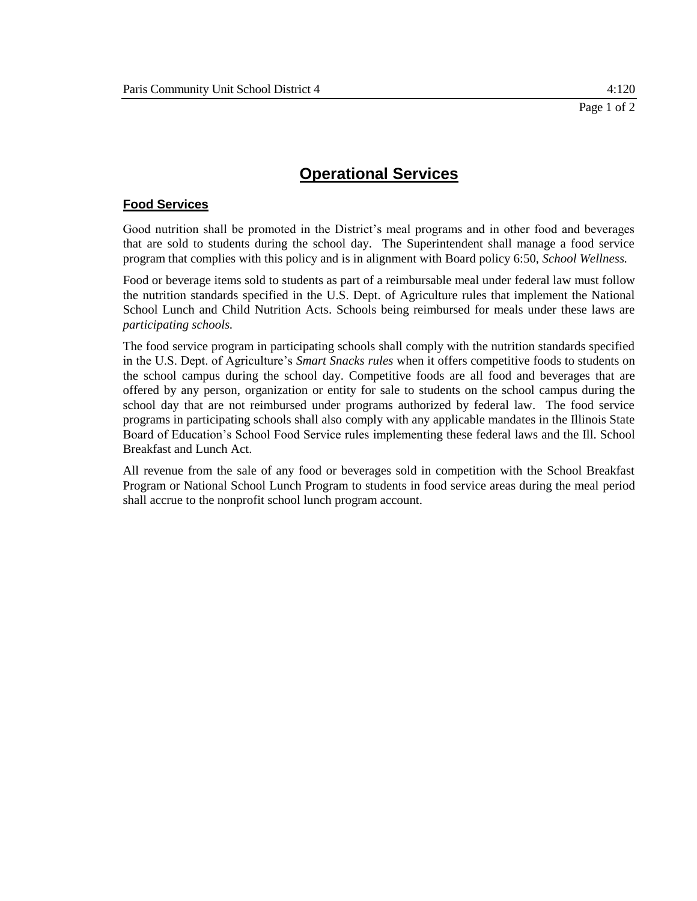# Operational Services

## Food Services

Good nutrition shall be promoted in the District's meal programs and in other food and beverages that are sold to students during the school day. The Superintendent shall manage a food service program that complies with this policy and is in alignment with Board policy 6:50, *School Wellness.*

Food or beverage items sold to students as part of a reimbursable meal under federal law must follow the nutrition standards specified in the U.S. Dept. of Agriculture rules that implement the National School Lunch and Child Nutrition Acts. Schools being reimbursed for meals under these laws are *participating schools.*

The food service program in participating schools shall comply with the nutrition standards specified in the U.S. Dept. of Agriculture's *Smart Snacks rules* when it offers competitive foods to students on the school campus during the school day. Competitive foods are all food and beverages that are offered by any person, organization or entity for sale to students on the school campus during the school day that are not reimbursed under programs authorized by federal law. The food service programs in participating schools shall also comply with any applicable mandates in the Illinois State Board of Education's School Food Service rules implementing these federal laws and the Ill. School Breakfast and Lunch Act.

All revenue from the sale of any food or beverages sold in competition with the School Breakfast Program or National School Lunch Program to students in food service areas during the meal period shall accrue to the nonprofit school lunch program account.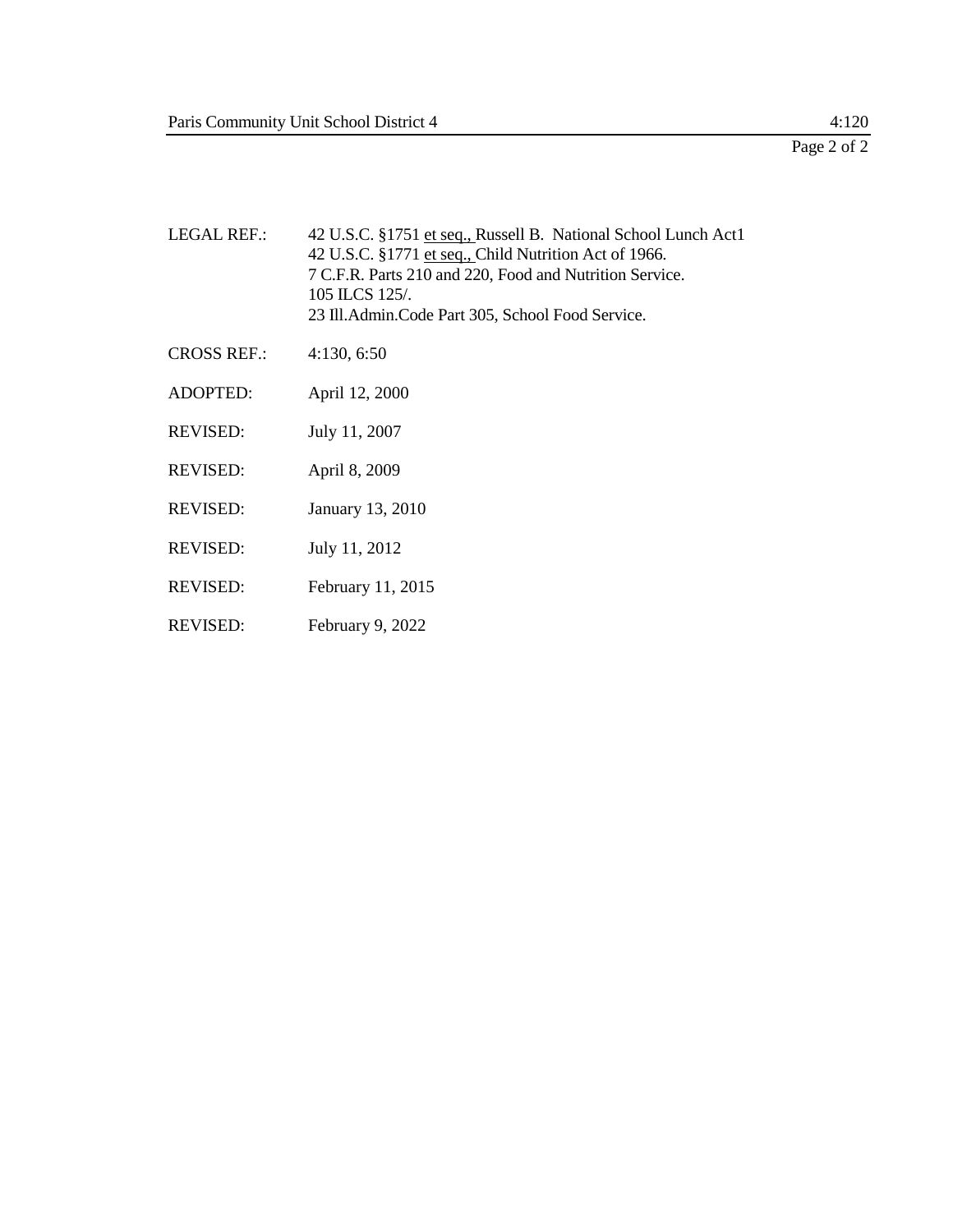LEGAL REF.: 42 U.S.C. §1751 et seq., Russell B. National School Lunch Act1
42 U.S.C. §1771 et seq., Child Nutrition Act of 1966.
7 C.F.R. Parts 210 and 220, Food and Nutrition Service.
105 ILCS 125/.
23 Ill.Admin.Code Part 305, School Food Service.

CROSS REF.: 4:130, 6:50

ADOPTED: April 12, 2000

REVISED: July 11, 2007

REVISED: April 8, 2009

REVISED: January 13, 2010

REVISED: July 11, 2012

REVISED: February 11, 2015

REVISED: February 9, 2022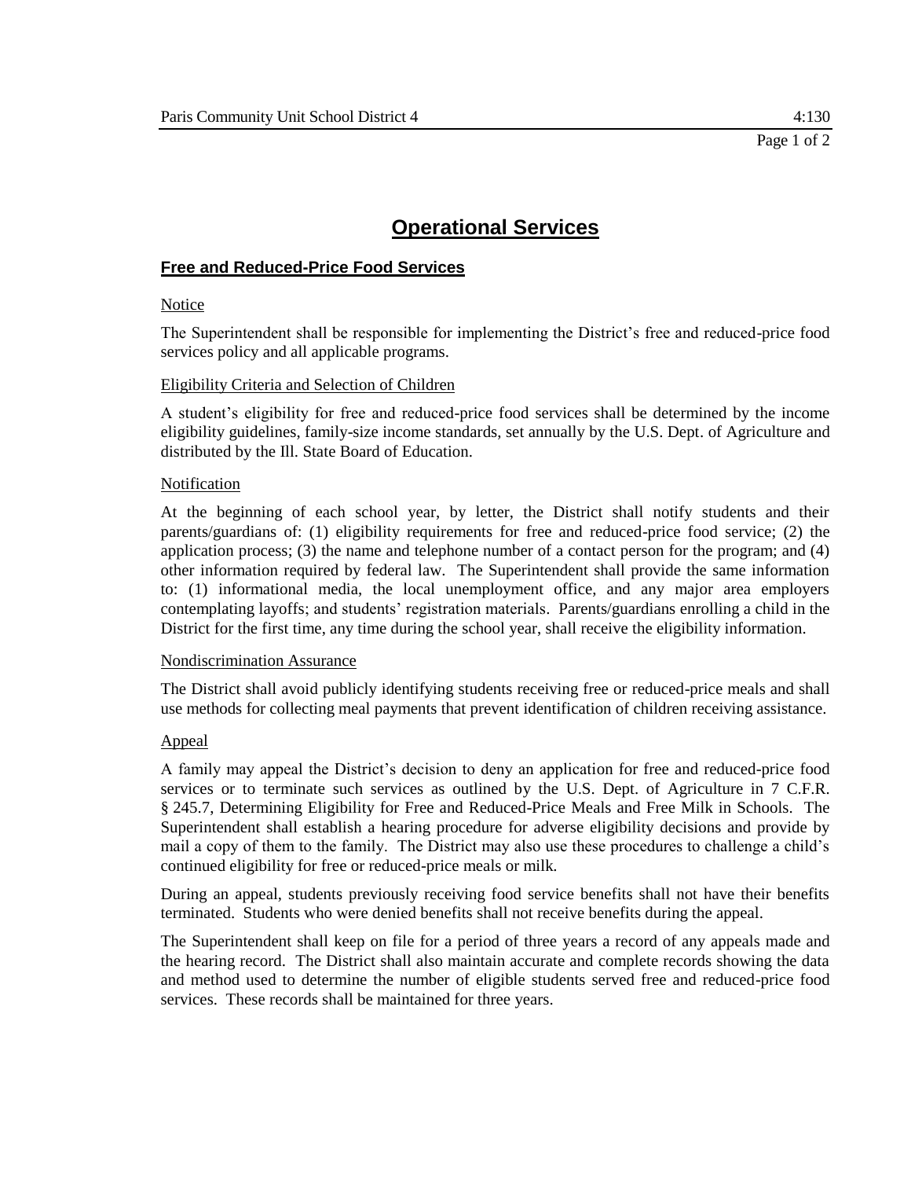# Operational Services

## Free and Reduced-Price Food Services

### Notice

The Superintendent shall be responsible for implementing the District's free and reduced-price food services policy and all applicable programs.

### Eligibility Criteria and Selection of Children

A student's eligibility for free and reduced-price food services shall be determined by the income eligibility guidelines, family-size income standards, set annually by the U.S. Dept. of Agriculture and distributed by the Ill. State Board of Education.

### Notification

At the beginning of each school year, by letter, the District shall notify students and their parents/guardians of: (1) eligibility requirements for free and reduced-price food service; (2) the application process; (3) the name and telephone number of a contact person for the program; and (4) other information required by federal law. The Superintendent shall provide the same information to: (1) informational media, the local unemployment office, and any major area employers contemplating layoffs; and students' registration materials. Parents/guardians enrolling a child in the District for the first time, any time during the school year, shall receive the eligibility information.

### Nondiscrimination Assurance

The District shall avoid publicly identifying students receiving free or reduced-price meals and shall use methods for collecting meal payments that prevent identification of children receiving assistance.

### Appeal

A family may appeal the District's decision to deny an application for free and reduced-price food services or to terminate such services as outlined by the U.S. Dept. of Agriculture in 7 C.F.R. § 245.7, Determining Eligibility for Free and Reduced-Price Meals and Free Milk in Schools. The Superintendent shall establish a hearing procedure for adverse eligibility decisions and provide by mail a copy of them to the family. The District may also use these procedures to challenge a child's continued eligibility for free or reduced-price meals or milk.

During an appeal, students previously receiving food service benefits shall not have their benefits terminated. Students who were denied benefits shall not receive benefits during the appeal.

The Superintendent shall keep on file for a period of three years a record of any appeals made and the hearing record. The District shall also maintain accurate and complete records showing the data and method used to determine the number of eligible students served free and reduced-price food services. These records shall be maintained for three years.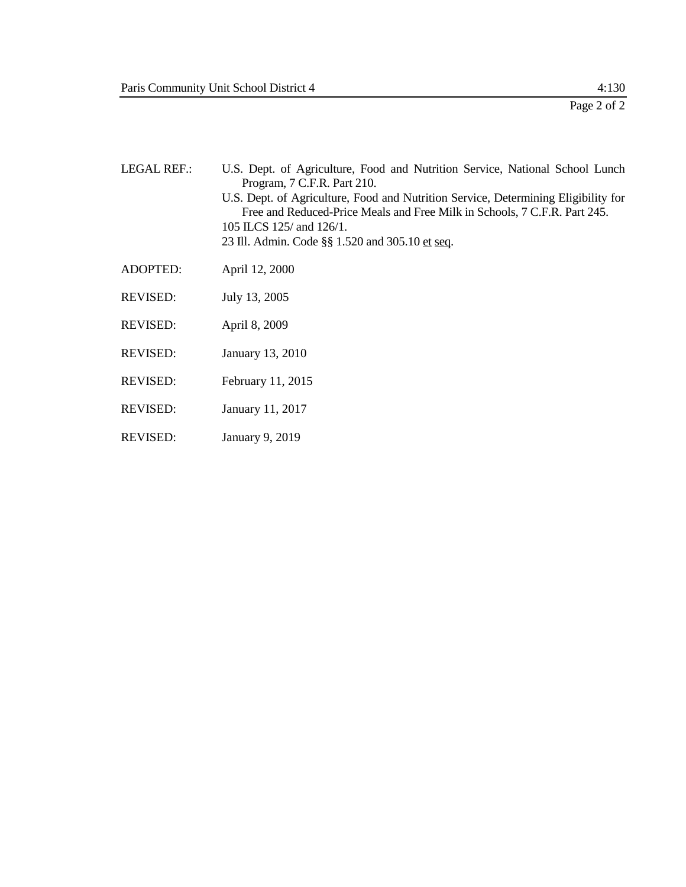LEGAL REF.: U.S. Dept. of Agriculture, Food and Nutrition Service, National School Lunch Program, 7 C.F.R. Part 210.
U.S. Dept. of Agriculture, Food and Nutrition Service, Determining Eligibility for Free and Reduced-Price Meals and Free Milk in Schools, 7 C.F.R. Part 245.
105 ILCS 125/ and 126/1.
23 Ill. Admin. Code §§ 1.520 and 305.10 et seq.

ADOPTED: April 12, 2000

REVISED: July 13, 2005

REVISED: April 8, 2009

REVISED: January 13, 2010

REVISED: February 11, 2015

REVISED: January 11, 2017

REVISED: January 9, 2019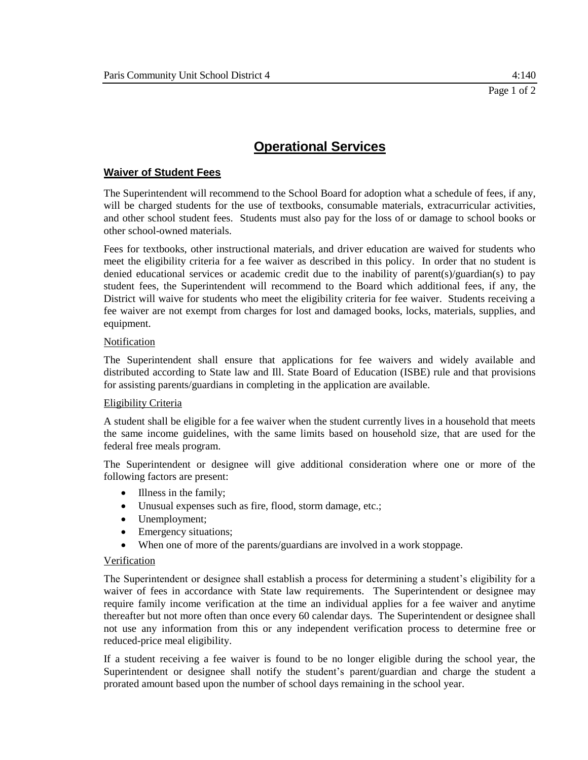# Operational Services

## Waiver of Student Fees

The Superintendent will recommend to the School Board for adoption what a schedule of fees, if any, will be charged students for the use of textbooks, consumable materials, extracurricular activities, and other school student fees. Students must also pay for the loss of or damage to school books or other school-owned materials.

Fees for textbooks, other instructional materials, and driver education are waived for students who meet the eligibility criteria for a fee waiver as described in this policy. In order that no student is denied educational services or academic credit due to the inability of parent(s)/guardian(s) to pay student fees, the Superintendent will recommend to the Board which additional fees, if any, the District will waive for students who meet the eligibility criteria for fee waiver. Students receiving a fee waiver are not exempt from charges for lost and damaged books, locks, materials, supplies, and equipment.

### Notification

The Superintendent shall ensure that applications for fee waivers and widely available and distributed according to State law and Ill. State Board of Education (ISBE) rule and that provisions for assisting parents/guardians in completing in the application are available.

### Eligibility Criteria

A student shall be eligible for a fee waiver when the student currently lives in a household that meets the same income guidelines, with the same limits based on household size, that are used for the federal free meals program.

The Superintendent or designee will give additional consideration where one or more of the following factors are present:

- Illness in the family;
- Unusual expenses such as fire, flood, storm damage, etc.;
- Unemployment;
- Emergency situations;
- When one of more of the parents/guardians are involved in a work stoppage.

### Verification

The Superintendent or designee shall establish a process for determining a student's eligibility for a waiver of fees in accordance with State law requirements. The Superintendent or designee may require family income verification at the time an individual applies for a fee waiver and anytime thereafter but not more often than once every 60 calendar days. The Superintendent or designee shall not use any information from this or any independent verification process to determine free or reduced-price meal eligibility.

If a student receiving a fee waiver is found to be no longer eligible during the school year, the Superintendent or designee shall notify the student's parent/guardian and charge the student a prorated amount based upon the number of school days remaining in the school year.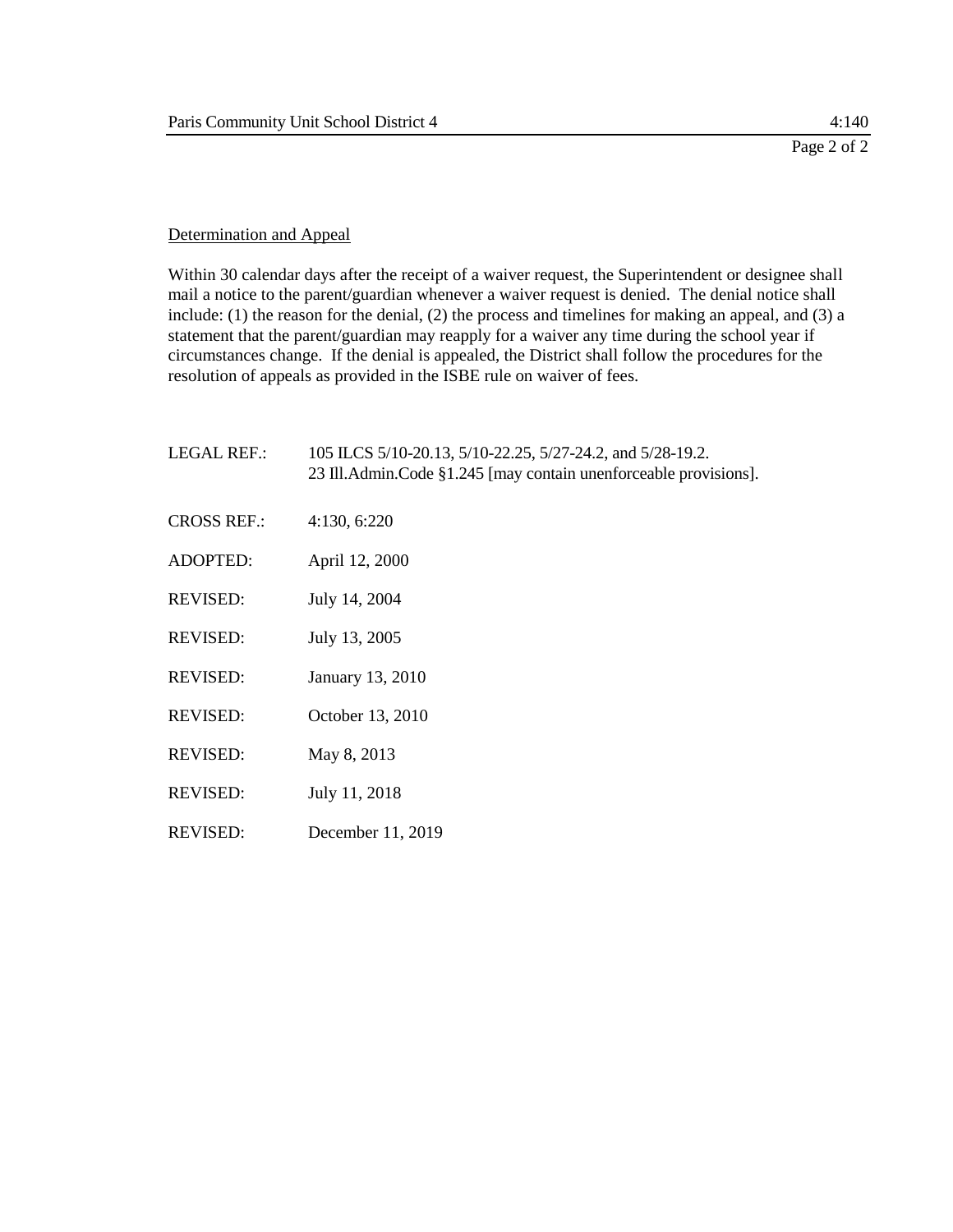Determination and Appeal

Within 30 calendar days after the receipt of a waiver request, the Superintendent or designee shall mail a notice to the parent/guardian whenever a waiver request is denied. The denial notice shall include: (1) the reason for the denial, (2) the process and timelines for making an appeal, and (3) a statement that the parent/guardian may reapply for a waiver any time during the school year if circumstances change. If the denial is appealed, the District shall follow the procedures for the resolution of appeals as provided in the ISBE rule on waiver of fees.

| | |
|---|---|
| LEGAL REF.: | 105 ILCS 5/10-20.13, 5/10-22.25, 5/27-24.2, and 5/28-19.2.<br>23 Ill.Admin.Code §1.245 [may contain unenforceable provisions]. |
| CROSS REF.: | 4:130, 6:220 |
| ADOPTED: | April 12, 2000 |
| REVISED: | July 14, 2004 |
| REVISED: | July 13, 2005 |
| REVISED: | January 13, 2010 |
| REVISED: | October 13, 2010 |
| REVISED: | May 8, 2013 |
| REVISED: | July 11, 2018 |
| REVISED: | December 11, 2019 |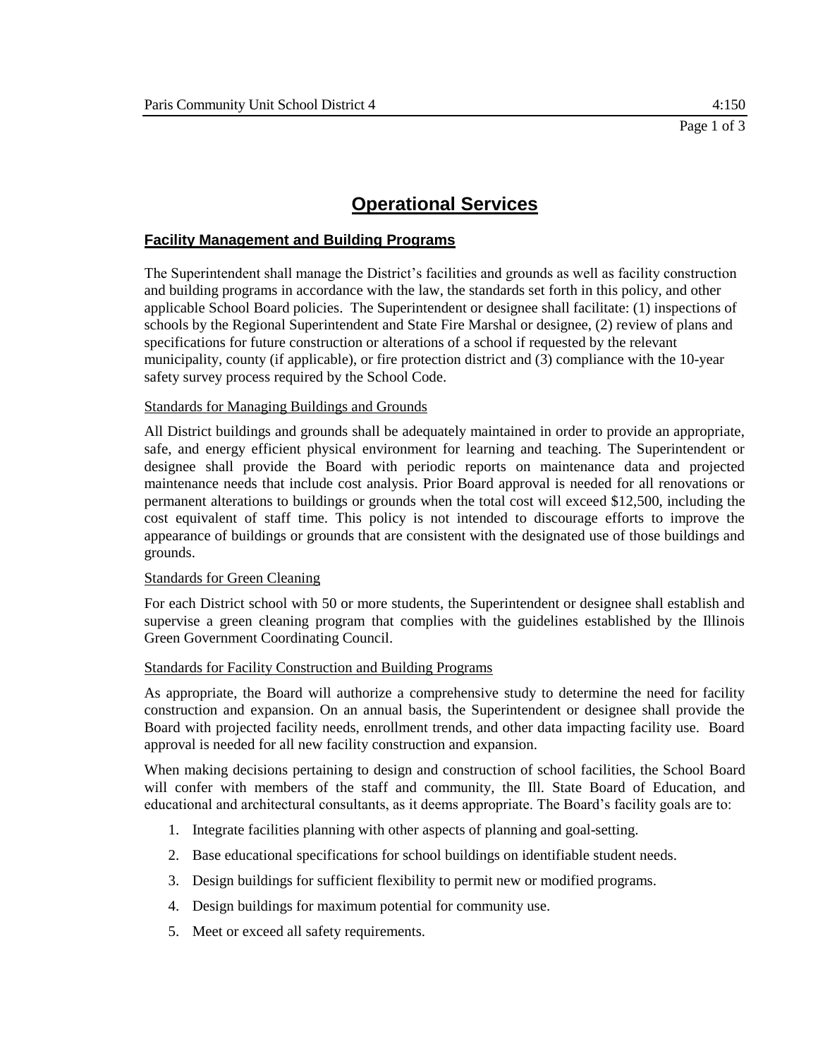# Operational Services

## Facility Management and Building Programs

The Superintendent shall manage the District's facilities and grounds as well as facility construction and building programs in accordance with the law, the standards set forth in this policy, and other applicable School Board policies. The Superintendent or designee shall facilitate: (1) inspections of schools by the Regional Superintendent and State Fire Marshal or designee, (2) review of plans and specifications for future construction or alterations of a school if requested by the relevant municipality, county (if applicable), or fire protection district and (3) compliance with the 10-year safety survey process required by the School Code.

### Standards for Managing Buildings and Grounds

All District buildings and grounds shall be adequately maintained in order to provide an appropriate, safe, and energy efficient physical environment for learning and teaching. The Superintendent or designee shall provide the Board with periodic reports on maintenance data and projected maintenance needs that include cost analysis. Prior Board approval is needed for all renovations or permanent alterations to buildings or grounds when the total cost will exceed $12,500, including the cost equivalent of staff time. This policy is not intended to discourage efforts to improve the appearance of buildings or grounds that are consistent with the designated use of those buildings and grounds.

### Standards for Green Cleaning

For each District school with 50 or more students, the Superintendent or designee shall establish and supervise a green cleaning program that complies with the guidelines established by the Illinois Green Government Coordinating Council.

### Standards for Facility Construction and Building Programs

As appropriate, the Board will authorize a comprehensive study to determine the need for facility construction and expansion. On an annual basis, the Superintendent or designee shall provide the Board with projected facility needs, enrollment trends, and other data impacting facility use. Board approval is needed for all new facility construction and expansion.

When making decisions pertaining to design and construction of school facilities, the School Board will confer with members of the staff and community, the Ill. State Board of Education, and educational and architectural consultants, as it deems appropriate. The Board's facility goals are to:

1. Integrate facilities planning with other aspects of planning and goal-setting.
2. Base educational specifications for school buildings on identifiable student needs.
3. Design buildings for sufficient flexibility to permit new or modified programs.
4. Design buildings for maximum potential for community use.
5. Meet or exceed all safety requirements.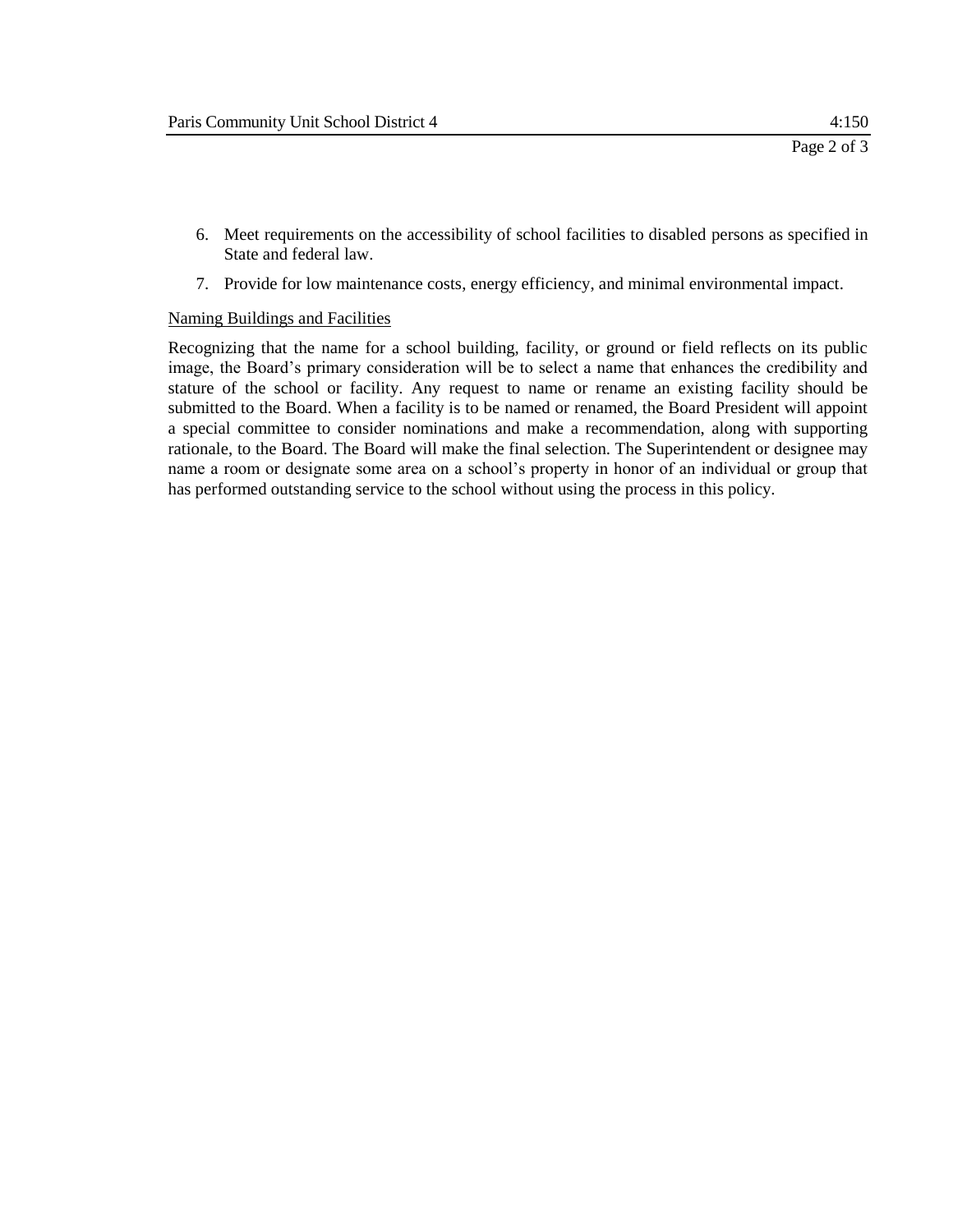6. Meet requirements on the accessibility of school facilities to disabled persons as specified in State and federal law.
7. Provide for low maintenance costs, energy efficiency, and minimal environmental impact.

Naming Buildings and Facilities

Recognizing that the name for a school building, facility, or ground or field reflects on its public image, the Board's primary consideration will be to select a name that enhances the credibility and stature of the school or facility. Any request to name or rename an existing facility should be submitted to the Board. When a facility is to be named or renamed, the Board President will appoint a special committee to consider nominations and make a recommendation, along with supporting rationale, to the Board. The Board will make the final selection. The Superintendent or designee may name a room or designate some area on a school's property in honor of an individual or group that has performed outstanding service to the school without using the process in this policy.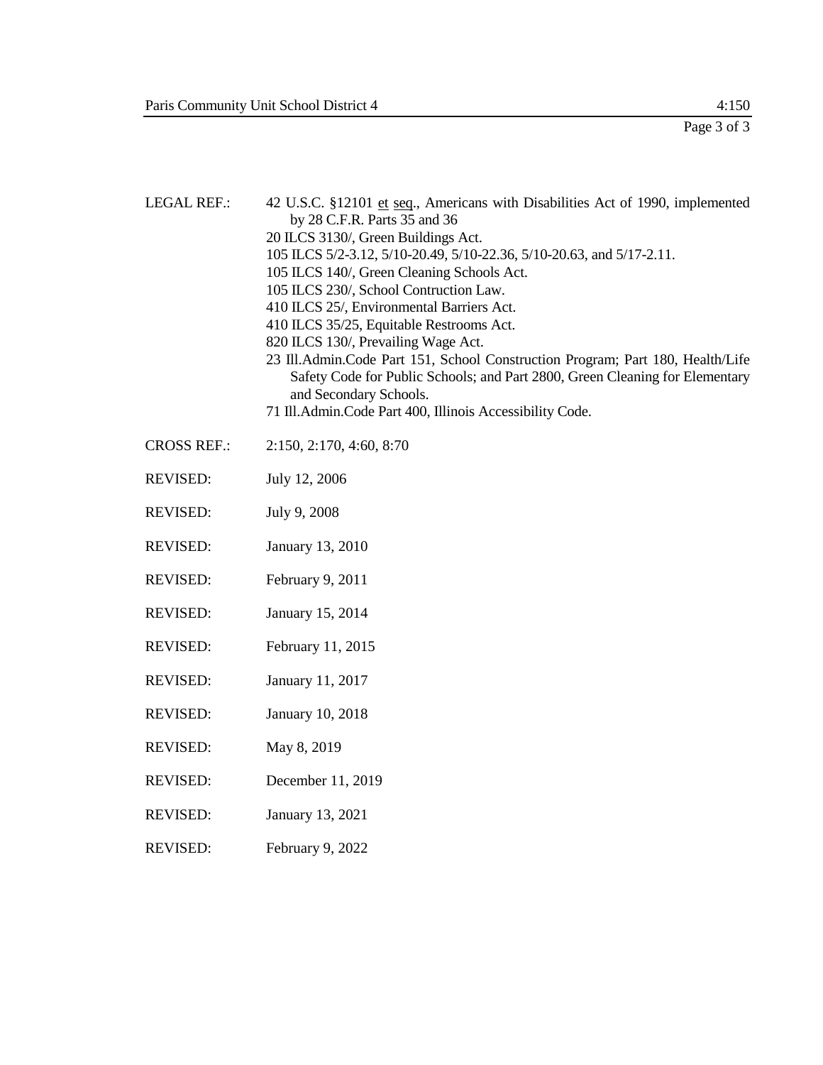LEGAL REF.: 42 U.S.C. §12101 et seq., Americans with Disabilities Act of 1990, implemented by 28 C.F.R. Parts 35 and 36
20 ILCS 3130/, Green Buildings Act.
105 ILCS 5/2-3.12, 5/10-20.49, 5/10-22.36, 5/10-20.63, and 5/17-2.11.
105 ILCS 140/, Green Cleaning Schools Act.
105 ILCS 230/, School Contruction Law.
410 ILCS 25/, Environmental Barriers Act.
410 ILCS 35/25, Equitable Restrooms Act.
820 ILCS 130/, Prevailing Wage Act.
23 Ill.Admin.Code Part 151, School Construction Program; Part 180, Health/Life Safety Code for Public Schools; and Part 2800, Green Cleaning for Elementary and Secondary Schools.
71 Ill.Admin.Code Part 400, Illinois Accessibility Code.

CROSS REF.: 2:150, 2:170, 4:60, 8:70

REVISED: July 12, 2006

REVISED: July 9, 2008

REVISED: January 13, 2010

REVISED: February 9, 2011

REVISED: January 15, 2014

REVISED: February 11, 2015

REVISED: January 11, 2017

REVISED: January 10, 2018

REVISED: May 8, 2019

REVISED: December 11, 2019

REVISED: January 13, 2021

REVISED: February 9, 2022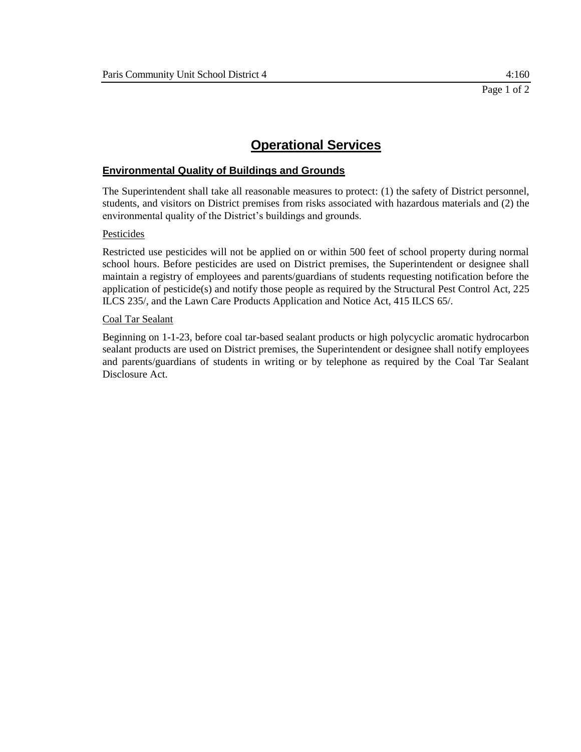# Operational Services

## Environmental Quality of Buildings and Grounds

The Superintendent shall take all reasonable measures to protect: (1) the safety of District personnel, students, and visitors on District premises from risks associated with hazardous materials and (2) the environmental quality of the District's buildings and grounds.

### Pesticides

Restricted use pesticides will not be applied on or within 500 feet of school property during normal school hours. Before pesticides are used on District premises, the Superintendent or designee shall maintain a registry of employees and parents/guardians of students requesting notification before the application of pesticide(s) and notify those people as required by the Structural Pest Control Act, 225 ILCS 235/, and the Lawn Care Products Application and Notice Act, 415 ILCS 65/.

### Coal Tar Sealant

Beginning on 1-1-23, before coal tar-based sealant products or high polycyclic aromatic hydrocarbon sealant products are used on District premises, the Superintendent or designee shall notify employees and parents/guardians of students in writing or by telephone as required by the Coal Tar Sealant Disclosure Act.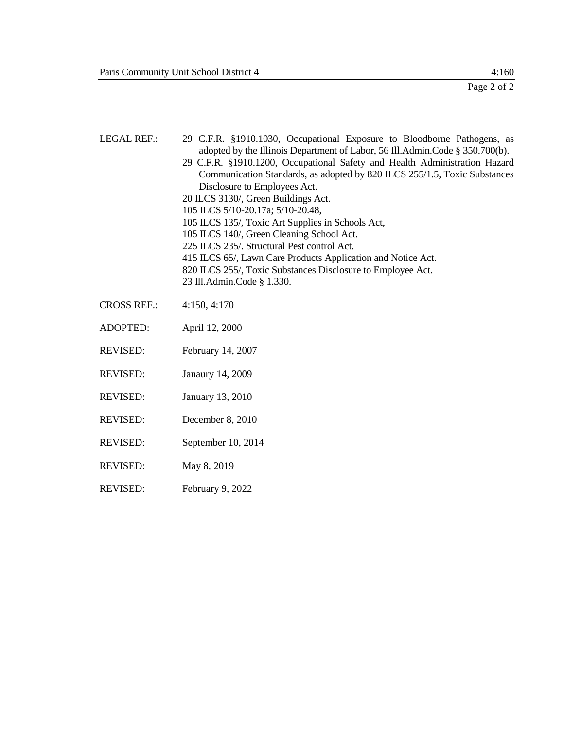LEGAL REF.: 29 C.F.R. §1910.1030, Occupational Exposure to Bloodborne Pathogens, as adopted by the Illinois Department of Labor, 56 Ill.Admin.Code § 350.700(b).
29 C.F.R. §1910.1200, Occupational Safety and Health Administration Hazard Communication Standards, as adopted by 820 ILCS 255/1.5, Toxic Substances Disclosure to Employees Act.
20 ILCS 3130/, Green Buildings Act.
105 ILCS 5/10-20.17a; 5/10-20.48,
105 ILCS 135/, Toxic Art Supplies in Schools Act,
105 ILCS 140/, Green Cleaning School Act.
225 ILCS 235/. Structural Pest control Act.
415 ILCS 65/, Lawn Care Products Application and Notice Act.
820 ILCS 255/, Toxic Substances Disclosure to Employee Act.
23 Ill.Admin.Code § 1.330.

CROSS REF.: 4:150, 4:170

ADOPTED: April 12, 2000

REVISED: February 14, 2007

REVISED: Janaury 14, 2009

REVISED: January 13, 2010

REVISED: December 8, 2010

REVISED: September 10, 2014

REVISED: May 8, 2019

REVISED: February 9, 2022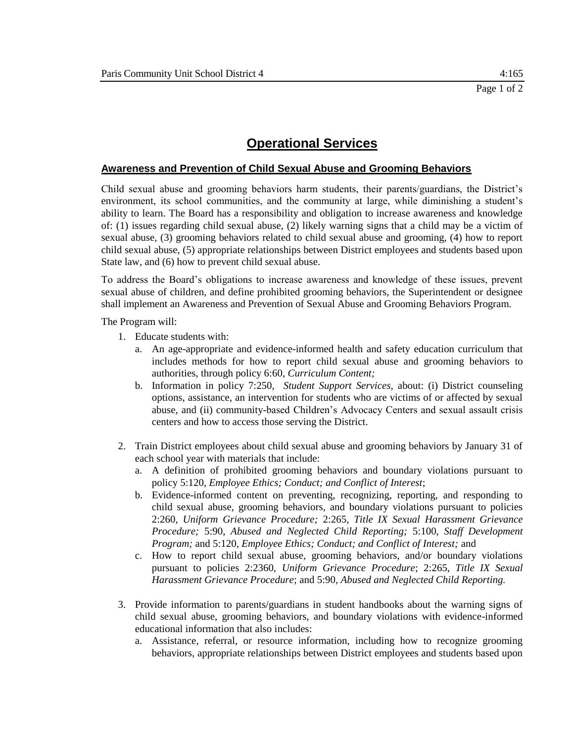# Operational Services

## Awareness and Prevention of Child Sexual Abuse and Grooming Behaviors

Child sexual abuse and grooming behaviors harm students, their parents/guardians, the District's environment, its school communities, and the community at large, while diminishing a student's ability to learn. The Board has a responsibility and obligation to increase awareness and knowledge of: (1) issues regarding child sexual abuse, (2) likely warning signs that a child may be a victim of sexual abuse, (3) grooming behaviors related to child sexual abuse and grooming, (4) how to report child sexual abuse, (5) appropriate relationships between District employees and students based upon State law, and (6) how to prevent child sexual abuse.

To address the Board's obligations to increase awareness and knowledge of these issues, prevent sexual abuse of children, and define prohibited grooming behaviors, the Superintendent or designee shall implement an Awareness and Prevention of Sexual Abuse and Grooming Behaviors Program.

The Program will:

1. Educate students with:
   a. An age-appropriate and evidence-informed health and safety education curriculum that includes methods for how to report child sexual abuse and grooming behaviors to authorities, through policy 6:60, *Curriculum Content;*
   b. Information in policy 7:250, *Student Support Services,* about: (i) District counseling options, assistance, an intervention for students who are victims of or affected by sexual abuse, and (ii) community-based Children's Advocacy Centers and sexual assault crisis centers and how to access those serving the District.

2. Train District employees about child sexual abuse and grooming behaviors by January 31 of each school year with materials that include:
   a. A definition of prohibited grooming behaviors and boundary violations pursuant to policy 5:120, *Employee Ethics; Conduct; and Conflict of Interest*;
   b. Evidence-informed content on preventing, recognizing, reporting, and responding to child sexual abuse, grooming behaviors, and boundary violations pursuant to policies 2:260, *Uniform Grievance Procedure;* 2:265, *Title IX Sexual Harassment Grievance Procedure;* 5:90, *Abused and Neglected Child Reporting;* 5:100, *Staff Development Program;* and 5:120, *Employee Ethics; Conduct; and Conflict of Interest;* and
   c. How to report child sexual abuse, grooming behaviors, and/or boundary violations pursuant to policies 2:2360, *Uniform Grievance Procedure*; 2:265, *Title IX Sexual Harassment Grievance Procedure*; and 5:90, *Abused and Neglected Child Reporting.*

3. Provide information to parents/guardians in student handbooks about the warning signs of child sexual abuse, grooming behaviors, and boundary violations with evidence-informed educational information that also includes:
   a. Assistance, referral, or resource information, including how to recognize grooming behaviors, appropriate relationships between District employees and students based upon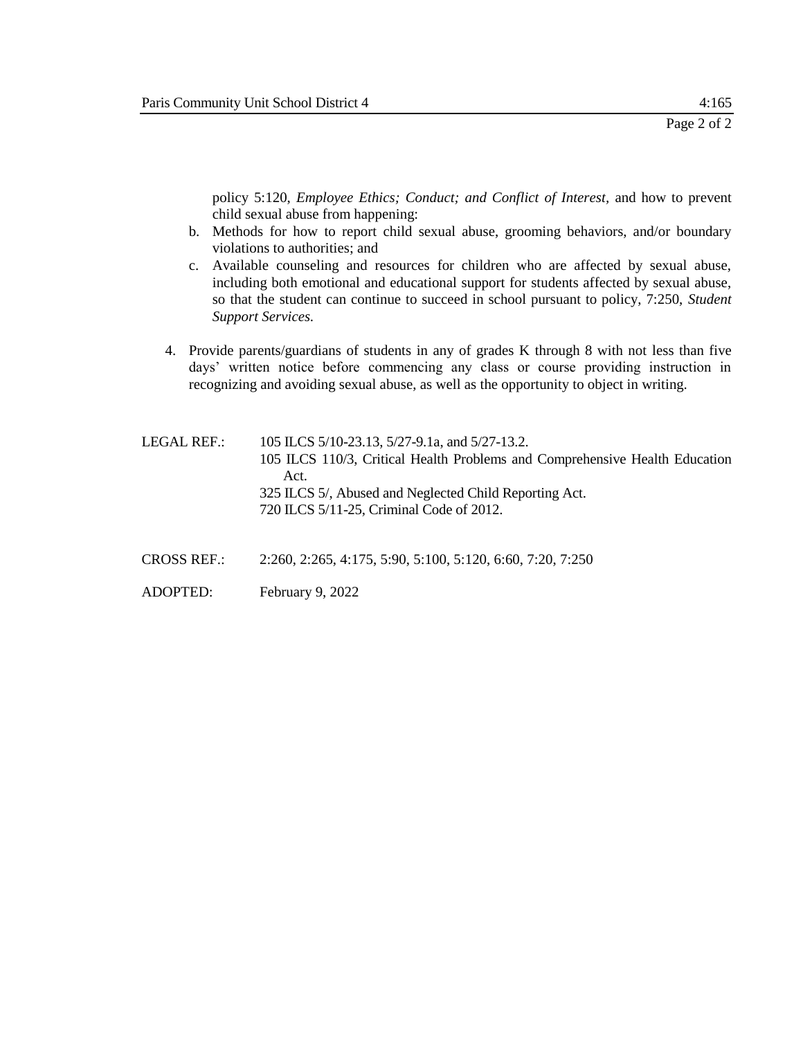policy 5:120, *Employee Ethics; Conduct; and Conflict of Interest*, and how to prevent child sexual abuse from happening:

   b. Methods for how to report child sexual abuse, grooming behaviors, and/or boundary violations to authorities; and
   c. Available counseling and resources for children who are affected by sexual abuse, including both emotional and educational support for students affected by sexual abuse, so that the student can continue to succeed in school pursuant to policy, 7:250, *Student Support Services.*

4. Provide parents/guardians of students in any of grades K through 8 with not less than five days' written notice before commencing any class or course providing instruction in recognizing and avoiding sexual abuse, as well as the opportunity to object in writing.

LEGAL REF.: 105 ILCS 5/10-23.13, 5/27-9.1a, and 5/27-13.2.
105 ILCS 110/3, Critical Health Problems and Comprehensive Health Education Act.
325 ILCS 5/, Abused and Neglected Child Reporting Act.
720 ILCS 5/11-25, Criminal Code of 2012.

CROSS REF.: 2:260, 2:265, 4:175, 5:90, 5:100, 5:120, 6:60, 7:20, 7:250

ADOPTED: February 9, 2022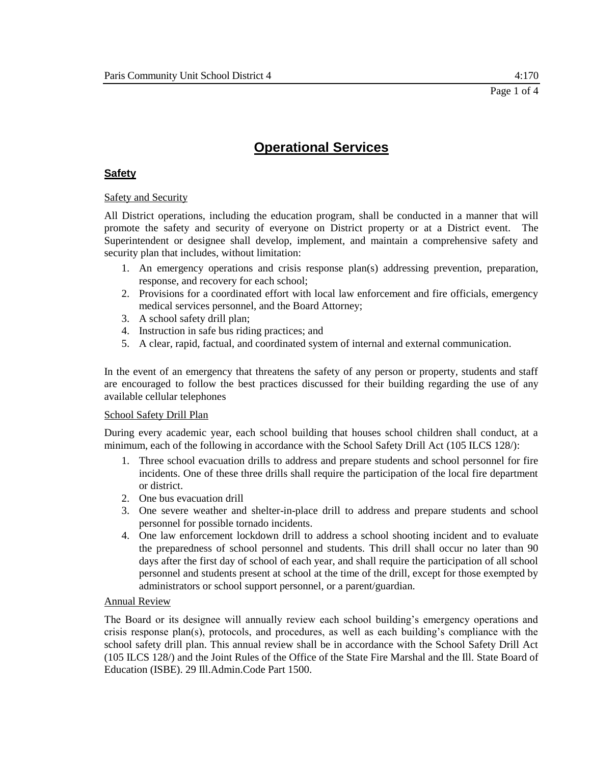# Operational Services

## Safety

### Safety and Security

All District operations, including the education program, shall be conducted in a manner that will promote the safety and security of everyone on District property or at a District event. The Superintendent or designee shall develop, implement, and maintain a comprehensive safety and security plan that includes, without limitation:

1. An emergency operations and crisis response plan(s) addressing prevention, preparation, response, and recovery for each school;
2. Provisions for a coordinated effort with local law enforcement and fire officials, emergency medical services personnel, and the Board Attorney;
3. A school safety drill plan;
4. Instruction in safe bus riding practices; and
5. A clear, rapid, factual, and coordinated system of internal and external communication.

In the event of an emergency that threatens the safety of any person or property, students and staff are encouraged to follow the best practices discussed for their building regarding the use of any available cellular telephones

### School Safety Drill Plan

During every academic year, each school building that houses school children shall conduct, at a minimum, each of the following in accordance with the School Safety Drill Act (105 ILCS 128/):

1. Three school evacuation drills to address and prepare students and school personnel for fire incidents. One of these three drills shall require the participation of the local fire department or district.
2. One bus evacuation drill
3. One severe weather and shelter-in-place drill to address and prepare students and school personnel for possible tornado incidents.
4. One law enforcement lockdown drill to address a school shooting incident and to evaluate the preparedness of school personnel and students. This drill shall occur no later than 90 days after the first day of school of each year, and shall require the participation of all school personnel and students present at school at the time of the drill, except for those exempted by administrators or school support personnel, or a parent/guardian.

### Annual Review

The Board or its designee will annually review each school building's emergency operations and crisis response plan(s), protocols, and procedures, as well as each building's compliance with the school safety drill plan. This annual review shall be in accordance with the School Safety Drill Act (105 ILCS 128/) and the Joint Rules of the Office of the State Fire Marshal and the Ill. State Board of Education (ISBE). 29 Ill.Admin.Code Part 1500.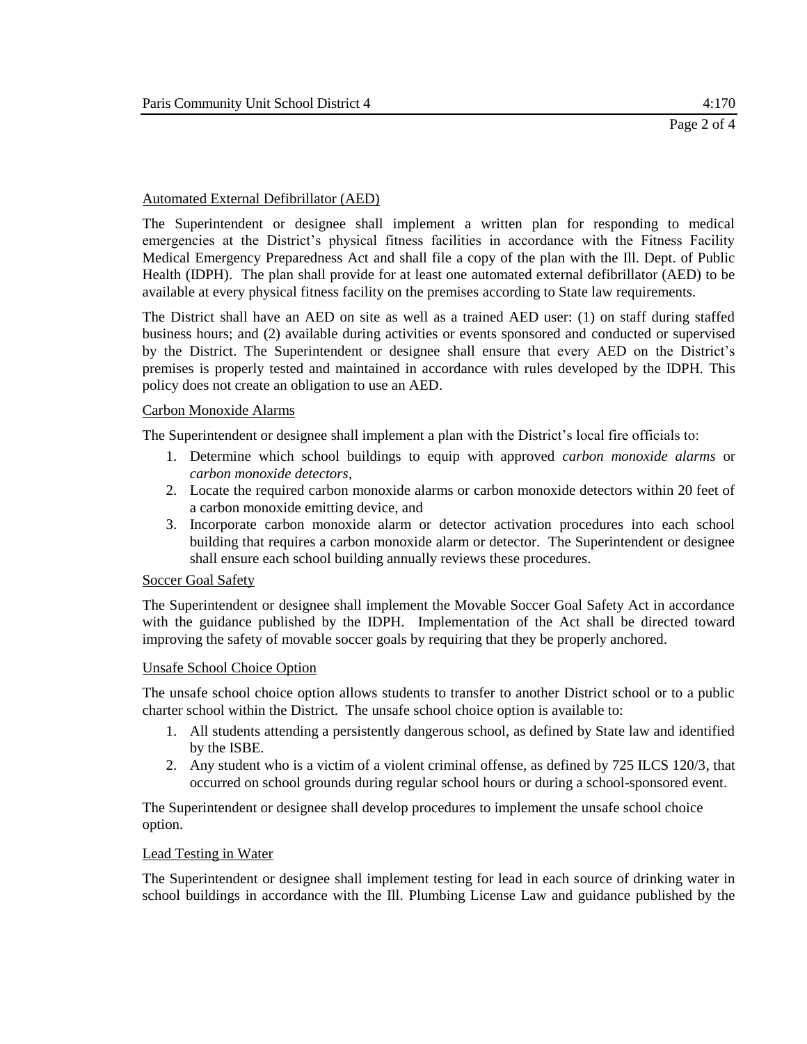Automated External Defibrillator (AED)

The Superintendent or designee shall implement a written plan for responding to medical emergencies at the District's physical fitness facilities in accordance with the Fitness Facility Medical Emergency Preparedness Act and shall file a copy of the plan with the Ill. Dept. of Public Health (IDPH). The plan shall provide for at least one automated external defibrillator (AED) to be available at every physical fitness facility on the premises according to State law requirements.

The District shall have an AED on site as well as a trained AED user: (1) on staff during staffed business hours; and (2) available during activities or events sponsored and conducted or supervised by the District. The Superintendent or designee shall ensure that every AED on the District's premises is properly tested and maintained in accordance with rules developed by the IDPH. This policy does not create an obligation to use an AED.

Carbon Monoxide Alarms

The Superintendent or designee shall implement a plan with the District's local fire officials to:

1. Determine which school buildings to equip with approved *carbon monoxide alarms* or *carbon monoxide detectors*,
2. Locate the required carbon monoxide alarms or carbon monoxide detectors within 20 feet of a carbon monoxide emitting device, and
3. Incorporate carbon monoxide alarm or detector activation procedures into each school building that requires a carbon monoxide alarm or detector. The Superintendent or designee shall ensure each school building annually reviews these procedures.

Soccer Goal Safety

The Superintendent or designee shall implement the Movable Soccer Goal Safety Act in accordance with the guidance published by the IDPH. Implementation of the Act shall be directed toward improving the safety of movable soccer goals by requiring that they be properly anchored.

Unsafe School Choice Option

The unsafe school choice option allows students to transfer to another District school or to a public charter school within the District. The unsafe school choice option is available to:

1. All students attending a persistently dangerous school, as defined by State law and identified by the ISBE.
2. Any student who is a victim of a violent criminal offense, as defined by 725 ILCS 120/3, that occurred on school grounds during regular school hours or during a school-sponsored event.

The Superintendent or designee shall develop procedures to implement the unsafe school choice option.

Lead Testing in Water

The Superintendent or designee shall implement testing for lead in each source of drinking water in school buildings in accordance with the Ill. Plumbing License Law and guidance published by the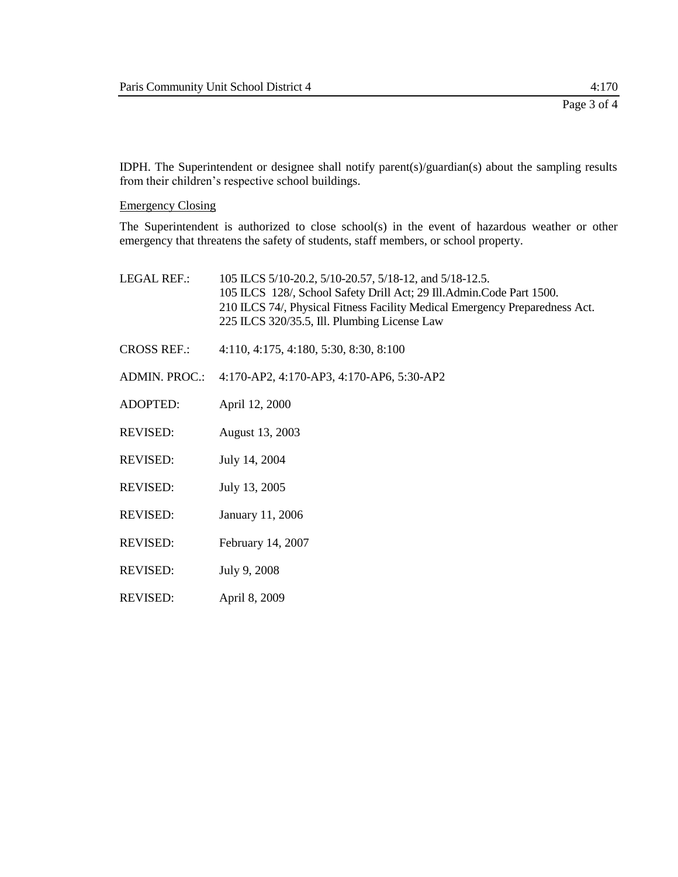IDPH. The Superintendent or designee shall notify parent(s)/guardian(s) about the sampling results from their children's respective school buildings.

Emergency Closing

The Superintendent is authorized to close school(s) in the event of hazardous weather or other emergency that threatens the safety of students, staff members, or school property.

LEGAL REF.: 105 ILCS 5/10-20.2, 5/10-20.57, 5/18-12, and 5/18-12.5.
105 ILCS 128/, School Safety Drill Act; 29 Ill.Admin.Code Part 1500.
210 ILCS 74/, Physical Fitness Facility Medical Emergency Preparedness Act.
225 ILCS 320/35.5, Ill. Plumbing License Law

CROSS REF.: 4:110, 4:175, 4:180, 5:30, 8:30, 8:100

ADMIN. PROC.: 4:170-AP2, 4:170-AP3, 4:170-AP6, 5:30-AP2

ADOPTED: April 12, 2000

REVISED: August 13, 2003

REVISED: July 14, 2004

REVISED: July 13, 2005

REVISED: January 11, 2006

REVISED: February 14, 2007

REVISED: July 9, 2008

REVISED: April 8, 2009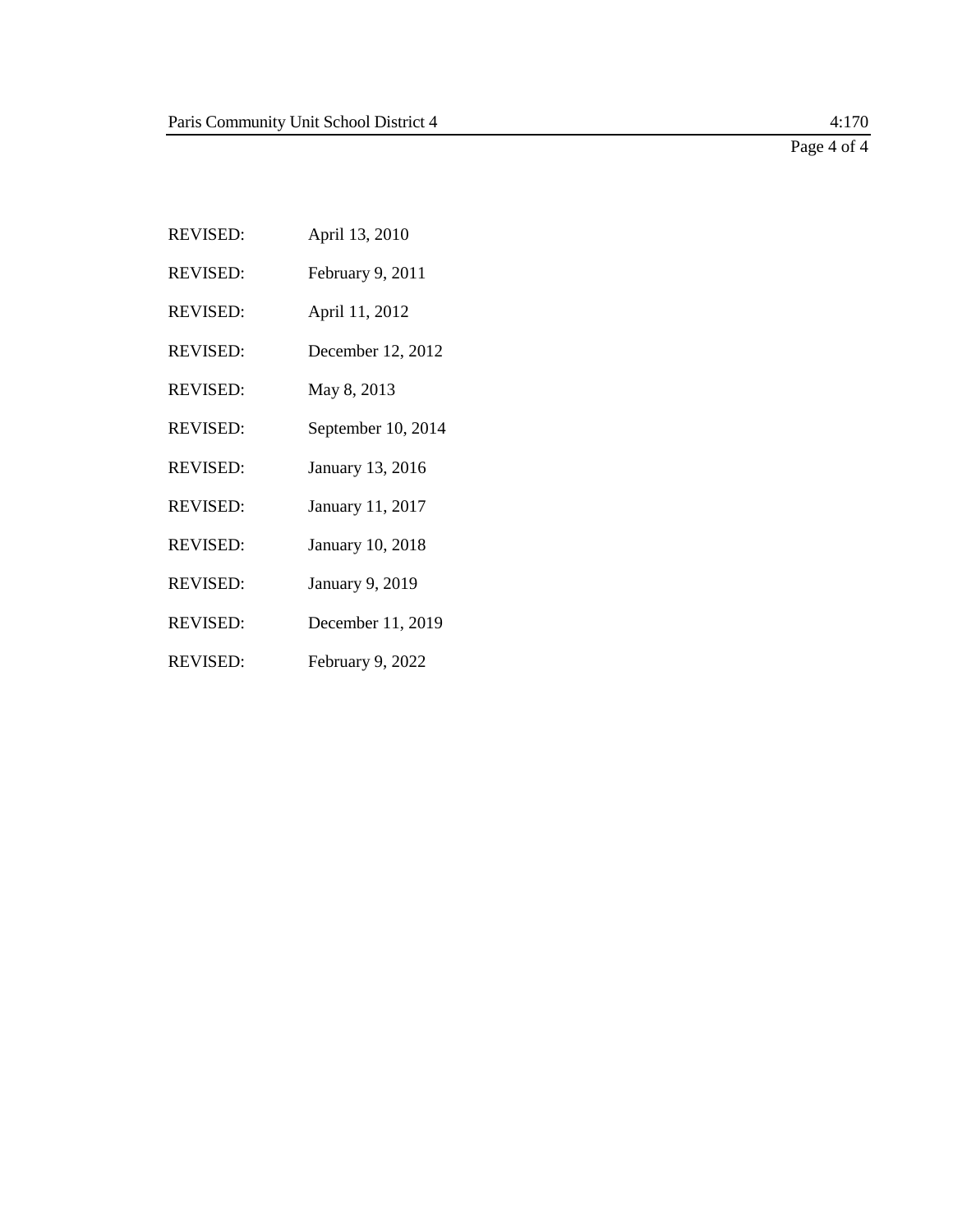REVISED: April 13, 2010

REVISED: February 9, 2011

REVISED: April 11, 2012

REVISED: December 12, 2012

REVISED: May 8, 2013

REVISED: September 10, 2014

REVISED: January 13, 2016

REVISED: January 11, 2017

REVISED: January 10, 2018

REVISED: January 9, 2019

REVISED: December 11, 2019

REVISED: February 9, 2022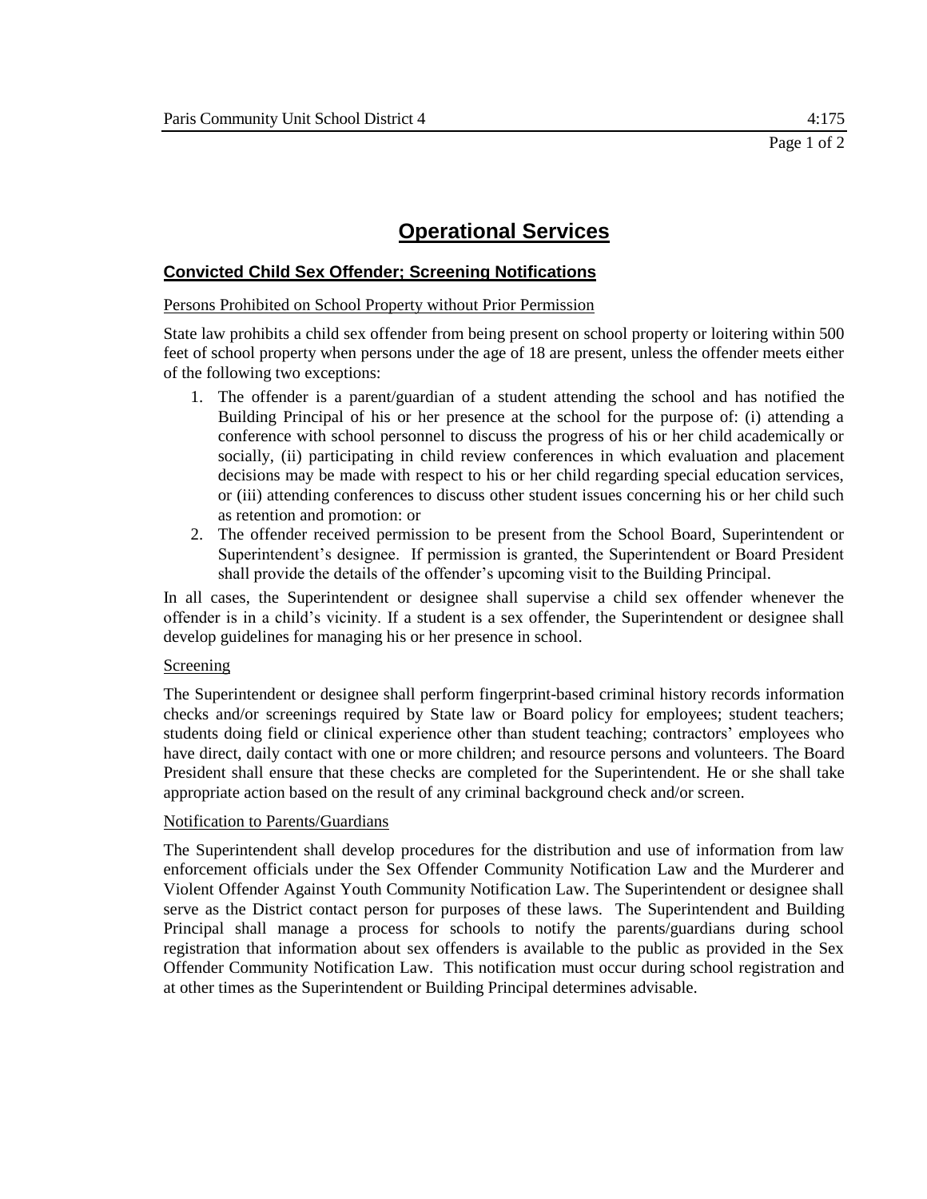# Operational Services

## Convicted Child Sex Offender; Screening Notifications

### Persons Prohibited on School Property without Prior Permission

State law prohibits a child sex offender from being present on school property or loitering within 500 feet of school property when persons under the age of 18 are present, unless the offender meets either of the following two exceptions:

1. The offender is a parent/guardian of a student attending the school and has notified the Building Principal of his or her presence at the school for the purpose of: (i) attending a conference with school personnel to discuss the progress of his or her child academically or socially, (ii) participating in child review conferences in which evaluation and placement decisions may be made with respect to his or her child regarding special education services, or (iii) attending conferences to discuss other student issues concerning his or her child such as retention and promotion: or
2. The offender received permission to be present from the School Board, Superintendent or Superintendent's designee. If permission is granted, the Superintendent or Board President shall provide the details of the offender's upcoming visit to the Building Principal.

In all cases, the Superintendent or designee shall supervise a child sex offender whenever the offender is in a child's vicinity. If a student is a sex offender, the Superintendent or designee shall develop guidelines for managing his or her presence in school.

### Screening

The Superintendent or designee shall perform fingerprint-based criminal history records information checks and/or screenings required by State law or Board policy for employees; student teachers; students doing field or clinical experience other than student teaching; contractors' employees who have direct, daily contact with one or more children; and resource persons and volunteers. The Board President shall ensure that these checks are completed for the Superintendent. He or she shall take appropriate action based on the result of any criminal background check and/or screen.

### Notification to Parents/Guardians

The Superintendent shall develop procedures for the distribution and use of information from law enforcement officials under the Sex Offender Community Notification Law and the Murderer and Violent Offender Against Youth Community Notification Law. The Superintendent or designee shall serve as the District contact person for purposes of these laws. The Superintendent and Building Principal shall manage a process for schools to notify the parents/guardians during school registration that information about sex offenders is available to the public as provided in the Sex Offender Community Notification Law. This notification must occur during school registration and at other times as the Superintendent or Building Principal determines advisable.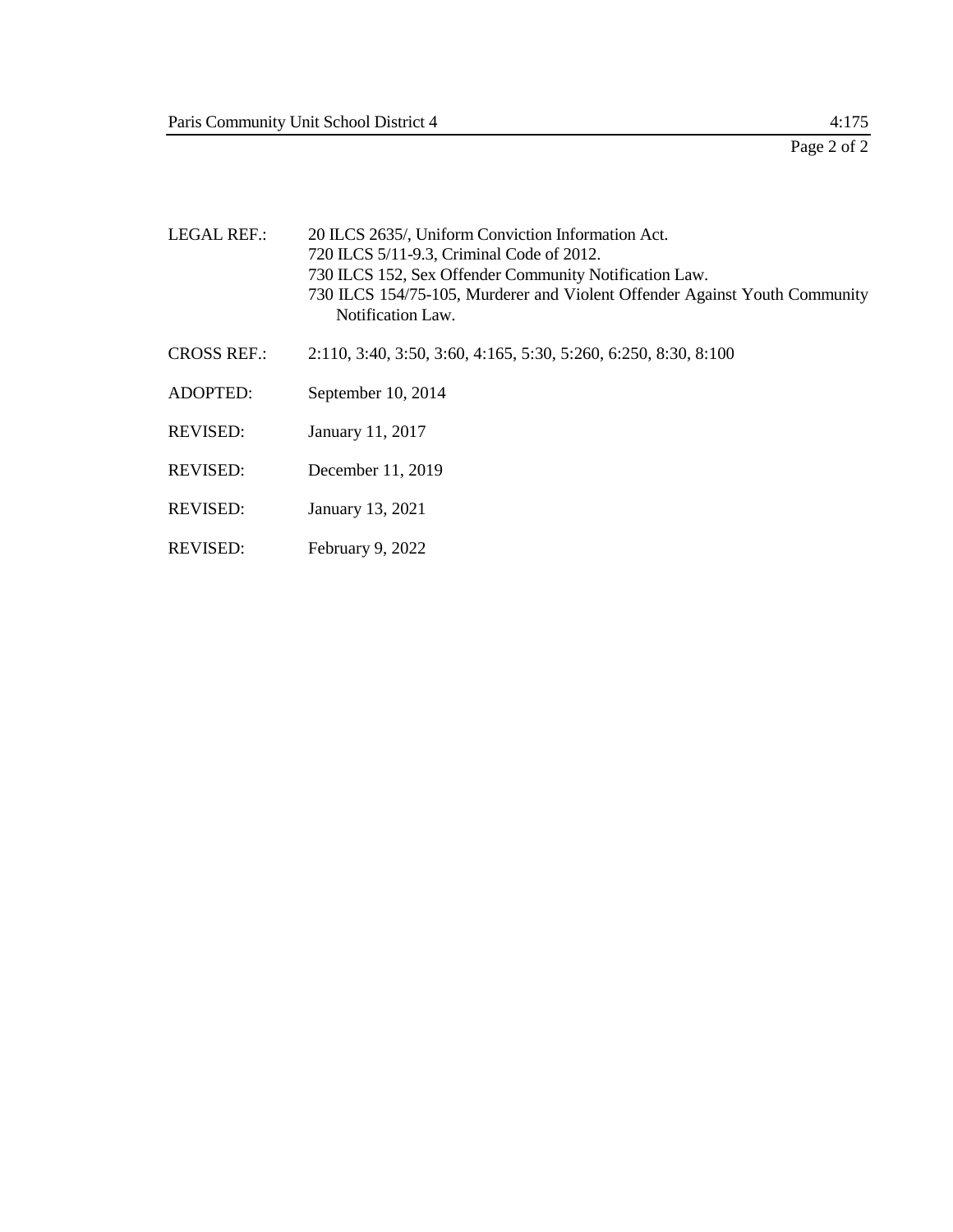LEGAL REF.: 20 ILCS 2635/, Uniform Conviction Information Act.
720 ILCS 5/11-9.3, Criminal Code of 2012.
730 ILCS 152, Sex Offender Community Notification Law.
730 ILCS 154/75-105, Murderer and Violent Offender Against Youth Community Notification Law.

CROSS REF.: 2:110, 3:40, 3:50, 3:60, 4:165, 5:30, 5:260, 6:250, 8:30, 8:100

ADOPTED: September 10, 2014

REVISED: January 11, 2017

REVISED: December 11, 2019

REVISED: January 13, 2021

REVISED: February 9, 2022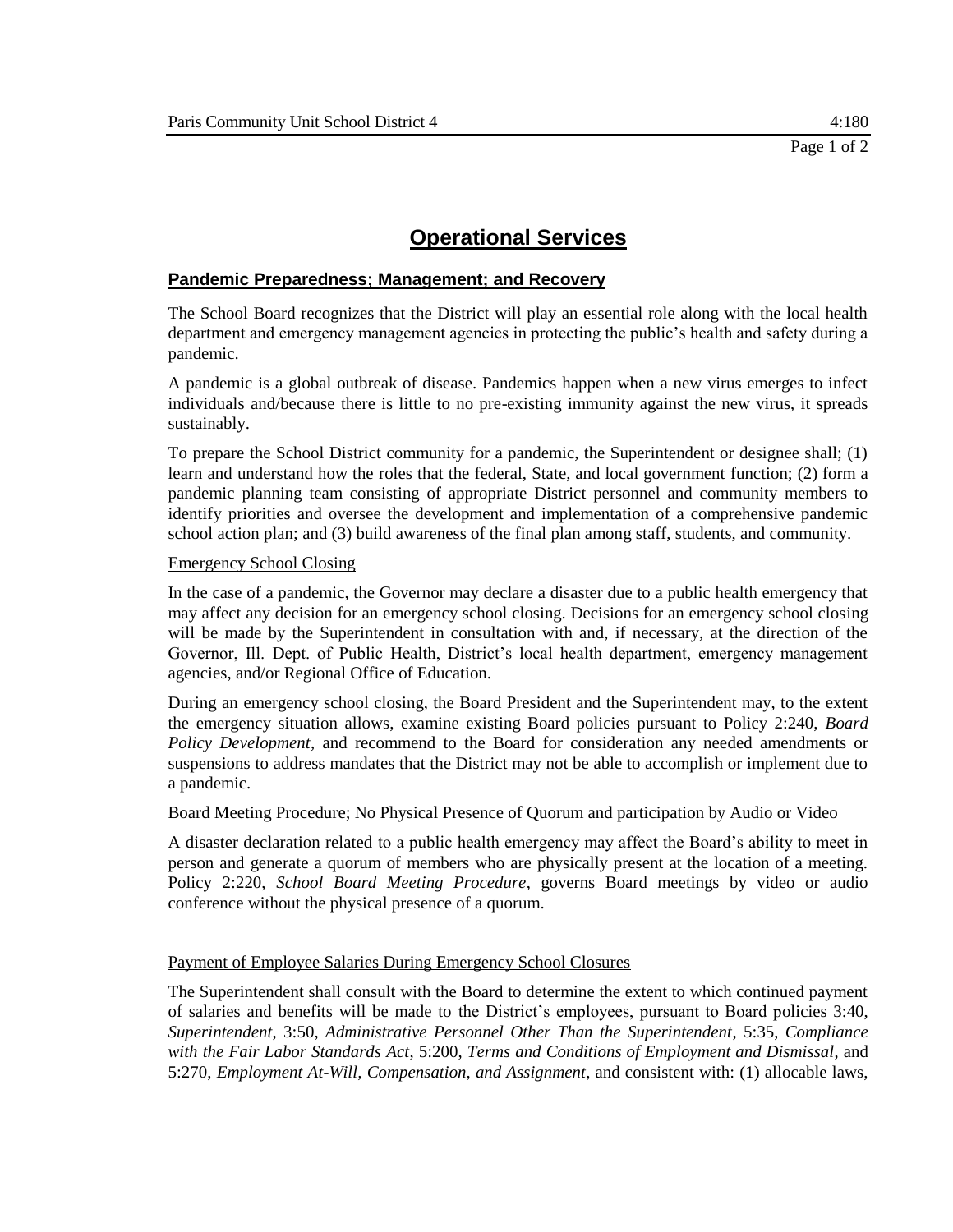# Operational Services

## Pandemic Preparedness; Management; and Recovery

The School Board recognizes that the District will play an essential role along with the local health department and emergency management agencies in protecting the public's health and safety during a pandemic.

A pandemic is a global outbreak of disease. Pandemics happen when a new virus emerges to infect individuals and/because there is little to no pre-existing immunity against the new virus, it spreads sustainably.

To prepare the School District community for a pandemic, the Superintendent or designee shall; (1) learn and understand how the roles that the federal, State, and local government function; (2) form a pandemic planning team consisting of appropriate District personnel and community members to identify priorities and oversee the development and implementation of a comprehensive pandemic school action plan; and (3) build awareness of the final plan among staff, students, and community.

### Emergency School Closing

In the case of a pandemic, the Governor may declare a disaster due to a public health emergency that may affect any decision for an emergency school closing. Decisions for an emergency school closing will be made by the Superintendent in consultation with and, if necessary, at the direction of the Governor, Ill. Dept. of Public Health, District's local health department, emergency management agencies, and/or Regional Office of Education.

During an emergency school closing, the Board President and the Superintendent may, to the extent the emergency situation allows, examine existing Board policies pursuant to Policy 2:240, *Board Policy Development*, and recommend to the Board for consideration any needed amendments or suspensions to address mandates that the District may not be able to accomplish or implement due to a pandemic.

### Board Meeting Procedure; No Physical Presence of Quorum and participation by Audio or Video

A disaster declaration related to a public health emergency may affect the Board's ability to meet in person and generate a quorum of members who are physically present at the location of a meeting. Policy 2:220, *School Board Meeting Procedure*, governs Board meetings by video or audio conference without the physical presence of a quorum.

### Payment of Employee Salaries During Emergency School Closures

The Superintendent shall consult with the Board to determine the extent to which continued payment of salaries and benefits will be made to the District's employees, pursuant to Board policies 3:40, *Superintendent*, 3:50, *Administrative Personnel Other Than the Superintendent*, 5:35, *Compliance with the Fair Labor Standards Act*, 5:200, *Terms and Conditions of Employment and Dismissal*, and 5:270, *Employment At-Will, Compensation, and Assignment*, and consistent with: (1) allocable laws,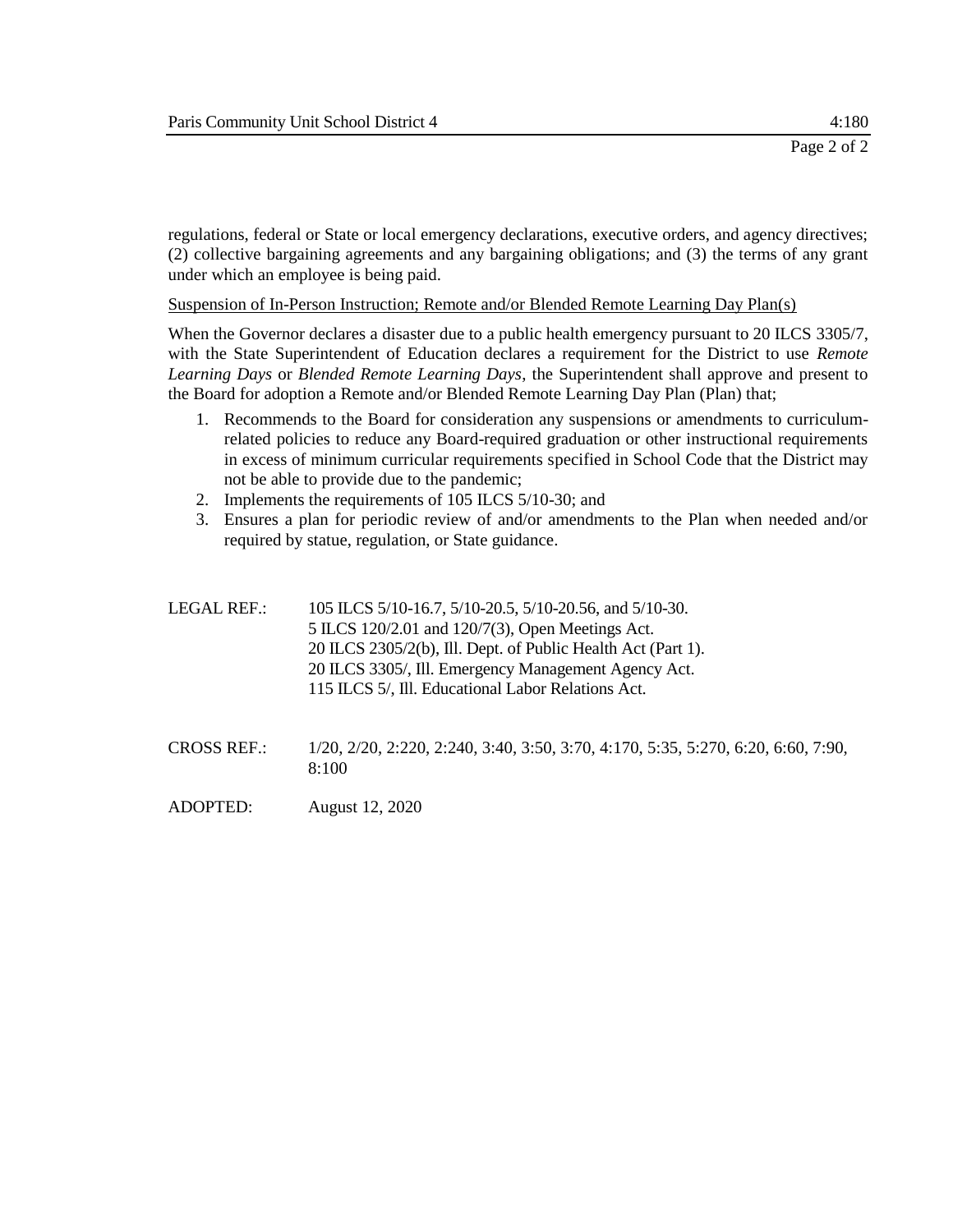regulations, federal or State or local emergency declarations, executive orders, and agency directives; (2) collective bargaining agreements and any bargaining obligations; and (3) the terms of any grant under which an employee is being paid.

Suspension of In-Person Instruction; Remote and/or Blended Remote Learning Day Plan(s)

When the Governor declares a disaster due to a public health emergency pursuant to 20 ILCS 3305/7, with the State Superintendent of Education declares a requirement for the District to use *Remote Learning Days* or *Blended Remote Learning Days*, the Superintendent shall approve and present to the Board for adoption a Remote and/or Blended Remote Learning Day Plan (Plan) that;

1. Recommends to the Board for consideration any suspensions or amendments to curriculum-related policies to reduce any Board-required graduation or other instructional requirements in excess of minimum curricular requirements specified in School Code that the District may not be able to provide due to the pandemic;
2. Implements the requirements of 105 ILCS 5/10-30; and
3. Ensures a plan for periodic review of and/or amendments to the Plan when needed and/or required by statue, regulation, or State guidance.

LEGAL REF.: 105 ILCS 5/10-16.7, 5/10-20.5, 5/10-20.56, and 5/10-30.
5 ILCS 120/2.01 and 120/7(3), Open Meetings Act.
20 ILCS 2305/2(b), Ill. Dept. of Public Health Act (Part 1).
20 ILCS 3305/, Ill. Emergency Management Agency Act.
115 ILCS 5/, Ill. Educational Labor Relations Act.

CROSS REF.: 1/20, 2/20, 2:220, 2:240, 3:40, 3:50, 3:70, 4:170, 5:35, 5:270, 6:20, 6:60, 7:90, 8:100

ADOPTED: August 12, 2020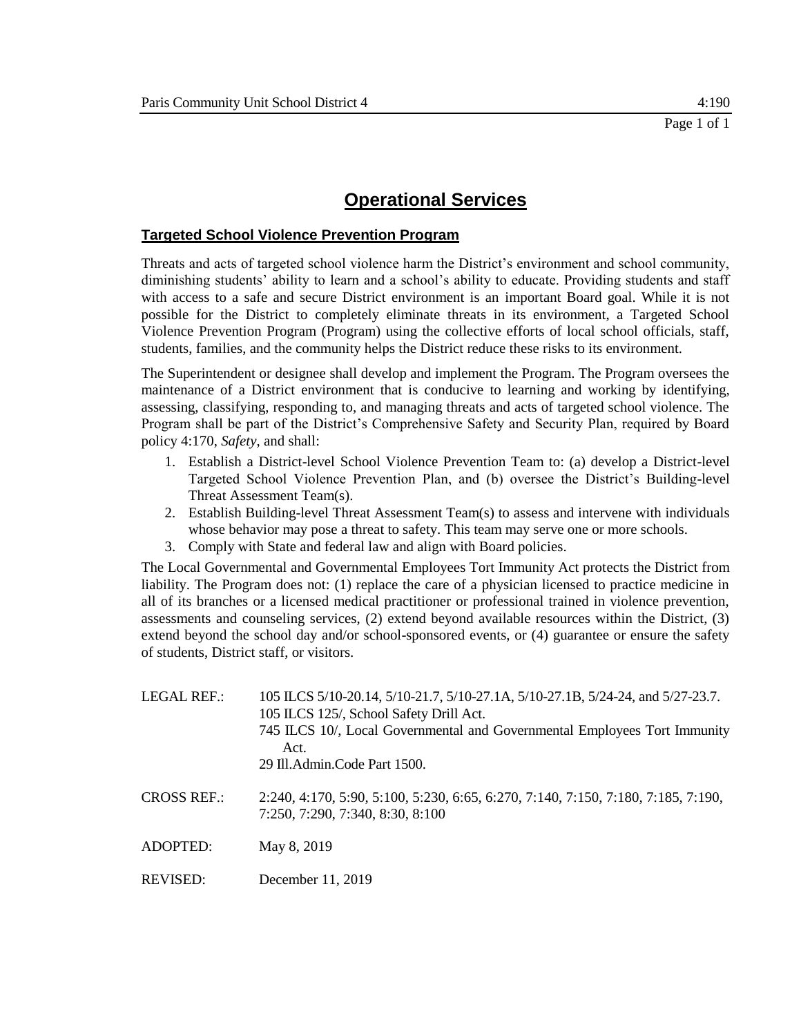# Operational Services

## Targeted School Violence Prevention Program

Threats and acts of targeted school violence harm the District's environment and school community, diminishing students' ability to learn and a school's ability to educate. Providing students and staff with access to a safe and secure District environment is an important Board goal. While it is not possible for the District to completely eliminate threats in its environment, a Targeted School Violence Prevention Program (Program) using the collective efforts of local school officials, staff, students, families, and the community helps the District reduce these risks to its environment.

The Superintendent or designee shall develop and implement the Program. The Program oversees the maintenance of a District environment that is conducive to learning and working by identifying, assessing, classifying, responding to, and managing threats and acts of targeted school violence. The Program shall be part of the District's Comprehensive Safety and Security Plan, required by Board policy 4:170, *Safety*, and shall:

1. Establish a District-level School Violence Prevention Team to: (a) develop a District-level Targeted School Violence Prevention Plan, and (b) oversee the District's Building-level Threat Assessment Team(s).
2. Establish Building-level Threat Assessment Team(s) to assess and intervene with individuals whose behavior may pose a threat to safety. This team may serve one or more schools.
3. Comply with State and federal law and align with Board policies.

The Local Governmental and Governmental Employees Tort Immunity Act protects the District from liability. The Program does not: (1) replace the care of a physician licensed to practice medicine in all of its branches or a licensed medical practitioner or professional trained in violence prevention, assessments and counseling services, (2) extend beyond available resources within the District, (3) extend beyond the school day and/or school-sponsored events, or (4) guarantee or ensure the safety of students, District staff, or visitors.

LEGAL REF.: 105 ILCS 5/10-20.14, 5/10-21.7, 5/10-27.1A, 5/10-27.1B, 5/24-24, and 5/27-23.7.
105 ILCS 125/, School Safety Drill Act.
745 ILCS 10/, Local Governmental and Governmental Employees Tort Immunity Act.
29 Ill.Admin.Code Part 1500.

CROSS REF.: 2:240, 4:170, 5:90, 5:100, 5:230, 6:65, 6:270, 7:140, 7:150, 7:180, 7:185, 7:190, 7:250, 7:290, 7:340, 8:30, 8:100

ADOPTED: May 8, 2019

REVISED: December 11, 2019